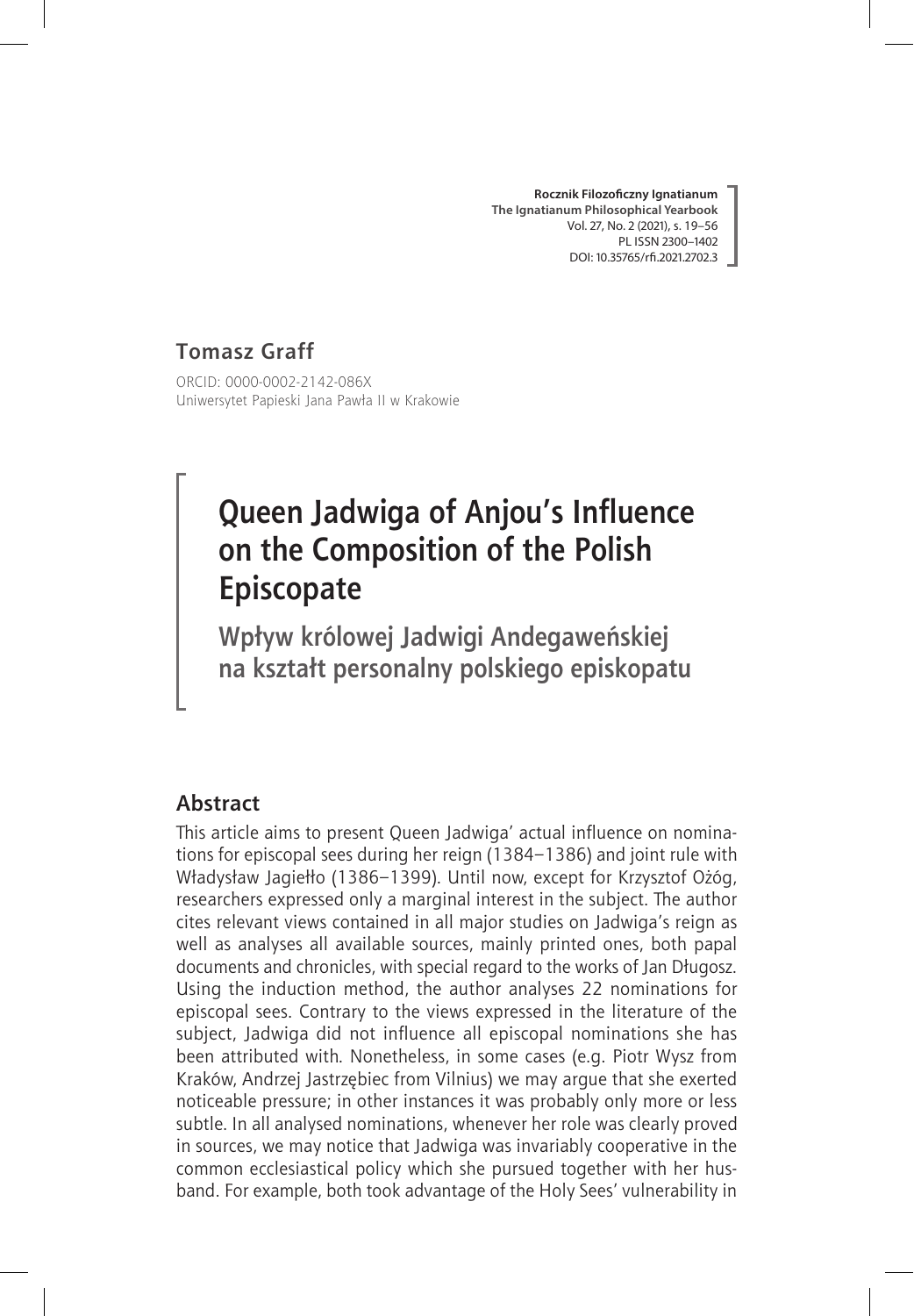**Rocznik Filozoficzny Ignatianum**
**The Ignatianum Philosophical Yearbook**
Vol. 27, No. 2 (2021), s. 19–56
PL ISSN 2300–1402
DOI: 10.35765/rfi.2021.2702.3

**Tomasz Graff**

ORCID: 0000-0002-2142-086X
Uniwersytet Papieski Jana Pawła II w Krakowie

# Queen Jadwiga of Anjou's Influence on the Composition of the Polish Episcopate

## Wpływ królowej Jadwigi Andegaweńskiej na kształt personalny polskiego episkopatu

### Abstract

This article aims to present Queen Jadwiga' actual influence on nominations for episcopal sees during her reign (1384–1386) and joint rule with Władysław Jagiełło (1386–1399). Until now, except for Krzysztof Ożóg, researchers expressed only a marginal interest in the subject. The author cites relevant views contained in all major studies on Jadwiga's reign as well as analyses all available sources, mainly printed ones, both papal documents and chronicles, with special regard to the works of Jan Długosz. Using the induction method, the author analyses 22 nominations for episcopal sees. Contrary to the views expressed in the literature of the subject, Jadwiga did not influence all episcopal nominations she has been attributed with. Nonetheless, in some cases (e.g. Piotr Wysz from Kraków, Andrzej Jastrzębiec from Vilnius) we may argue that she exerted noticeable pressure; in other instances it was probably only more or less subtle. In all analysed nominations, whenever her role was clearly proved in sources, we may notice that Jadwiga was invariably cooperative in the common ecclesiastical policy which she pursued together with her husband. For example, both took advantage of the Holy Sees' vulnerability in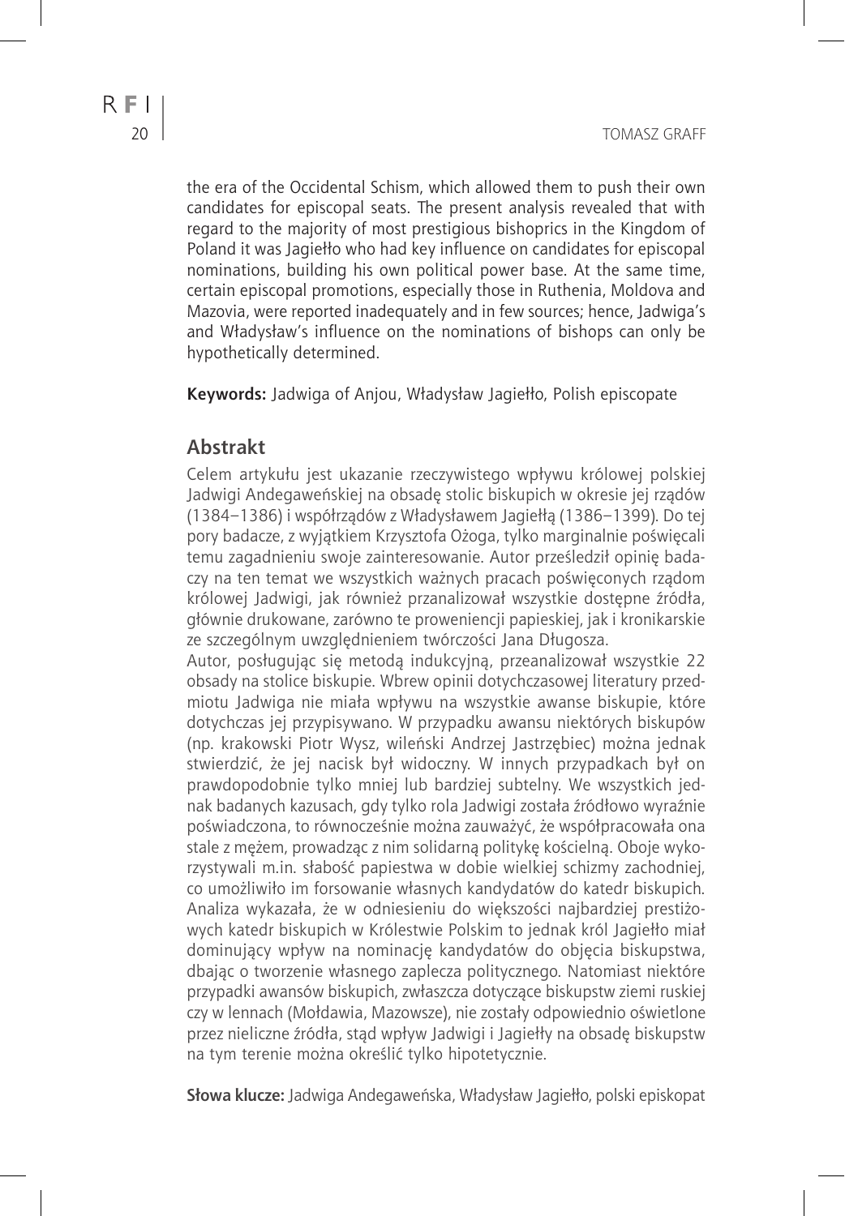the era of the Occidental Schism, which allowed them to push their own candidates for episcopal seats. The present analysis revealed that with regard to the majority of most prestigious bishoprics in the Kingdom of Poland it was Jagiełło who had key influence on candidates for episcopal nominations, building his own political power base. At the same time, certain episcopal promotions, especially those in Ruthenia, Moldova and Mazovia, were reported inadequately and in few sources; hence, Jadwiga's and Władysław's influence on the nominations of bishops can only be hypothetically determined.

**Keywords:** Jadwiga of Anjou, Władysław Jagiełło, Polish episcopate

## Abstrakt

Celem artykułu jest ukazanie rzeczywistego wpływu królowej polskiej Jadwigi Andegaweńskiej na obsadę stolic biskupich w okresie jej rządów (1384–1386) i współrządów z Władysławem Jagiełłą (1386–1399). Do tej pory badacze, z wyjątkiem Krzysztofa Ożoga, tylko marginalnie poświęcali temu zagadnieniu swoje zainteresowanie. Autor prześledził opinię badaczy na ten temat we wszystkich ważnych pracach poświęconych rządom królowej Jadwigi, jak również przanalizował wszystkie dostępne źródła, głównie drukowane, zarówno te proweniencji papieskiej, jak i kronikarskie ze szczególnym uwzględnieniem twórczości Jana Długosza.

Autor, posługując się metodą indukcyjną, przeanalizował wszystkie 22 obsady na stolice biskupie. Wbrew opinii dotychczasowej literatury przedmiotu Jadwiga nie miała wpływu na wszystkie awanse biskupie, które dotychczas jej przypisywano. W przypadku awansu niektórych biskupów (np. krakowski Piotr Wysz, wileński Andrzej Jastrzębiec) można jednak stwierdzić, że jej nacisk był widoczny. W innych przypadkach był on prawdopodobnie tylko mniej lub bardziej subtelny. We wszystkich jednak badanych kazusach, gdy tylko rola Jadwigi została źródłowo wyraźnie poświadczona, to równocześnie można zauważyć, że współpracowała ona stale z mężem, prowadząc z nim solidarną politykę kościelną. Oboje wykorzystywali m.in. słabość papiestwa w dobie wielkiej schizmy zachodniej, co umożliwiło im forsowanie własnych kandydatów do katedr biskupich. Analiza wykazała, że w odniesieniu do większości najbardziej prestiżowych katedr biskupich w Królestwie Polskim to jednak król Jagiełło miał dominujący wpływ na nominację kandydatów do objęcia biskupstwa, dbając o tworzenie własnego zaplecza politycznego. Natomiast niektóre przypadki awansów biskupich, zwłaszcza dotyczące biskupstw ziemi ruskiej czy w lennach (Mołdawia, Mazowsze), nie zostały odpowiednio oświetlone przez nieliczne źródła, stąd wpływ Jadwigi i Jagiełły na obsadę biskupstw na tym terenie można określić tylko hipotetycznie.

**Słowa klucze:** Jadwiga Andegaweńska, Władysław Jagiełło, polski episkopat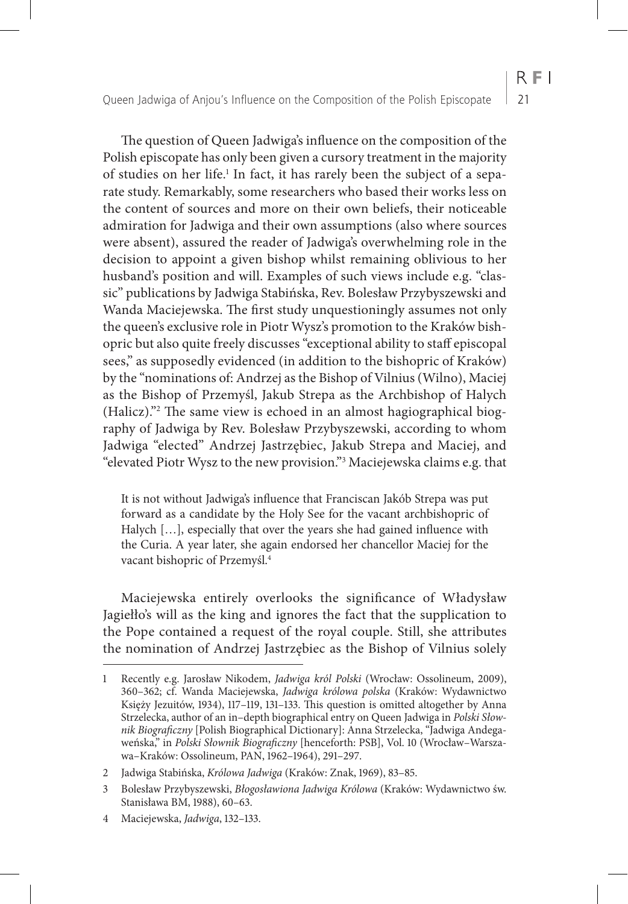The question of Queen Jadwiga's influence on the composition of the Polish episcopate has only been given a cursory treatment in the majority of studies on her life.[1] In fact, it has rarely been the subject of a separate study. Remarkably, some researchers who based their works less on the content of sources and more on their own beliefs, their noticeable admiration for Jadwiga and their own assumptions (also where sources were absent), assured the reader of Jadwiga's overwhelming role in the decision to appoint a given bishop whilst remaining oblivious to her husband's position and will. Examples of such views include e.g. "classic" publications by Jadwiga Stabińska, Rev. Bolesław Przybyszewski and Wanda Maciejewska. The first study unquestioningly assumes not only the queen's exclusive role in Piotr Wysz's promotion to the Kraków bishopric but also quite freely discusses "exceptional ability to staff episcopal sees," as supposedly evidenced (in addition to the bishopric of Kraków) by the "nominations of: Andrzej as the Bishop of Vilnius (Wilno), Maciej as the Bishop of Przemyśl, Jakub Strepa as the Archbishop of Halych (Halicz)."[2] The same view is echoed in an almost hagiographical biography of Jadwiga by Rev. Bolesław Przybyszewski, according to whom Jadwiga "elected" Andrzej Jastrzębiec, Jakub Strepa and Maciej, and "elevated Piotr Wysz to the new provision."[3] Maciejewska claims e.g. that

> It is not without Jadwiga's influence that Franciscan Jakób Strepa was put forward as a candidate by the Holy See for the vacant archbishopric of Halych […], especially that over the years she had gained influence with the Curia. A year later, she again endorsed her chancellor Maciej for the vacant bishopric of Przemyśl.[4]

Maciejewska entirely overlooks the significance of Władysław Jagiełło's will as the king and ignores the fact that the supplication to the Pope contained a request of the royal couple. Still, she attributes the nomination of Andrzej Jastrzębiec as the Bishop of Vilnius solely

---

1 Recently e.g. Jarosław Nikodem, *Jadwiga król Polski* (Wrocław: Ossolineum, 2009), 360–362; cf. Wanda Maciejewska, *Jadwiga królowa polska* (Kraków: Wydawnictwo Księży Jezuitów, 1934), 117–119, 131–133. This question is omitted altogether by Anna Strzelecka, author of an in–depth biographical entry on Queen Jadwiga in *Polski Słownik Biograficzny* [Polish Biographical Dictionary]: Anna Strzelecka, "Jadwiga Andegaweńska," in *Polski Słownik Biograficzny* [henceforth: PSB], Vol. 10 (Wrocław–Warszawa–Kraków: Ossolineum, PAN, 1962–1964), 291–297.

2 Jadwiga Stabińska, *Królowa Jadwiga* (Kraków: Znak, 1969), 83–85.

3 Bolesław Przybyszewski, *Błogosławiona Jadwiga Królowa* (Kraków: Wydawnictwo św. Stanisława BM, 1988), 60–63.

4 Maciejewska, *Jadwiga*, 132–133.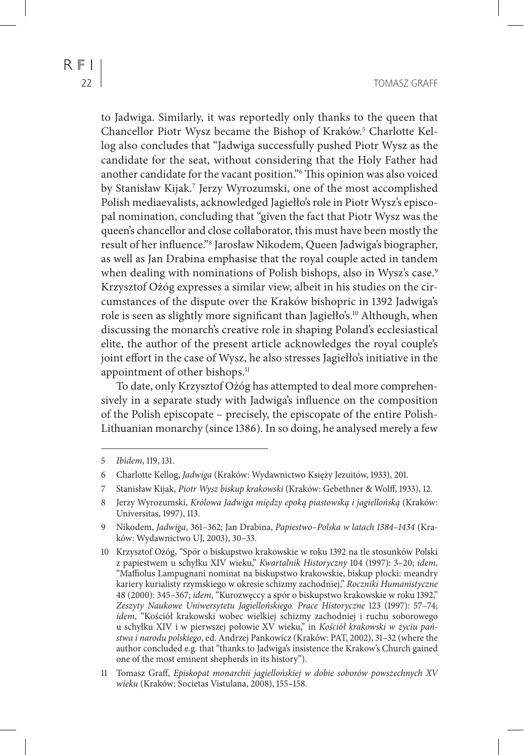to Jadwiga. Similarly, it was reportedly only thanks to the queen that Chancellor Piotr Wysz became the Bishop of Kraków.[5] Charlotte Kellog also concludes that "Jadwiga successfully pushed Piotr Wysz as the candidate for the seat, without considering that the Holy Father had another candidate for the vacant position."[6] This opinion was also voiced by Stanisław Kijak.[7] Jerzy Wyrozumski, one of the most accomplished Polish mediaevalists, acknowledged Jagiełło's role in Piotr Wysz's episcopal nomination, concluding that "given the fact that Piotr Wysz was the queen's chancellor and close collaborator, this must have been mostly the result of her influence."[8] Jarosław Nikodem, Queen Jadwiga's biographer, as well as Jan Drabina emphasise that the royal couple acted in tandem when dealing with nominations of Polish bishops, also in Wysz's case.[9] Krzysztof Ożóg expresses a similar view, albeit in his studies on the circumstances of the dispute over the Kraków bishopric in 1392 Jadwiga's role is seen as slightly more significant than Jagiełło's.[10] Although, when discussing the monarch's creative role in shaping Poland's ecclesiastical elite, the author of the present article acknowledges the royal couple's joint effort in the case of Wysz, he also stresses Jagiełło's initiative in the appointment of other bishops.[11]

To date, only Krzysztof Ożóg has attempted to deal more comprehensively in a separate study with Jadwiga's influence on the composition of the Polish episcopate – precisely, the episcopate of the entire Polish-Lithuanian monarchy (since 1386). In so doing, he analysed merely a few

---

5 *Ibidem*, 119, 131.

6 Charlotte Kellog, *Jadwiga* (Kraków: Wydawnictwo Księży Jezuitów, 1933), 201.

7 Stanisław Kijak, *Piotr Wysz biskup krakowski* (Kraków: Gebethner & Wolff, 1933), 12.

8 Jerzy Wyrozumski, *Królowa Jadwiga między epoką piastowską i jagiellońską* (Kraków: Universitas, 1997), 113.

9 Nikodem, *Jadwiga*, 361–362; Jan Drabina, *Papiestwo–Polska w latach 1384–1434* (Kraków: Wydawnictwo UJ, 2003), 30–33.

10 Krzysztof Ożóg, "Spór o biskupstwo krakowskie w roku 1392 na tle stosunków Polski z papiestwem u schyłku XIV wieku," *Kwartalnik Historyczny* 104 (1997): 3–20; *idem*, "Maffiolus Lampugnani nominat na biskupstwo krakowskie, biskup płocki: meandry kariery kurialisty rzymskiego w okresie schizmy zachodniej," *Roczniki Humanistyczne* 48 (2000): 345–367; *idem*, "Kurozwęccy a spór o biskupstwo krakowskie w roku 1392," *Zeszyty Naukowe Uniwersytetu Jagiellońskiego. Prace Historyczne* 123 (1997): 57–74; *idem*, "Kościół krakowski wobec wielkiej schizmy zachodniej i ruchu soborowego u schyłku XIV i w pierwszej połowie XV wieku," in *Kościół krakowski w życiu państwa i narodu polskiego*, ed. Andrzej Pankowicz (Kraków: PAT, 2002), 31–32 (where the author concluded e.g. that "thanks to Jadwiga's insistence the Krakow's Church gained one of the most eminent shepherds in its history").

11 Tomasz Graff, *Episkopat monarchii jagiellońskiej w dobie soborów powszechnych XV wieku* (Kraków: Societas Vistulana, 2008), 155–158.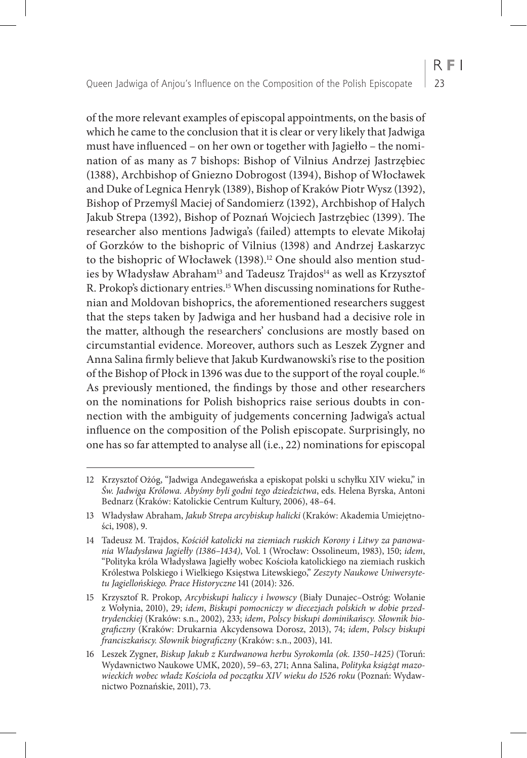of the more relevant examples of episcopal appointments, on the basis of which he came to the conclusion that it is clear or very likely that Jadwiga must have influenced – on her own or together with Jagiełło – the nomination of as many as 7 bishops: Bishop of Vilnius Andrzej Jastrzębiec (1388), Archbishop of Gniezno Dobrogost (1394), Bishop of Włocławek and Duke of Legnica Henryk (1389), Bishop of Kraków Piotr Wysz (1392), Bishop of Przemyśl Maciej of Sandomierz (1392), Archbishop of Halych Jakub Strepa (1392), Bishop of Poznań Wojciech Jastrzębiec (1399). The researcher also mentions Jadwiga's (failed) attempts to elevate Mikołaj of Gorzków to the bishopric of Vilnius (1398) and Andrzej Łaskarzyc to the bishopric of Włocławek (1398).[12] One should also mention studies by Władysław Abraham[13] and Tadeusz Trajdos[14] as well as Krzysztof R. Prokop's dictionary entries.[15] When discussing nominations for Ruthenian and Moldovan bishoprics, the aforementioned researchers suggest that the steps taken by Jadwiga and her husband had a decisive role in the matter, although the researchers' conclusions are mostly based on circumstantial evidence. Moreover, authors such as Leszek Zygner and Anna Salina firmly believe that Jakub Kurdwanowski's rise to the position of the Bishop of Płock in 1396 was due to the support of the royal couple.[16] As previously mentioned, the findings by those and other researchers on the nominations for Polish bishoprics raise serious doubts in connection with the ambiguity of judgements concerning Jadwiga's actual influence on the composition of the Polish episcopate. Surprisingly, no one has so far attempted to analyse all (i.e., 22) nominations for episcopal

---

12 Krzysztof Ożóg, "Jadwiga Andegaweńska a episkopat polski u schyłku XIV wieku," in *Św. Jadwiga Królowa. Abyśmy byli godni tego dziedzictwa*, eds. Helena Byrska, Antoni Bednarz (Kraków: Katolickie Centrum Kultury, 2006), 48–64.

13 Władysław Abraham, *Jakub Strepa arcybiskup halicki* (Kraków: Akademia Umiejętności, 1908), 9.

14 Tadeusz M. Trajdos, *Kościół katolicki na ziemiach ruskich Korony i Litwy za panowania Władysława Jagiełły (1386–1434)*, Vol. 1 (Wrocław: Ossolineum, 1983), 150; *idem*, "Polityka króla Władysława Jagiełły wobec Kościoła katolickiego na ziemiach ruskich Królestwa Polskiego i Wielkiego Księstwa Litewskiego," *Zeszyty Naukowe Uniwersytetu Jagiellońskiego. Prace Historyczne* 141 (2014): 326.

15 Krzysztof R. Prokop, *Arcybiskupi haliccy i lwowscy* (Biały Dunajec–Ostróg: Wołanie z Wołynia, 2010), 29; *idem*, *Biskupi pomocniczy w diecezjach polskich w dobie przedtrydenckiej* (Kraków: s.n., 2002), 233; *idem*, *Polscy biskupi dominikańscy. Słownik biograficzny* (Kraków: Drukarnia Akcydensowa Dorosz, 2013), 74; *idem*, *Polscy biskupi franciszkańscy. Słownik biograficzny* (Kraków: s.n., 2003), 141.

16 Leszek Zygner, *Biskup Jakub z Kurdwanowa herbu Syrokomla (ok. 1350–1425)* (Toruń: Wydawnictwo Naukowe UMK, 2020), 59–63, 271; Anna Salina, *Polityka książąt mazowieckich wobec władz Kościoła od początku XIV wieku do 1526 roku* (Poznań: Wydawnictwo Poznańskie, 2011), 73.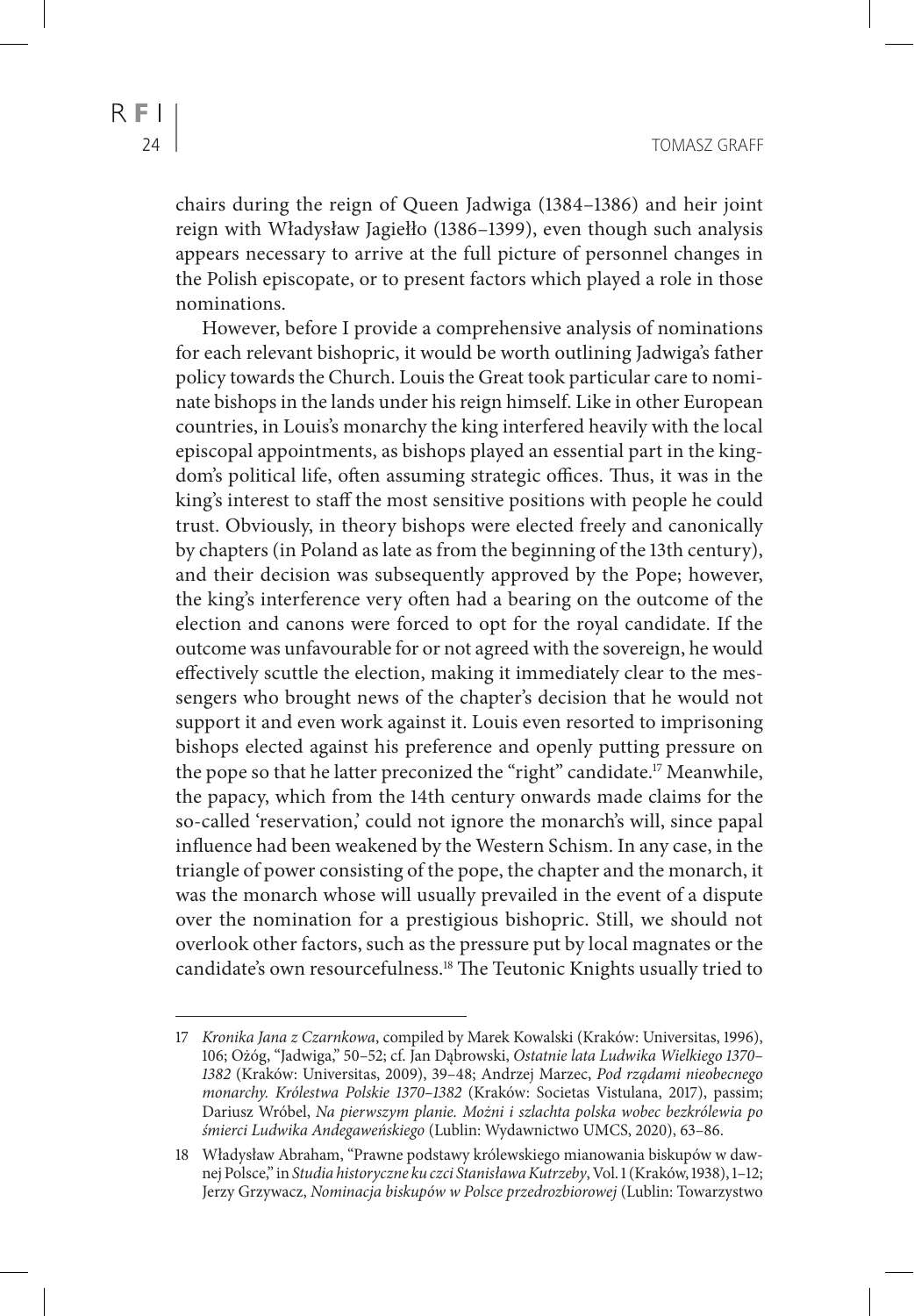chairs during the reign of Queen Jadwiga (1384–1386) and heir joint reign with Władysław Jagiełło (1386–1399), even though such analysis appears necessary to arrive at the full picture of personnel changes in the Polish episcopate, or to present factors which played a role in those nominations.

However, before I provide a comprehensive analysis of nominations for each relevant bishopric, it would be worth outlining Jadwiga's father policy towards the Church. Louis the Great took particular care to nominate bishops in the lands under his reign himself. Like in other European countries, in Louis's monarchy the king interfered heavily with the local episcopal appointments, as bishops played an essential part in the kingdom's political life, often assuming strategic offices. Thus, it was in the king's interest to staff the most sensitive positions with people he could trust. Obviously, in theory bishops were elected freely and canonically by chapters (in Poland as late as from the beginning of the 13th century), and their decision was subsequently approved by the Pope; however, the king's interference very often had a bearing on the outcome of the election and canons were forced to opt for the royal candidate. If the outcome was unfavourable for or not agreed with the sovereign, he would effectively scuttle the election, making it immediately clear to the messengers who brought news of the chapter's decision that he would not support it and even work against it. Louis even resorted to imprisoning bishops elected against his preference and openly putting pressure on the pope so that he latter preconized the "right" candidate.[17] Meanwhile, the papacy, which from the 14th century onwards made claims for the so-called 'reservation,' could not ignore the monarch's will, since papal influence had been weakened by the Western Schism. In any case, in the triangle of power consisting of the pope, the chapter and the monarch, it was the monarch whose will usually prevailed in the event of a dispute over the nomination for a prestigious bishopric. Still, we should not overlook other factors, such as the pressure put by local magnates or the candidate's own resourcefulness.[18] The Teutonic Knights usually tried to

---

17 *Kronika Jana z Czarnkowa*, compiled by Marek Kowalski (Kraków: Universitas, 1996), 106; Ożóg, "Jadwiga," 50–52; cf. Jan Dąbrowski, *Ostatnie lata Ludwika Wielkiego 1370–1382* (Kraków: Universitas, 2009), 39–48; Andrzej Marzec, *Pod rządami nieobecnego monarchy. Królestwa Polskie 1370–1382* (Kraków: Societas Vistulana, 2017), passim; Dariusz Wróbel, *Na pierwszym planie. Możni i szlachta polska wobec bezkrólewia po śmierci Ludwika Andegaweńskiego* (Lublin: Wydawnictwo UMCS, 2020), 63–86.

18 Władysław Abraham, "Prawne podstawy królewskiego mianowania biskupów w dawnej Polsce," in *Studia historyczne ku czci Stanisława Kutrzeby*, Vol. 1 (Kraków, 1938), 1–12; Jerzy Grzywacz, *Nominacja biskupów w Polsce przedrozbiorowej* (Lublin: Towarzystwo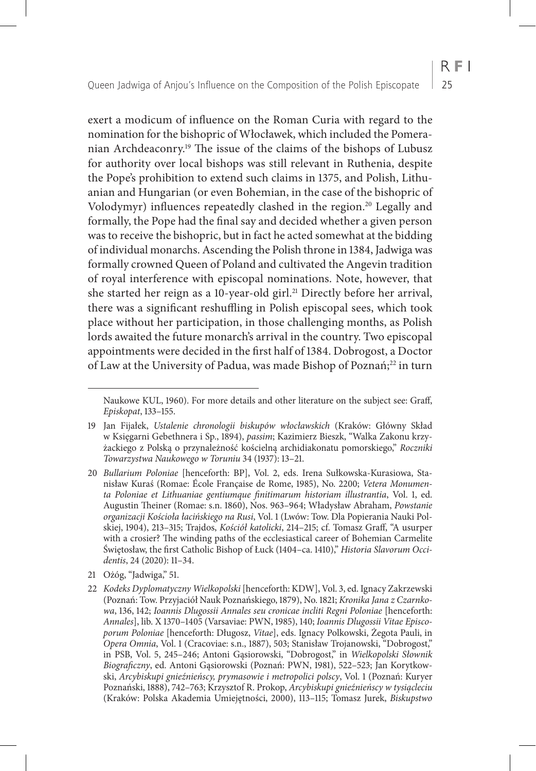exert a modicum of influence on the Roman Curia with regard to the nomination for the bishopric of Włocławek, which included the Pomeranian Archdeaconry.[19] The issue of the claims of the bishops of Lubusz for authority over local bishops was still relevant in Ruthenia, despite the Pope's prohibition to extend such claims in 1375, and Polish, Lithuanian and Hungarian (or even Bohemian, in the case of the bishopric of Volodymyr) influences repeatedly clashed in the region.[20] Legally and formally, the Pope had the final say and decided whether a given person was to receive the bishopric, but in fact he acted somewhat at the bidding of individual monarchs. Ascending the Polish throne in 1384, Jadwiga was formally crowned Queen of Poland and cultivated the Angevin tradition of royal interference with episcopal nominations. Note, however, that she started her reign as a 10-year-old girl.[21] Directly before her arrival, there was a significant reshuffling in Polish episcopal sees, which took place without her participation, in those challenging months, as Polish lords awaited the future monarch's arrival in the country. Two episcopal appointments were decided in the first half of 1384. Dobrogost, a Doctor of Law at the University of Padua, was made Bishop of Poznań;[22] in turn

---

Naukowe KUL, 1960). For more details and other literature on the subject see: Graff, *Episkopat*, 133–155.

19 Jan Fijałek, *Ustalenie chronologii biskupów włocławskich* (Kraków: Główny Skład w Księgarni Gebethnera i Sp., 1894), *passim*; Kazimierz Bieszk, "Walka Zakonu krzyżackiego z Polską o przynależność kościelną archidiakonatu pomorskiego," *Roczniki Towarzystwa Naukowego w Toruniu* 34 (1937): 13–21.

20 *Bullarium Poloniae* [henceforth: BP], Vol. 2, eds. Irena Sułkowska-Kurasiowa, Stanisław Kuraś (Romae: École Française de Rome, 1985), No. 2200; *Vetera Monumenta Poloniae et Lithuaniae gentiumque finitimarum historiam illustrantia*, Vol. 1, ed. Augustin Theiner (Romae: s.n. 1860), Nos. 963–964; Władysław Abraham, *Powstanie organizacji Kościoła łacińskiego na Rusi*, Vol. 1 (Lwów: Tow. Dla Popierania Nauki Polskiej, 1904), 213–315; Trajdos, *Kościół katolicki*, 214–215; cf. Tomasz Graff, "A usurper with a crosier? The winding paths of the ecclesiastical career of Bohemian Carmelite Świętosław, the first Catholic Bishop of Łuck (1404–ca. 1410)," *Historia Slavorum Occidentis*, 24 (2020): 11–34.

21 Ożóg, "Jadwiga," 51.

22 *Kodeks Dyplomatyczny Wielkopolski* [henceforth: KDW], Vol. 3, ed. Ignacy Zakrzewski (Poznań: Tow. Przyjaciół Nauk Poznańskiego, 1879), No. 1821; *Kronika Jana z Czarnkowa*, 136, 142; *Ioannis Dlugossii Annales seu cronicae incliti Regni Poloniae* [henceforth: *Annales*], lib. X 1370–1405 (Varsaviae: PWN, 1985), 140; *Ioannis Dlugossii Vitae Episcoporum Poloniae* [henceforth: Długosz, *Vitae*], eds. Ignacy Polkowski, Żegota Pauli, in *Opera Omnia*, Vol. 1 (Cracoviae: s.n., 1887), 503; Stanisław Trojanowski, "Dobrogost," in PSB, Vol. 5, 245–246; Antoni Gąsiorowski, "Dobrogost," in *Wielkopolski Słownik Biograficzny*, ed. Antoni Gąsiorowski (Poznań: PWN, 1981), 522–523; Jan Korytkowski, *Arcybiskupi gnieźnieńscy, prymasowie i metropolici polscy*, Vol. 1 (Poznań: Kuryer Poznański, 1888), 742–763; Krzysztof R. Prokop, *Arcybiskupi gnieźnieńscy w tysiącleciu* (Kraków: Polska Akademia Umiejętności, 2000), 113–115; Tomasz Jurek, *Biskupstwo*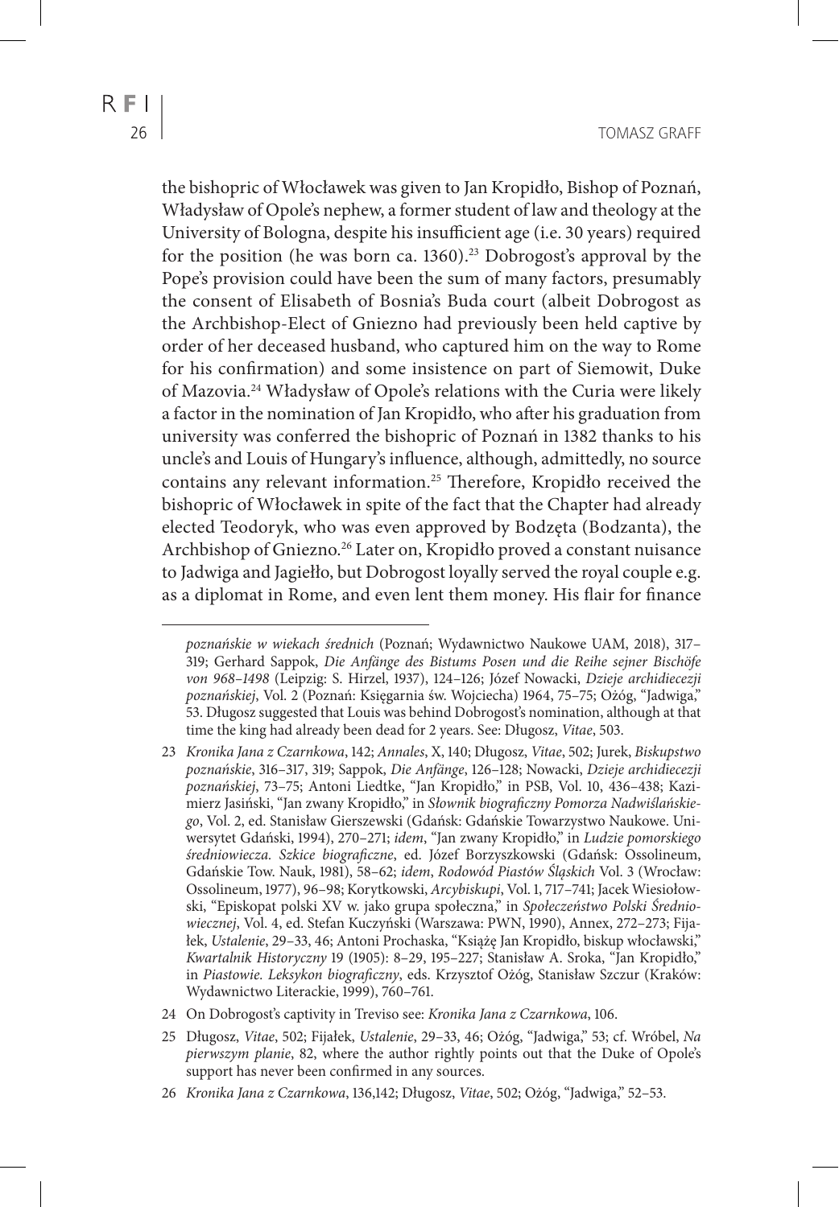the bishopric of Włocławek was given to Jan Kropidło, Bishop of Poznań, Władysław of Opole's nephew, a former student of law and theology at the University of Bologna, despite his insufficient age (i.e. 30 years) required for the position (he was born ca. 1360).[23] Dobrogost's approval by the Pope's provision could have been the sum of many factors, presumably the consent of Elisabeth of Bosnia's Buda court (albeit Dobrogost as the Archbishop-Elect of Gniezno had previously been held captive by order of her deceased husband, who captured him on the way to Rome for his confirmation) and some insistence on part of Siemowit, Duke of Mazovia.[24] Władysław of Opole's relations with the Curia were likely a factor in the nomination of Jan Kropidło, who after his graduation from university was conferred the bishopric of Poznań in 1382 thanks to his uncle's and Louis of Hungary's influence, although, admittedly, no source contains any relevant information.[25] Therefore, Kropidło received the bishopric of Włocławek in spite of the fact that the Chapter had already elected Teodoryk, who was even approved by Bodzęta (Bodzanta), the Archbishop of Gniezno.[26] Later on, Kropidło proved a constant nuisance to Jadwiga and Jagiełło, but Dobrogost loyally served the royal couple e.g. as a diplomat in Rome, and even lent them money. His flair for finance

---

*poznańskie w wiekach średnich* (Poznań; Wydawnictwo Naukowe UAM, 2018), 317–319; Gerhard Sappok, *Die Anfänge des Bistums Posen und die Reihe sejner Bischöfe von 968–1498* (Leipzig: S. Hirzel, 1937), 124–126; Józef Nowacki, *Dzieje archidiecezji poznańskiej*, Vol. 2 (Poznań: Księgarnia św. Wojciecha) 1964, 75–75; Ożóg, "Jadwiga," 53. Długosz suggested that Louis was behind Dobrogost's nomination, although at that time the king had already been dead for 2 years. See: Długosz, *Vitae*, 503.

23 *Kronika Jana z Czarnkowa*, 142; *Annales*, X, 140; Długosz, *Vitae*, 502; Jurek, *Biskupstwo poznańskie*, 316–317, 319; Sappok, *Die Anfänge*, 126–128; Nowacki, *Dzieje archidiecezji poznańskiej*, 73–75; Antoni Liedtke, "Jan Kropidło," in PSB, Vol. 10, 436–438; Kazimierz Jasiński, "Jan zwany Kropidło," in *Słownik biograficzny Pomorza Nadwiślańskiego*, Vol. 2, ed. Stanisław Gierszewski (Gdańsk: Gdańskie Towarzystwo Naukowe. Uniwersytet Gdański, 1994), 270–271; *idem*, "Jan zwany Kropidło," in *Ludzie pomorskiego średniowiecza. Szkice biograficzne*, ed. Józef Borzyszkowski (Gdańsk: Ossolineum, Gdańskie Tow. Nauk, 1981), 58–62; *idem*, *Rodowód Piastów Śląskich* Vol. 3 (Wrocław: Ossolineum, 1977), 96–98; Korytkowski, *Arcybiskupi*, Vol. 1, 717–741; Jacek Wiesiołowski, "Episkopat polski XV w. jako grupa społeczna," in *Społeczeństwo Polski Średniowiecznej*, Vol. 4, ed. Stefan Kuczyński (Warszawa: PWN, 1990), Annex, 272–273; Fijałek, *Ustalenie*, 29–33, 46; Antoni Prochaska, "Książę Jan Kropidło, biskup włocławski," *Kwartalnik Historyczny* 19 (1905): 8–29, 195–227; Stanisław A. Sroka, "Jan Kropidło," in *Piastowie. Leksykon biograficzny*, eds. Krzysztof Ożóg, Stanisław Szczur (Kraków: Wydawnictwo Literackie, 1999), 760–761.

24 On Dobrogost's captivity in Treviso see: *Kronika Jana z Czarnkowa*, 106.

25 Długosz, *Vitae*, 502; Fijałek, *Ustalenie*, 29–33, 46; Ożóg, "Jadwiga," 53; cf. Wróbel, *Na pierwszym planie*, 82, where the author rightly points out that the Duke of Opole's support has never been confirmed in any sources.

26 *Kronika Jana z Czarnkowa*, 136,142; Długosz, *Vitae*, 502; Ożóg, "Jadwiga," 52–53.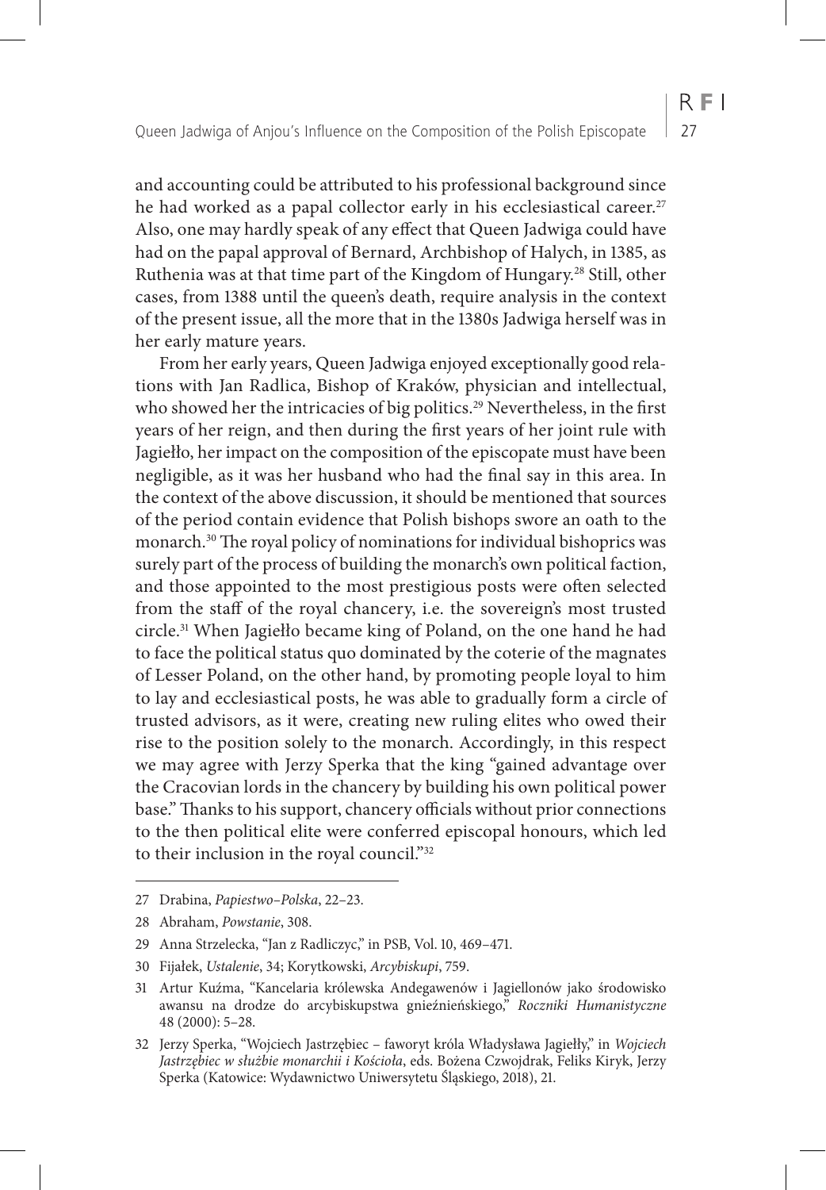and accounting could be attributed to his professional background since he had worked as a papal collector early in his ecclesiastical career.[27] Also, one may hardly speak of any effect that Queen Jadwiga could have had on the papal approval of Bernard, Archbishop of Halych, in 1385, as Ruthenia was at that time part of the Kingdom of Hungary.[28] Still, other cases, from 1388 until the queen's death, require analysis in the context of the present issue, all the more that in the 1380s Jadwiga herself was in her early mature years.

From her early years, Queen Jadwiga enjoyed exceptionally good relations with Jan Radlica, Bishop of Kraków, physician and intellectual, who showed her the intricacies of big politics.[29] Nevertheless, in the first years of her reign, and then during the first years of her joint rule with Jagiełło, her impact on the composition of the episcopate must have been negligible, as it was her husband who had the final say in this area. In the context of the above discussion, it should be mentioned that sources of the period contain evidence that Polish bishops swore an oath to the monarch.[30] The royal policy of nominations for individual bishoprics was surely part of the process of building the monarch's own political faction, and those appointed to the most prestigious posts were often selected from the staff of the royal chancery, i.e. the sovereign's most trusted circle.[31] When Jagiełło became king of Poland, on the one hand he had to face the political status quo dominated by the coterie of the magnates of Lesser Poland, on the other hand, by promoting people loyal to him to lay and ecclesiastical posts, he was able to gradually form a circle of trusted advisors, as it were, creating new ruling elites who owed their rise to the position solely to the monarch. Accordingly, in this respect we may agree with Jerzy Sperka that the king "gained advantage over the Cracovian lords in the chancery by building his own political power base." Thanks to his support, chancery officials without prior connections to the then political elite were conferred episcopal honours, which led to their inclusion in the royal council."[32]

---

27 Drabina, *Papiestwo–Polska*, 22–23.

28 Abraham, *Powstanie*, 308.

29 Anna Strzelecka, "Jan z Radliczyc," in PSB, Vol. 10, 469–471.

30 Fijałek, *Ustalenie*, 34; Korytkowski, *Arcybiskupi*, 759.

31 Artur Kuźma, "Kancelaria królewska Andegawenów i Jagiellonów jako środowisko awansu na drodze do arcybiskupstwa gnieźnieńskiego," *Roczniki Humanistyczne* 48 (2000): 5–28.

32 Jerzy Sperka, "Wojciech Jastrzębiec – faworyt króla Władysława Jagiełły," in *Wojciech Jastrzębiec w służbie monarchii i Kościoła*, eds. Bożena Czwojdrak, Feliks Kiryk, Jerzy Sperka (Katowice: Wydawnictwo Uniwersytetu Śląskiego, 2018), 21.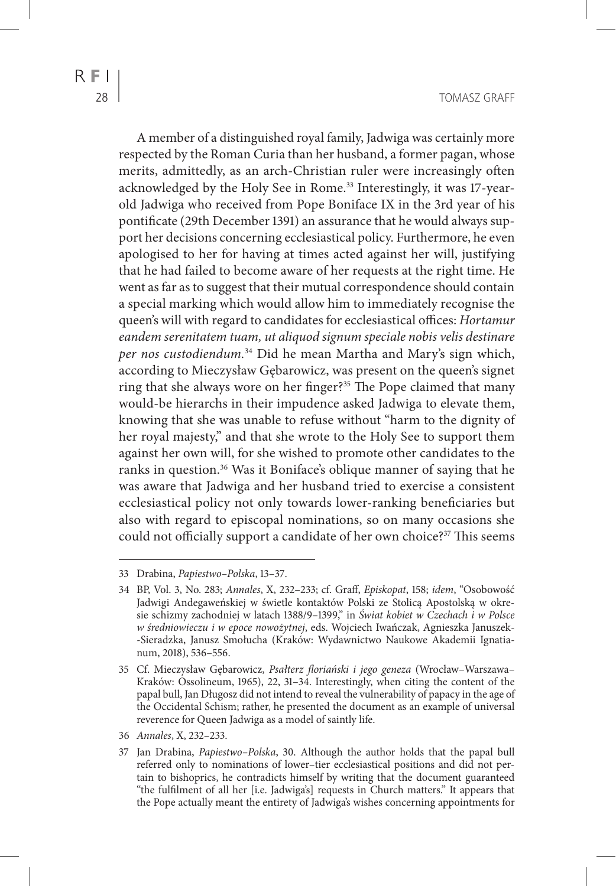A member of a distinguished royal family, Jadwiga was certainly more respected by the Roman Curia than her husband, a former pagan, whose merits, admittedly, as an arch-Christian ruler were increasingly often acknowledged by the Holy See in Rome.[33] Interestingly, it was 17-year-old Jadwiga who received from Pope Boniface IX in the 3rd year of his pontificate (29th December 1391) an assurance that he would always support her decisions concerning ecclesiastical policy. Furthermore, he even apologised to her for having at times acted against her will, justifying that he had failed to become aware of her requests at the right time. He went as far as to suggest that their mutual correspondence should contain a special marking which would allow him to immediately recognise the queen's will with regard to candidates for ecclesiastical offices: *Hortamur eandem serenitatem tuam, ut aliquod signum speciale nobis velis destinare per nos custodiendum.*[34] Did he mean Martha and Mary's sign which, according to Mieczysław Gębarowicz, was present on the queen's signet ring that she always wore on her finger?[35] The Pope claimed that many would-be hierarchs in their impudence asked Jadwiga to elevate them, knowing that she was unable to refuse without "harm to the dignity of her royal majesty," and that she wrote to the Holy See to support them against her own will, for she wished to promote other candidates to the ranks in question.[36] Was it Boniface's oblique manner of saying that he was aware that Jadwiga and her husband tried to exercise a consistent ecclesiastical policy not only towards lower-ranking beneficiaries but also with regard to episcopal nominations, so on many occasions she could not officially support a candidate of her own choice?[37] This seems

---

33 Drabina, *Papiestwo–Polska*, 13–37.

34 BP, Vol. 3, No. 283; *Annales*, X, 232–233; cf. Graff, *Episkopat*, 158; *idem*, "Osobowość Jadwigi Andegaweńskiej w świetle kontaktów Polski ze Stolicą Apostolską w okresie schizmy zachodniej w latach 1388/9–1399," in *Świat kobiet w Czechach i w Polsce w średniowieczu i w epoce nowożytnej*, eds. Wojciech Iwańczak, Agnieszka Januszek-Sieradzka, Janusz Smołucha (Kraków: Wydawnictwo Naukowe Akademii Ignatianum, 2018), 536–556.

35 Cf. Mieczysław Gębarowicz, *Psałterz floriański i jego geneza* (Wrocław–Warszawa–Kraków: Ossolineum, 1965), 22, 31–34. Interestingly, when citing the content of the papal bull, Jan Długosz did not intend to reveal the vulnerability of papacy in the age of the Occidental Schism; rather, he presented the document as an example of universal reverence for Queen Jadwiga as a model of saintly life.

36 *Annales*, X, 232–233.

37 Jan Drabina, *Papiestwo–Polska*, 30. Although the author holds that the papal bull referred only to nominations of lower-tier ecclesiastical positions and did not pertain to bishoprics, he contradicts himself by writing that the document guaranteed "the fulfilment of all her [i.e. Jadwiga's] requests in Church matters." It appears that the Pope actually meant the entirety of Jadwiga's wishes concerning appointments for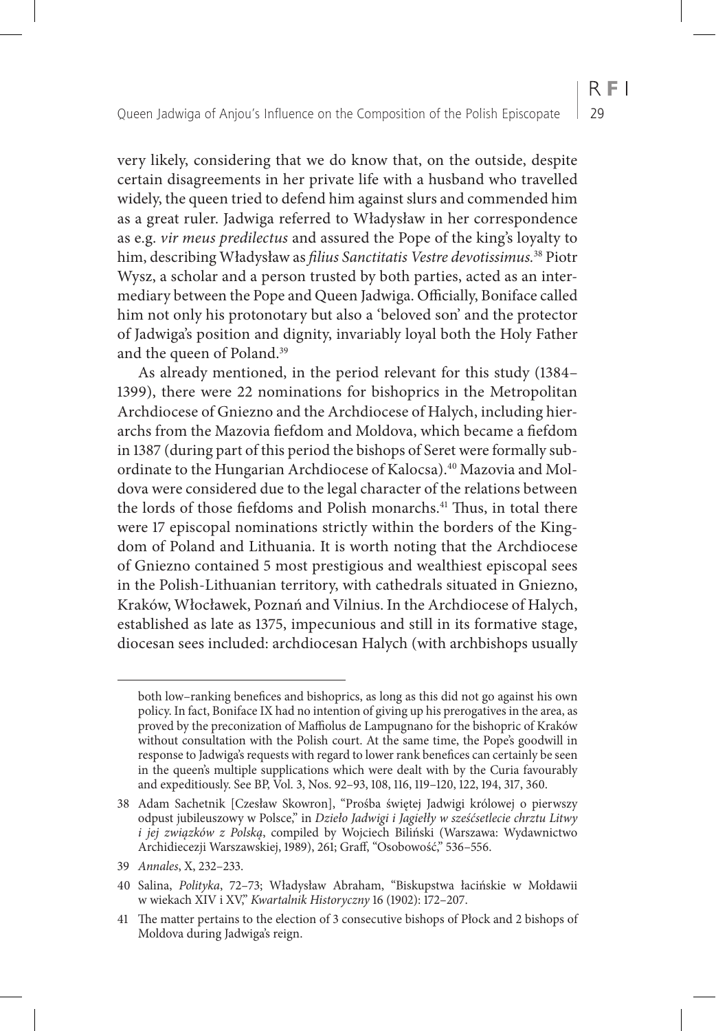very likely, considering that we do know that, on the outside, despite certain disagreements in her private life with a husband who travelled widely, the queen tried to defend him against slurs and commended him as a great ruler. Jadwiga referred to Władysław in her correspondence as e.g. *vir meus predilectus* and assured the Pope of the king's loyalty to him, describing Władysław as *filius Sanctitatis Vestre devotissimus*.[38] Piotr Wysz, a scholar and a person trusted by both parties, acted as an intermediary between the Pope and Queen Jadwiga. Officially, Boniface called him not only his protonotary but also a 'beloved son' and the protector of Jadwiga's position and dignity, invariably loyal both the Holy Father and the queen of Poland.[39]

As already mentioned, in the period relevant for this study (1384–1399), there were 22 nominations for bishoprics in the Metropolitan Archdiocese of Gniezno and the Archdiocese of Halych, including hierarchs from the Mazovia fiefdom and Moldova, which became a fiefdom in 1387 (during part of this period the bishops of Seret were formally subordinate to the Hungarian Archdiocese of Kalocsa).[40] Mazovia and Moldova were considered due to the legal character of the relations between the lords of those fiefdoms and Polish monarchs.[41] Thus, in total there were 17 episcopal nominations strictly within the borders of the Kingdom of Poland and Lithuania. It is worth noting that the Archdiocese of Gniezno contained 5 most prestigious and wealthiest episcopal sees in the Polish-Lithuanian territory, with cathedrals situated in Gniezno, Kraków, Włocławek, Poznań and Vilnius. In the Archdiocese of Halych, established as late as 1375, impecunious and still in its formative stage, diocesan sees included: archdiocesan Halych (with archbishops usually

---

both low–ranking benefices and bishoprics, as long as this did not go against his own policy. In fact, Boniface IX had no intention of giving up his prerogatives in the area, as proved by the preconization of Maffiolus de Lampugnano for the bishopric of Kraków without consultation with the Polish court. At the same time, the Pope's goodwill in response to Jadwiga's requests with regard to lower rank benefices can certainly be seen in the queen's multiple supplications which were dealt with by the Curia favourably and expeditiously. See BP, Vol. 3, Nos. 92–93, 108, 116, 119–120, 122, 194, 317, 360.

38 Adam Sachetnik [Czesław Skowron], "Prośba świętej Jadwigi królowej o pierwszy odpust jubileuszowy w Polsce," in *Dzieło Jadwigi i Jagiełły w sześćsetlecie chrztu Litwy i jej związków z Polską*, compiled by Wojciech Biliński (Warszawa: Wydawnictwo Archidiecezji Warszawskiej, 1989), 261; Graff, "Osobowość," 536–556.

39 *Annales*, X, 232–233.

40 Salina, *Polityka*, 72–73; Władysław Abraham, "Biskupstwa łacińskie w Mołdawii w wiekach XIV i XV," *Kwartalnik Historyczny* 16 (1902): 172–207.

41 The matter pertains to the election of 3 consecutive bishops of Płock and 2 bishops of Moldova during Jadwiga's reign.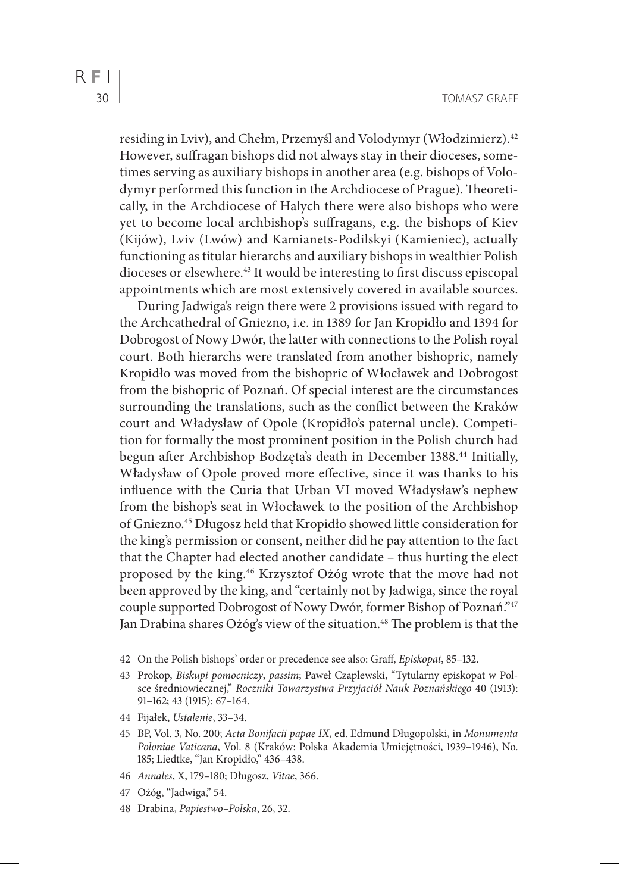residing in Lviv), and Chełm, Przemyśl and Volodymyr (Włodzimierz).[42] However, suffragan bishops did not always stay in their dioceses, sometimes serving as auxiliary bishops in another area (e.g. bishops of Volodymyr performed this function in the Archdiocese of Prague). Theoretically, in the Archdiocese of Halych there were also bishops who were yet to become local archbishop's suffragans, e.g. the bishops of Kiev (Kijów), Lviv (Lwów) and Kamianets-Podilskyi (Kamieniec), actually functioning as titular hierarchs and auxiliary bishops in wealthier Polish dioceses or elsewhere.[43] It would be interesting to first discuss episcopal appointments which are most extensively covered in available sources.

During Jadwiga's reign there were 2 provisions issued with regard to the Archcathedral of Gniezno, i.e. in 1389 for Jan Kropidło and 1394 for Dobrogost of Nowy Dwór, the latter with connections to the Polish royal court. Both hierarchs were translated from another bishopric, namely Kropidło was moved from the bishopric of Włocławek and Dobrogost from the bishopric of Poznań. Of special interest are the circumstances surrounding the translations, such as the conflict between the Kraków court and Władysław of Opole (Kropidło's paternal uncle). Competition for formally the most prominent position in the Polish church had begun after Archbishop Bodzęta's death in December 1388.[44] Initially, Władysław of Opole proved more effective, since it was thanks to his influence with the Curia that Urban VI moved Władysław's nephew from the bishop's seat in Włocławek to the position of the Archbishop of Gniezno.[45] Długosz held that Kropidło showed little consideration for the king's permission or consent, neither did he pay attention to the fact that the Chapter had elected another candidate – thus hurting the elect proposed by the king.[46] Krzysztof Ożóg wrote that the move had not been approved by the king, and "certainly not by Jadwiga, since the royal couple supported Dobrogost of Nowy Dwór, former Bishop of Poznań."[47] Jan Drabina shares Ożóg's view of the situation.[48] The problem is that the

---

42 On the Polish bishops' order or precedence see also: Graff, *Episkopat*, 85–132.

43 Prokop, *Biskupi pomocniczy*, *passim*; Paweł Czaplewski, "Tytularny episkopat w Polsce średniowiecznej," *Roczniki Towarzystwa Przyjaciół Nauk Poznańskiego* 40 (1913): 91–162; 43 (1915): 67–164.

44 Fijałek, *Ustalenie*, 33–34.

45 BP, Vol. 3, No. 200; *Acta Bonifacii papae IX*, ed. Edmund Długopolski, in *Monumenta Poloniae Vaticana*, Vol. 8 (Kraków: Polska Akademia Umiejętności, 1939–1946), No. 185; Liedtke, "Jan Kropidło," 436–438.

46 *Annales*, X, 179–180; Długosz, *Vitae*, 366.

47 Ożóg, "Jadwiga," 54.

48 Drabina, *Papiestwo–Polska*, 26, 32.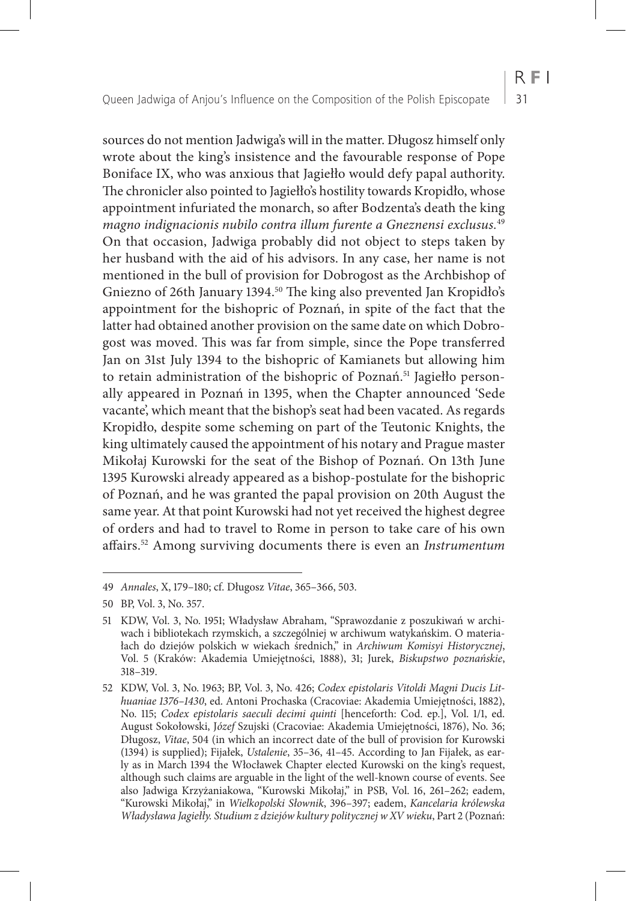sources do not mention Jadwiga's will in the matter. Długosz himself only wrote about the king's insistence and the favourable response of Pope Boniface IX, who was anxious that Jagiełło would defy papal authority. The chronicler also pointed to Jagiełło's hostility towards Kropidło, whose appointment infuriated the monarch, so after Bodzenta's death the king *magno indignacionis nubilo contra illum furente a Gneznensi exclusus.*[49] On that occasion, Jadwiga probably did not object to steps taken by her husband with the aid of his advisors. In any case, her name is not mentioned in the bull of provision for Dobrogost as the Archbishop of Gniezno of 26th January 1394.[50] The king also prevented Jan Kropidło's appointment for the bishopric of Poznań, in spite of the fact that the latter had obtained another provision on the same date on which Dobrogost was moved. This was far from simple, since the Pope transferred Jan on 31st July 1394 to the bishopric of Kamianets but allowing him to retain administration of the bishopric of Poznań.[51] Jagiełło personally appeared in Poznań in 1395, when the Chapter announced 'Sede vacante', which meant that the bishop's seat had been vacated. As regards Kropidło, despite some scheming on part of the Teutonic Knights, the king ultimately caused the appointment of his notary and Prague master Mikołaj Kurowski for the seat of the Bishop of Poznań. On 13th June 1395 Kurowski already appeared as a bishop-postulate for the bishopric of Poznań, and he was granted the papal provision on 20th August the same year. At that point Kurowski had not yet received the highest degree of orders and had to travel to Rome in person to take care of his own affairs.[52] Among surviving documents there is even an *Instrumentum*

---

49 *Annales*, X, 179–180; cf. Długosz *Vitae*, 365–366, 503.

50 BP, Vol. 3, No. 357.

51 KDW, Vol. 3, No. 1951; Władysław Abraham, "Sprawozdanie z poszukiwań w archiwach i bibliotekach rzymskich, a szczególniej w archiwum watykańskim. O materiałach do dziejów polskich w wiekach średnich," in *Archiwum Komisyi Historycznej*, Vol. 5 (Kraków: Akademia Umiejętności, 1888), 31; Jurek, *Biskupstwo poznańskie*, 318–319.

52 KDW, Vol. 3, No. 1963; BP, Vol. 3, No. 426; *Codex epistolaris Vitoldi Magni Ducis Lithuaniae 1376–1430*, ed. Antoni Prochaska (Cracoviae: Akademia Umiejętności, 1882), No. 115; *Codex epistolaris saeculi decimi quinti* [henceforth: Cod. ep.], Vol. 1/1, ed. August Sokołowski, *Józef* Szujski (Cracoviae: Akademia Umiejętności, 1876), No. 36; Długosz, *Vitae*, 504 (in which an incorrect date of the bull of provision for Kurowski (1394) is supplied); Fijałek, *Ustalenie*, 35–36, 41–45. According to Jan Fijałek, as early as in March 1394 the Włocławek Chapter elected Kurowski on the king's request, although such claims are arguable in the light of the well-known course of events. See also Jadwiga Krzyżaniakowa, "Kurowski Mikołaj," in PSB, Vol. 16, 261–262; eadem, "Kurowski Mikołaj," in *Wielkopolski Słownik*, 396–397; eadem, *Kancelaria królewska Władysława Jagiełły. Studium z dziejów kultury politycznej w XV wieku*, Part 2 (Poznań: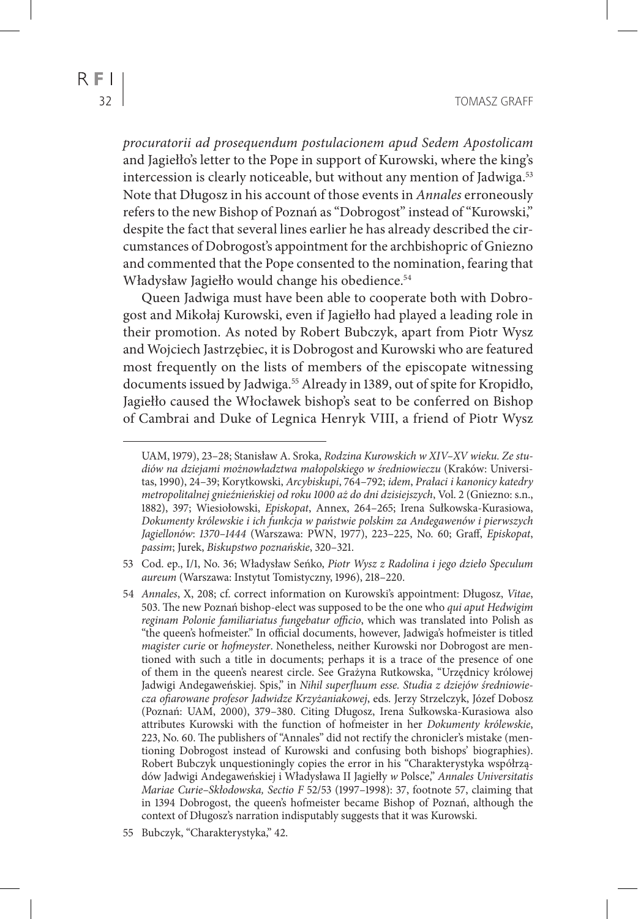*procuratorii ad prosequendum postulacionem apud Sedem Apostolicam* and Jagiełło's letter to the Pope in support of Kurowski, where the king's intercession is clearly noticeable, but without any mention of Jadwiga.[53] Note that Długosz in his account of those events in *Annales* erroneously refers to the new Bishop of Poznań as "Dobrogost" instead of "Kurowski," despite the fact that several lines earlier he has already described the circumstances of Dobrogost's appointment for the archbishopric of Gniezno and commented that the Pope consented to the nomination, fearing that Władysław Jagiełło would change his obedience.[54]

Queen Jadwiga must have been able to cooperate both with Dobrogost and Mikołaj Kurowski, even if Jagiełło had played a leading role in their promotion. As noted by Robert Bubczyk, apart from Piotr Wysz and Wojciech Jastrzębiec, it is Dobrogost and Kurowski who are featured most frequently on the lists of members of the episcopate witnessing documents issued by Jadwiga.[55] Already in 1389, out of spite for Kropidło, Jagiełło caused the Włocławek bishop's seat to be conferred on Bishop of Cambrai and Duke of Legnica Henryk VIII, a friend of Piotr Wysz

---

UAM, 1979), 23–28; Stanisław A. Sroka, *Rodzina Kurowskich w XIV–XV wieku. Ze studiów na dziejami możnowładztwa małopolskiego w średniowieczu* (Kraków: Universitas, 1990), 24–39; Korytkowski, *Arcybiskupi*, 764–792; *idem*, *Prałaci i kanonicy katedry metropolitalnej gnieźnieńskiej od roku 1000 aż do dni dzisiejszych*, Vol. 2 (Gniezno: s.n., 1882), 397; Wiesiołowski, *Episkopat*, Annex, 264–265; Irena Sułkowska-Kurasiowa, *Dokumenty królewskie i ich funkcja w państwie polskim za Andegawenów i pierwszych Jagiellonów*: *1370–1444* (Warszawa: PWN, 1977), 223–225, No. 60; Graff, *Episkopat*, *passim*; Jurek, *Biskupstwo poznańskie*, 320–321.

53 Cod. ep., I/1, No. 36; Władysław Seńko, *Piotr Wysz z Radolina i jego dzieło Speculum aureum* (Warszawa: Instytut Tomistyczny, 1996), 218–220.

54 *Annales*, X, 208; cf. correct information on Kurowski's appointment: Długosz, *Vitae*, 503. The new Poznań bishop-elect was supposed to be the one who *qui aput Hedwigim reginam Polonie familiariatus fungebatur officio*, which was translated into Polish as "the queen's hofmeister." In official documents, however, Jadwiga's hofmeister is titled *magister curie* or *hofmeyster*. Nonetheless, neither Kurowski nor Dobrogost are mentioned with such a title in documents; perhaps it is a trace of the presence of one of them in the queen's nearest circle. See Grażyna Rutkowska, "Urzędnicy królowej Jadwigi Andegaweńskiej. Spis," in *Nihil superfluum esse. Studia z dziejów średniowiecza ofiarowane profesor Jadwidze Krzyżaniakowej*, eds. Jerzy Strzelczyk, Józef Dobosz (Poznań: UAM, 2000), 379–380. Citing Długosz, Irena Sułkowska-Kurasiowa also attributes Kurowski with the function of hofmeister in her *Dokumenty królewskie*, 223, No. 60. The publishers of "Annales" did not rectify the chronicler's mistake (mentioning Dobrogost instead of Kurowski and confusing both bishops' biographies). Robert Bubczyk unquestioningly copies the error in his "Charakterystyka współrządów Jadwigi Andegaweńskiej i Władysława II Jagiełły *w* Polsce," *Annales Universitatis Mariae Curie–Skłodowska, Sectio F* 52/53 (1997–1998): 37, footnote 57, claiming that in 1394 Dobrogost, the queen's hofmeister became Bishop of Poznań, although the context of Długosz's narration indisputably suggests that it was Kurowski.

55 Bubczyk, "Charakterystyka," 42.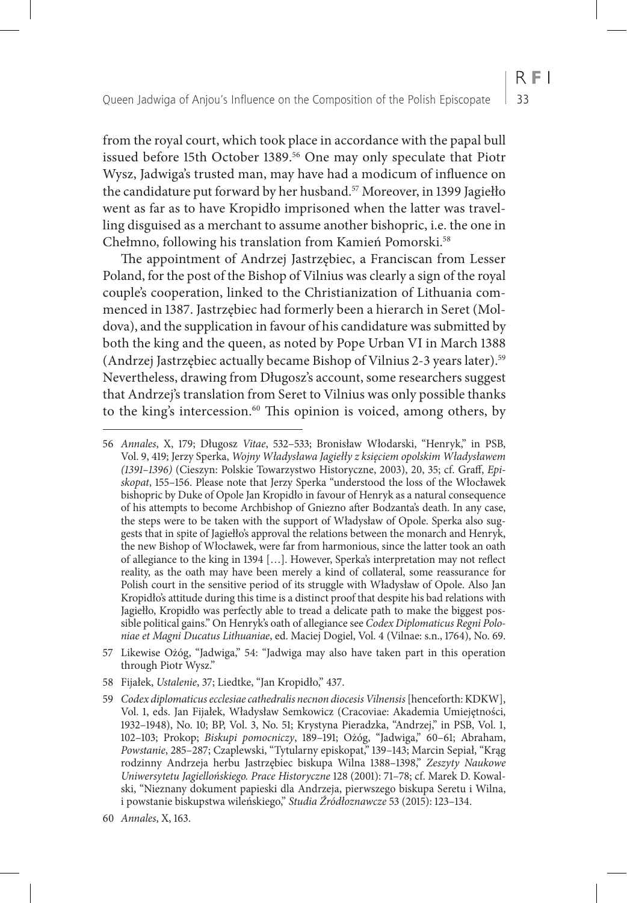from the royal court, which took place in accordance with the papal bull issued before 15th October 1389.[56] One may only speculate that Piotr Wysz, Jadwiga's trusted man, may have had a modicum of influence on the candidature put forward by her husband.[57] Moreover, in 1399 Jagiełło went as far as to have Kropidło imprisoned when the latter was travelling disguised as a merchant to assume another bishopric, i.e. the one in Chełmno, following his translation from Kamień Pomorski.[58]

The appointment of Andrzej Jastrzębiec, a Franciscan from Lesser Poland, for the post of the Bishop of Vilnius was clearly a sign of the royal couple's cooperation, linked to the Christianization of Lithuania commenced in 1387. Jastrzębiec had formerly been a hierarch in Seret (Moldova), and the supplication in favour of his candidature was submitted by both the king and the queen, as noted by Pope Urban VI in March 1388 (Andrzej Jastrzębiec actually became Bishop of Vilnius 2-3 years later).[59] Nevertheless, drawing from Długosz's account, some researchers suggest that Andrzej's translation from Seret to Vilnius was only possible thanks to the king's intercession.[60] This opinion is voiced, among others, by

---

56 *Annales*, X, 179; Długosz *Vitae*, 532–533; Bronisław Włodarski, "Henryk," in PSB, Vol. 9, 419; Jerzy Sperka, *Wojny Władysława Jagiełły z księciem opolskim Władysławem (1391–1396)* (Cieszyn: Polskie Towarzystwo Historyczne, 2003), 20, 35; cf. Graff, *Episkopat*, 155–156. Please note that Jerzy Sperka "understood the loss of the Włocławek bishopric by Duke of Opole Jan Kropidło in favour of Henryk as a natural consequence of his attempts to become Archbishop of Gniezno after Bodzanta's death. In any case, the steps were to be taken with the support of Władysław of Opole. Sperka also suggests that in spite of Jagiełło's approval the relations between the monarch and Henryk, the new Bishop of Włocławek, were far from harmonious, since the latter took an oath of allegiance to the king in 1394 […]. However, Sperka's interpretation may not reflect reality, as the oath may have been merely a kind of collateral, some reassurance for Polish court in the sensitive period of its struggle with Władysław of Opole. Also Jan Kropidło's attitude during this time is a distinct proof that despite his bad relations with Jagiełło, Kropidło was perfectly able to tread a delicate path to make the biggest possible political gains." On Henryk's oath of allegiance see *Codex Diplomaticus Regni Poloniae et Magni Ducatus Lithuaniae*, ed. Maciej Dogiel, Vol. 4 (Vilnae: s.n., 1764), No. 69.

57 Likewise Ożóg, "Jadwiga," 54: "Jadwiga may also have taken part in this operation through Piotr Wysz."

58 Fijałek, *Ustalenie*, 37; Liedtke, "Jan Kropidło," 437.

59 *Codex diplomaticus ecclesiae cathedralis necnon diocesis Vilnensis* [henceforth: KDKW], Vol. 1, eds. Jan Fijałek, Władysław Semkowicz (Cracoviae: Akademia Umiejętności, 1932–1948), No. 10; BP, Vol. 3, No. 51; Krystyna Pieradzka, "Andrzej," in PSB, Vol. 1, 102–103; Prokop; *Biskupi pomocniczy*, 189–191; Ożóg, "Jadwiga," 60–61; Abraham, *Powstanie*, 285–287; Czaplewski, "Tytularny episkopat," 139–143; Marcin Sepiał, "Krąg rodzinny Andrzeja herbu Jastrzębiec biskupa Wilna 1388–1398," *Zeszyty Naukowe Uniwersytetu Jagiellońskiego. Prace Historyczne* 128 (2001): 71–78; cf. Marek D. Kowalski, "Nieznany dokument papieski dla Andrzeja, pierwszego biskupa Seretu i Wilna, i powstanie biskupstwa wileńskiego," *Studia Źródłoznawcze* 53 (2015): 123–134.

60 *Annales*, X, 163.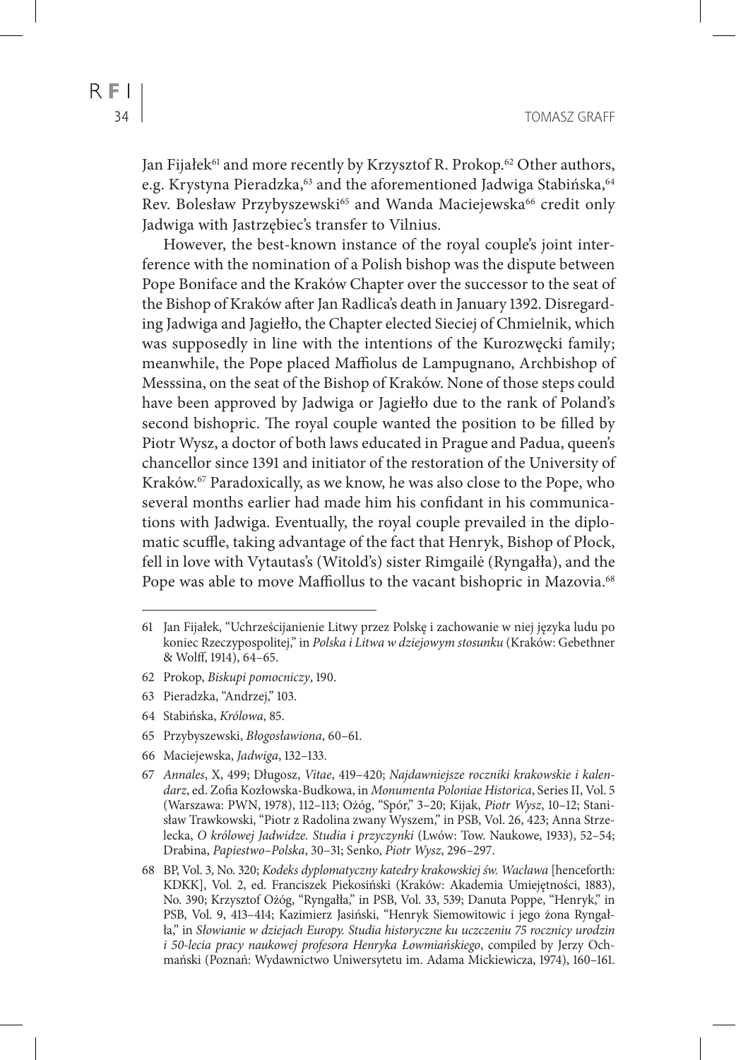Jan Fijałek[61] and more recently by Krzysztof R. Prokop.[62] Other authors, e.g. Krystyna Pieradzka,[63] and the aforementioned Jadwiga Stabińska,[64] Rev. Bolesław Przybyszewski[65] and Wanda Maciejewska[66] credit only Jadwiga with Jastrzębiec's transfer to Vilnius.

However, the best-known instance of the royal couple's joint interference with the nomination of a Polish bishop was the dispute between Pope Boniface and the Kraków Chapter over the successor to the seat of the Bishop of Kraków after Jan Radlica's death in January 1392. Disregarding Jadwiga and Jagiełło, the Chapter elected Sieciej of Chmielnik, which was supposedly in line with the intentions of the Kurozwęcki family; meanwhile, the Pope placed Maffiolus de Lampugnano, Archbishop of Messsina, on the seat of the Bishop of Kraków. None of those steps could have been approved by Jadwiga or Jagiełło due to the rank of Poland's second bishopric. The royal couple wanted the position to be filled by Piotr Wysz, a doctor of both laws educated in Prague and Padua, queen's chancellor since 1391 and initiator of the restoration of the University of Kraków.[67] Paradoxically, as we know, he was also close to the Pope, who several months earlier had made him his confidant in his communications with Jadwiga. Eventually, the royal couple prevailed in the diplomatic scuffle, taking advantage of the fact that Henryk, Bishop of Płock, fell in love with Vytautas's (Witold's) sister Rimgailė (Ryngałła), and the Pope was able to move Maffiollus to the vacant bishopric in Mazovia.[68]

---

61 Jan Fijałek, "Uchrześcijanienie Litwy przez Polskę i zachowanie w niej języka ludu po koniec Rzeczypospolitej," in *Polska i Litwa w dziejowym stosunku* (Kraków: Gebethner & Wolff, 1914), 64–65.

62 Prokop, *Biskupi pomocniczy*, 190.

63 Pieradzka, "Andrzej," 103.

64 Stabińska, *Królowa*, 85.

65 Przybyszewski, *Błogosławiona*, 60–61.

66 Maciejewska, *Jadwiga*, 132–133.

67 *Annales*, X, 499; Długosz, *Vitae*, 419–420; *Najdawniejsze roczniki krakowskie i kalendarz*, ed. Zofia Kozłowska-Budkowa, in *Monumenta Poloniae Historica*, Series II, Vol. 5 (Warszawa: PWN, 1978), 112–113; Ożóg, "Spór," 3–20; Kijak, *Piotr Wysz*, 10–12; Stanisław Trawkowski, "Piotr z Radolina zwany Wyszem," in PSB, Vol. 26, 423; Anna Strzelecka, *O królowej Jadwidze. Studia i przyczynki* (Lwów: Tow. Naukowe, 1933), 52–54; Drabina, *Papiestwo–Polska*, 30–31; Senko, *Piotr Wysz*, 296–297.

68 BP, Vol. 3, No. 320; *Kodeks dyplomatyczny katedry krakowskiej św. Wacława* [henceforth: KDKK], Vol. 2, ed. Franciszek Piekosiński (Kraków: Akademia Umiejętności, 1883), No. 390; Krzysztof Ożóg, "Ryngałła," in PSB, Vol. 33, 539; Danuta Poppe, "Henryk," in PSB, Vol. 9, 413–414; Kazimierz Jasiński, "Henryk Siemowitowic i jego żona Ryngałła," in *Słowianie w dziejach Europy. Studia historyczne ku uczczeniu 75 rocznicy urodzin i 50-lecia pracy naukowej profesora Henryka Łowmiańskiego*, compiled by Jerzy Ochmański (Poznań: Wydawnictwo Uniwersytetu im. Adama Mickiewicza, 1974), 160–161.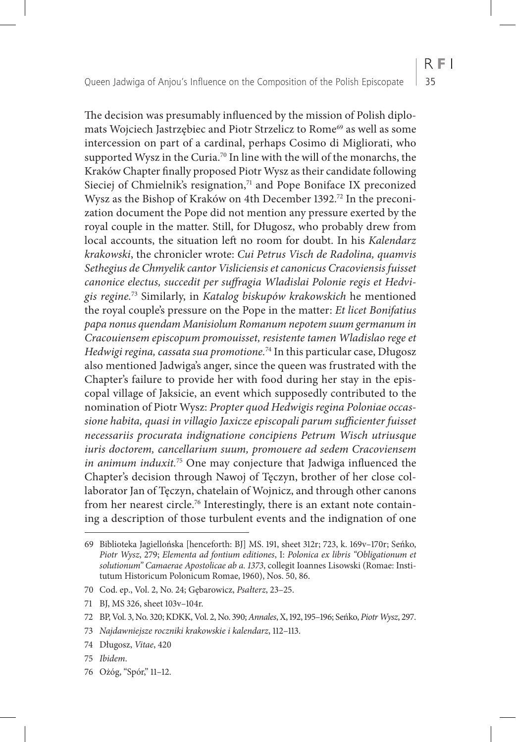The decision was presumably influenced by the mission of Polish diplomats Wojciech Jastrzębiec and Piotr Strzelicz to Rome[69] as well as some intercession on part of a cardinal, perhaps Cosimo di Migliorati, who supported Wysz in the Curia.[70] In line with the will of the monarchs, the Kraków Chapter finally proposed Piotr Wysz as their candidate following Sieciej of Chmielnik's resignation,[71] and Pope Boniface IX preconized Wysz as the Bishop of Kraków on 4th December 1392.[72] In the preconization document the Pope did not mention any pressure exerted by the royal couple in the matter. Still, for Długosz, who probably drew from local accounts, the situation left no room for doubt. In his *Kalendarz krakowski*, the chronicler wrote: *Cui Petrus Visch de Radolina, quamvis Sethegius de Chmyelik cantor Visliciensis et canonicus Cracoviensis fuisset canonice electus, succedit per suffragia Wladislai Polonie regis et Hedvigis regine.*[73] Similarly, in *Katalog biskupów krakowskich* he mentioned the royal couple's pressure on the Pope in the matter: *Et licet Bonifatius papa nonus quendam Manisiolum Romanum nepotem suum germanum in Cracouiensem episcopum promouisset, resistente tamen Wladislao rege et Hedwigi regina, cassata sua promotione.*[74] In this particular case, Długosz also mentioned Jadwiga's anger, since the queen was frustrated with the Chapter's failure to provide her with food during her stay in the episcopal village of Jaksicie, an event which supposedly contributed to the nomination of Piotr Wysz: *Propter quod Hedwigis regina Poloniae occassione habita, quasi in villagio Jaxicze episcopali parum sufficienter fuisset necessariis procurata indignatione concipiens Petrum Wisch utriusque iuris doctorem, cancellarium suum, promouere ad sedem Cracoviensem in animum induxit.*[75] One may conjecture that Jadwiga influenced the Chapter's decision through Nawoj of Tęczyn, brother of her close collaborator Jan of Tęczyn, chatelain of Wojnicz, and through other canons from her nearest circle.[76] Interestingly, there is an extant note containing a description of those turbulent events and the indignation of one

---

69 Biblioteka Jagiellońska [henceforth: BJ] MS. 191, sheet 312r; 723, k. 169v–170r; Seńko, *Piotr Wysz*, 279; *Elementa ad fontium editiones*, I: *Polonica ex libris "Obligationum et solutionum" Camaeae Apostolicae ab a. 1373*, collegit Ioannes Lisowski (Romae: Institutum Historicum Polonicum Romae, 1960), Nos. 50, 86.

70 Cod. ep., Vol. 2, No. 24; Gębarowicz, *Psałterz*, 23–25.

71 BJ, MS 326, sheet 103v–104r.

72 BP, Vol. 3, No. 320; KDKK, Vol. 2, No. 390; *Annales*, X, 192, 195–196; Seńko, *Piotr Wysz*, 297.

73 *Najdawniejsze roczniki krakowskie i kalendarz*, 112–113.

74 Długosz, *Vitae*, 420

75 *Ibidem*.

76 Ożóg, "Spór," 11–12.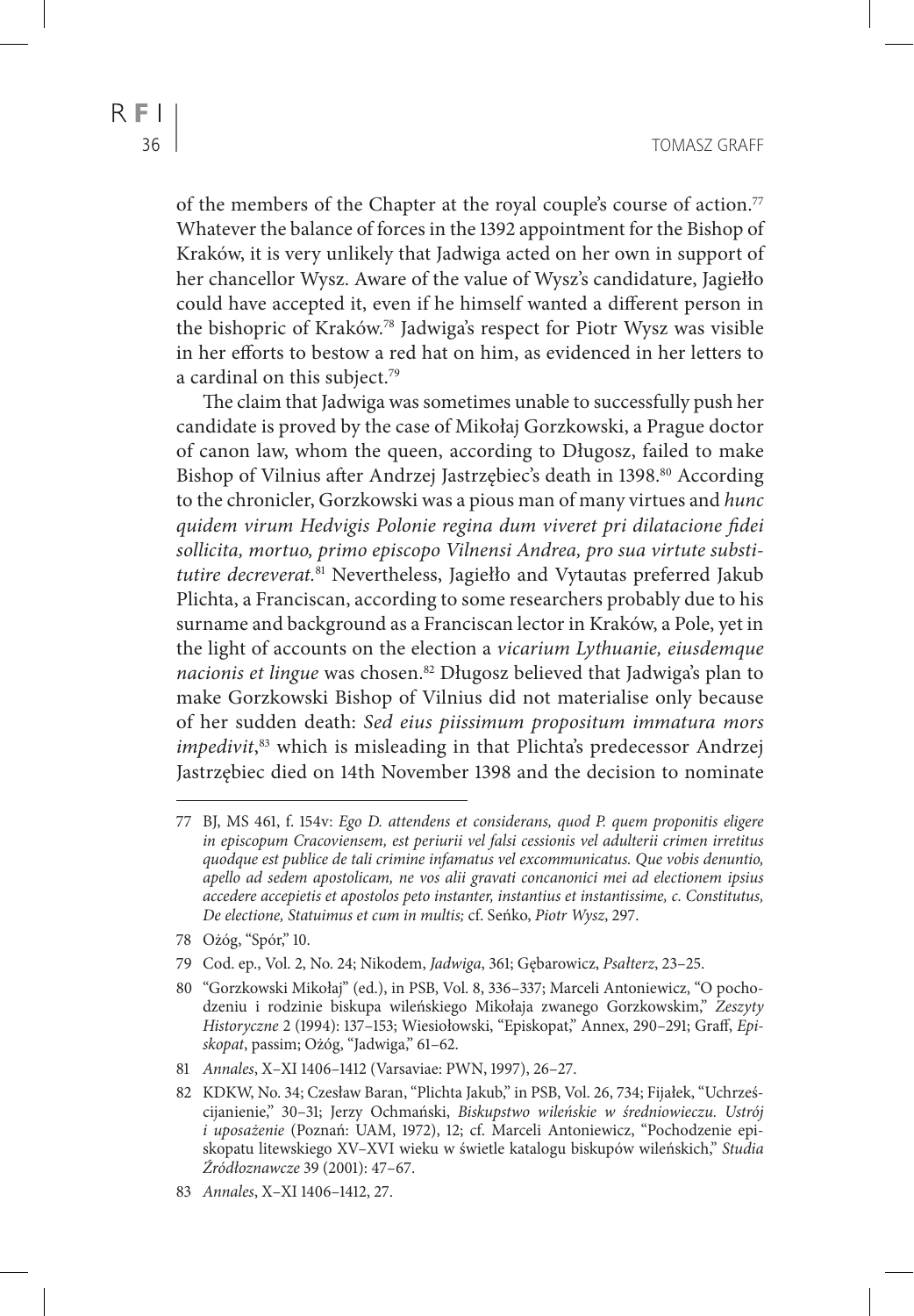of the members of the Chapter at the royal couple's course of action.[77] Whatever the balance of forces in the 1392 appointment for the Bishop of Kraków, it is very unlikely that Jadwiga acted on her own in support of her chancellor Wysz. Aware of the value of Wysz's candidature, Jagiełło could have accepted it, even if he himself wanted a different person in the bishopric of Kraków.[78] Jadwiga's respect for Piotr Wysz was visible in her efforts to bestow a red hat on him, as evidenced in her letters to a cardinal on this subject.[79]

The claim that Jadwiga was sometimes unable to successfully push her candidate is proved by the case of Mikołaj Gorzkowski, a Prague doctor of canon law, whom the queen, according to Długosz, failed to make Bishop of Vilnius after Andrzej Jastrzębiec's death in 1398.[80] According to the chronicler, Gorzkowski was a pious man of many virtues and *hunc quidem virum Hedvigis Polonie regina dum viveret pri dilatacione fidei sollicita, mortuo, primo episcopo Vilnensi Andrea, pro sua virtute substitutire decreverat.*[81] Nevertheless, Jagiełło and Vytautas preferred Jakub Plichta, a Franciscan, according to some researchers probably due to his surname and background as a Franciscan lector in Kraków, a Pole, yet in the light of accounts on the election a *vicarium Lythuanie, eiusdemque nacionis et lingue* was chosen.[82] Długosz believed that Jadwiga's plan to make Gorzkowski Bishop of Vilnius did not materialise only because of her sudden death: *Sed eius piissimum propositum immatura mors impedivit*,[83] which is misleading in that Plichta's predecessor Andrzej Jastrzębiec died on 14th November 1398 and the decision to nominate

---

77 BJ, MS 461, f. 154v: *Ego D. attendens et considerans, quod P. quem proponitis eligere in episcopum Cracoviensem, est periurii vel falsi cessionis vel adulterii crimen irretitus quodque est publice de tali crimine infamatus vel excommunicatus. Que vobis denuntio, apello ad sedem apostolicam, ne vos alii gravati concanonici mei ad electionem ipsius accedere accepietis et apostolos peto instanter, instantius et instantissime, c. Constitutus, De electione, Statuimus et cum in multis;* cf. Seńko, *Piotr Wysz*, 297.

78 Ożóg, "Spór," 10.

79 Cod. ep., Vol. 2, No. 24; Nikodem, *Jadwiga*, 361; Gębarowicz, *Psałterz*, 23–25.

80 "Gorzkowski Mikołaj" (ed.), in PSB, Vol. 8, 336–337; Marceli Antoniewicz, "O pochodzeniu i rodzinie biskupa wileńskiego Mikołaja zwanego Gorzkowskim," *Zeszyty Historyczne* 2 (1994): 137–153; Wiesiołowski, "Episkopat," Annex, 290–291; Graff, *Episkopat*, passim; Ożóg, "Jadwiga," 61–62.

81 *Annales*, X–XI 1406–1412 (Varsaviae: PWN, 1997), 26–27.

82 KDKW, No. 34; Czesław Baran, "Plichta Jakub," in PSB, Vol. 26, 734; Fijałek, "Uchrześcijanienie," 30–31; Jerzy Ochmański, *Biskupstwo wileńskie w średniowieczu. Ustrój i uposażenie* (Poznań: UAM, 1972), 12; cf. Marceli Antoniewicz, "Pochodzenie episkopatu litewskiego XV–XVI wieku w świetle katalogu biskupów wileńskich," *Studia Źródłoznawcze* 39 (2001): 47–67.

83 *Annales*, X–XI 1406–1412, 27.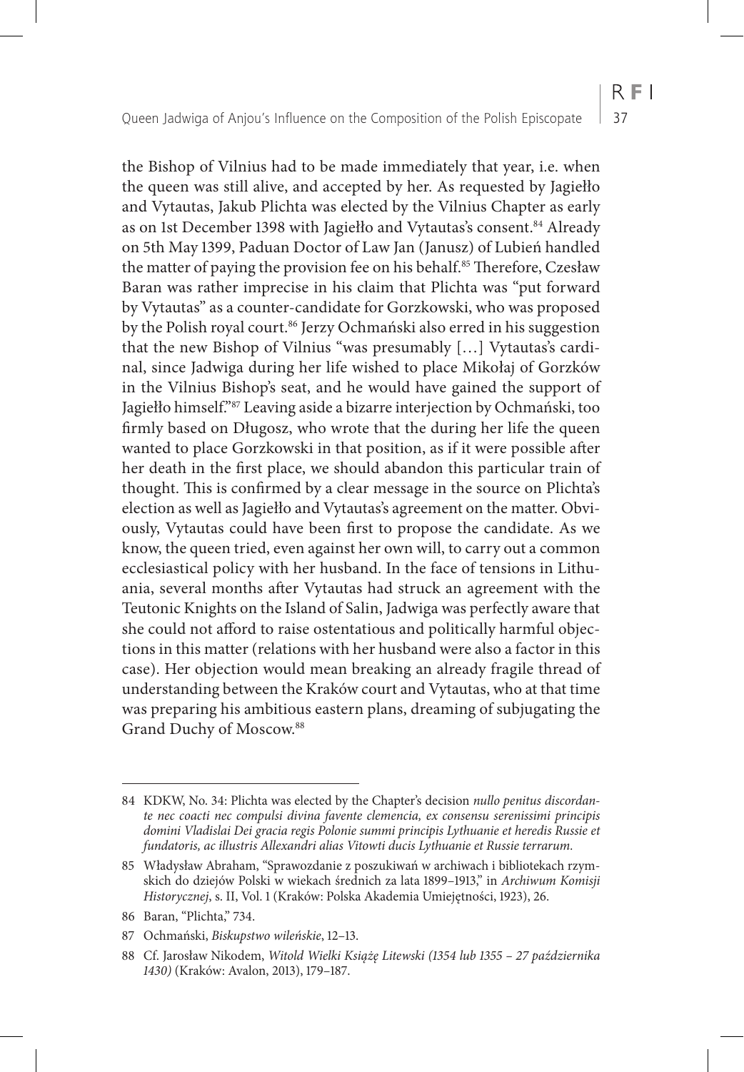the Bishop of Vilnius had to be made immediately that year, i.e. when the queen was still alive, and accepted by her. As requested by Jagiełło and Vytautas, Jakub Plichta was elected by the Vilnius Chapter as early as on 1st December 1398 with Jagiełło and Vytautas's consent.[84] Already on 5th May 1399, Paduan Doctor of Law Jan (Janusz) of Lubień handled the matter of paying the provision fee on his behalf.[85] Therefore, Czesław Baran was rather imprecise in his claim that Plichta was "put forward by Vytautas" as a counter-candidate for Gorzkowski, who was proposed by the Polish royal court.[86] Jerzy Ochmański also erred in his suggestion that the new Bishop of Vilnius "was presumably […] Vytautas's cardinal, since Jadwiga during her life wished to place Mikołaj of Gorzków in the Vilnius Bishop's seat, and he would have gained the support of Jagiełło himself."[87] Leaving aside a bizarre interjection by Ochmański, too firmly based on Długosz, who wrote that the during her life the queen wanted to place Gorzkowski in that position, as if it were possible after her death in the first place, we should abandon this particular train of thought. This is confirmed by a clear message in the source on Plichta's election as well as Jagiełło and Vytautas's agreement on the matter. Obviously, Vytautas could have been first to propose the candidate. As we know, the queen tried, even against her own will, to carry out a common ecclesiastical policy with her husband. In the face of tensions in Lithuania, several months after Vytautas had struck an agreement with the Teutonic Knights on the Island of Salin, Jadwiga was perfectly aware that she could not afford to raise ostentatious and politically harmful objections in this matter (relations with her husband were also a factor in this case). Her objection would mean breaking an already fragile thread of understanding between the Kraków court and Vytautas, who at that time was preparing his ambitious eastern plans, dreaming of subjugating the Grand Duchy of Moscow.[88]

---

84 KDKW, No. 34: Plichta was elected by the Chapter's decision *nullo penitus discordante nec coacti nec compulsi divina favente clemencia, ex consensu serenissimi principis domini Vladislai Dei gracia regis Polonie summi principis Lythuanie et heredis Russie et fundatoris, ac illustris Allexandri alias Vitowti ducis Lythuanie et Russie terrarum.*

85 Władysław Abraham, "Sprawozdanie z poszukiwań w archiwach i bibliotekach rzymskich do dziejów Polski w wiekach średnich za lata 1899–1913," in *Archiwum Komisji Historycznej*, s. II, Vol. 1 (Kraków: Polska Akademia Umiejętności, 1923), 26.

86 Baran, "Plichta," 734.

87 Ochmański, *Biskupstwo wileńskie*, 12–13.

88 Cf. Jarosław Nikodem, *Witold Wielki Książę Litewski (1354 lub 1355 – 27 października 1430)* (Kraków: Avalon, 2013), 179–187.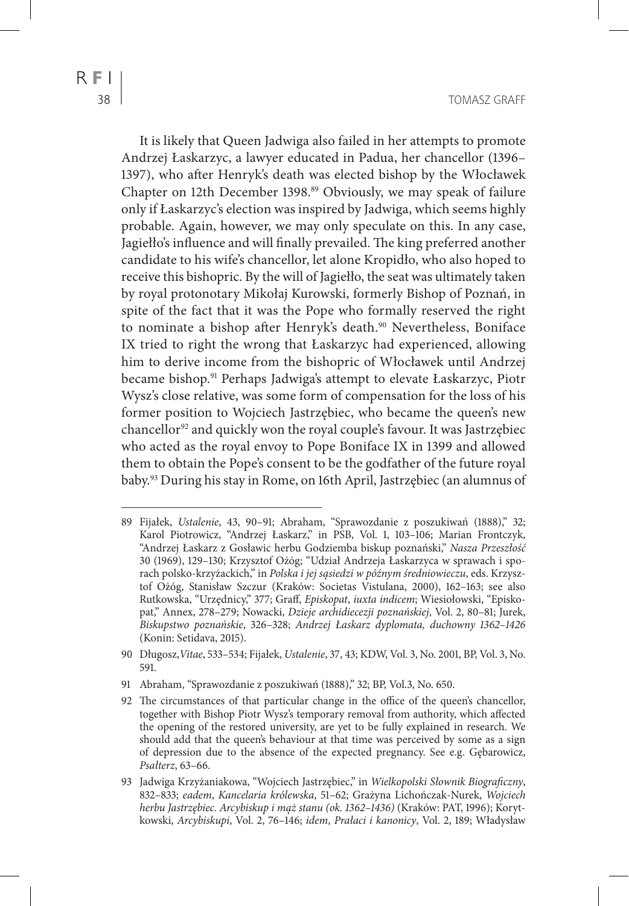It is likely that Queen Jadwiga also failed in her attempts to promote Andrzej Łaskarzyc, a lawyer educated in Padua, her chancellor (1396–1397), who after Henryk's death was elected bishop by the Włocławek Chapter on 12th December 1398.[89] Obviously, we may speak of failure only if Łaskarzyc's election was inspired by Jadwiga, which seems highly probable. Again, however, we may only speculate on this. In any case, Jagiełło's influence and will finally prevailed. The king preferred another candidate to his wife's chancellor, let alone Kropidło, who also hoped to receive this bishopric. By the will of Jagiełło, the seat was ultimately taken by royal protonotary Mikołaj Kurowski, formerly Bishop of Poznań, in spite of the fact that it was the Pope who formally reserved the right to nominate a bishop after Henryk's death.[90] Nevertheless, Boniface IX tried to right the wrong that Łaskarzyc had experienced, allowing him to derive income from the bishopric of Włocławek until Andrzej became bishop.[91] Perhaps Jadwiga's attempt to elevate Łaskarzyc, Piotr Wysz's close relative, was some form of compensation for the loss of his former position to Wojciech Jastrzębiec, who became the queen's new chancellor[92] and quickly won the royal couple's favour. It was Jastrzębiec who acted as the royal envoy to Pope Boniface IX in 1399 and allowed them to obtain the Pope's consent to be the godfather of the future royal baby.[93] During his stay in Rome, on 16th April, Jastrzębiec (an alumnus of

---

89 Fijałek, *Ustalenie*, 43, 90–91; Abraham, "Sprawozdanie z poszukiwań (1888)," 32; Karol Piotrowicz, "Andrzej Łaskarz," in PSB, Vol. 1, 103–106; Marian Frontczyk, "Andrzej Łaskarz z Gosławic herbu Godziemba biskup poznański," *Nasza Przeszłość* 30 (1969), 129–130; Krzysztof Ożóg; "Udział Andrzeja Łaskarzyca w sprawach i sporach polsko-krzyżackich," in *Polska i jej sąsiedzi w późnym średniowieczu*, eds. Krzysztof Ożóg, Stanisław Szczur (Kraków: Societas Vistulana, 2000), 162–163; see also Rutkowska, "Urzędnicy," 377; Graff, *Episkopat*, *iuxta indicem*; Wiesiołowski, "Episkopat," Annex, 278–279; Nowacki, *Dzieje archidiecezji poznańskiej*, Vol. 2, 80–81; Jurek, *Biskupstwo poznańskie*, 326–328; *Andrzej Łaskarz dyplomata, duchowny 1362–1426* (Konin: Setidava, 2015).

90 Długosz, *Vitae*, 533–534; Fijałek, *Ustalenie*, 37, 43; KDW, Vol. 3, No. 2001, BP, Vol. 3, No. 591.

91 Abraham, "Sprawozdanie z poszukiwań (1888)," 32; BP, Vol.3, No. 650.

92 The circumstances of that particular change in the office of the queen's chancellor, together with Bishop Piotr Wysz's temporary removal from authority, which affected the opening of the restored university, are yet to be fully explained in research. We should add that the queen's behaviour at that time was perceived by some as a sign of depression due to the absence of the expected pregnancy. See e.g. Gębarowicz, *Psałterz*, 63–66.

93 Jadwiga Krzyżaniakowa, "Wojciech Jastrzębiec," in *Wielkopolski Słownik Biograficzny*, 832–833; *eadem*, *Kancelaria królewska*, 51–62; Grażyna Lichończak-Nurek, *Wojciech herbu Jastrzębiec. Arcybiskup i mąż stanu (ok. 1362–1436)* (Kraków: PAT, 1996); Korytkowski, *Arcybiskupi*, Vol. 2, 76–146; *idem*, *Prałaci i kanonicy*, Vol. 2, 189; Władysław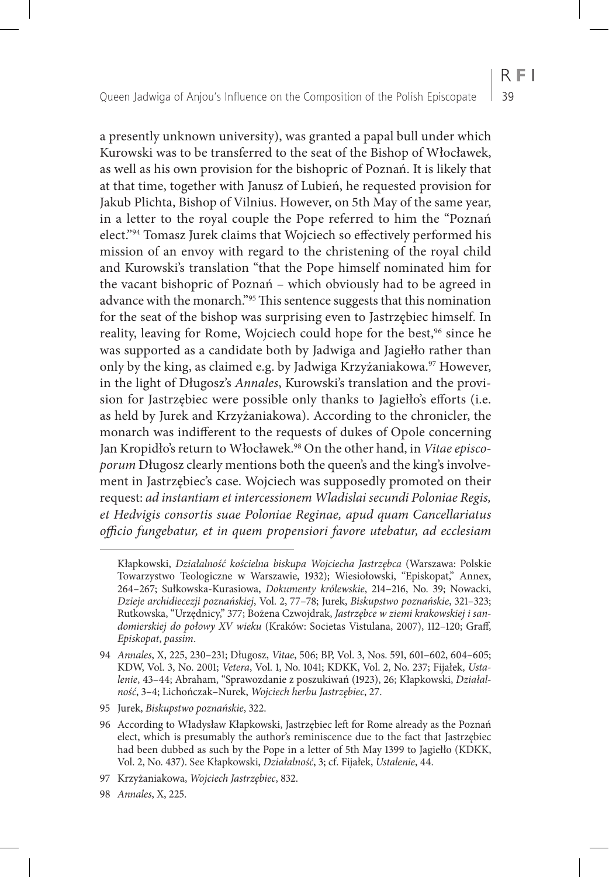a presently unknown university), was granted a papal bull under which Kurowski was to be transferred to the seat of the Bishop of Włocławek, as well as his own provision for the bishopric of Poznań. It is likely that at that time, together with Janusz of Lubień, he requested provision for Jakub Plichta, Bishop of Vilnius. However, on 5th May of the same year, in a letter to the royal couple the Pope referred to him the "Poznań elect."[94] Tomasz Jurek claims that Wojciech so effectively performed his mission of an envoy with regard to the christening of the royal child and Kurowski's translation "that the Pope himself nominated him for the vacant bishopric of Poznań – which obviously had to be agreed in advance with the monarch."[95] This sentence suggests that this nomination for the seat of the bishop was surprising even to Jastrzębiec himself. In reality, leaving for Rome, Wojciech could hope for the best,[96] since he was supported as a candidate both by Jadwiga and Jagiełło rather than only by the king, as claimed e.g. by Jadwiga Krzyżaniakowa.[97] However, in the light of Długosz's *Annales*, Kurowski's translation and the provision for Jastrzębiec were possible only thanks to Jagiełło's efforts (i.e. as held by Jurek and Krzyżaniakowa). According to the chronicler, the monarch was indifferent to the requests of dukes of Opole concerning Jan Kropidło's return to Włocławek.[98] On the other hand, in *Vitae episcoporum* Długosz clearly mentions both the queen's and the king's involvement in Jastrzębiec's case. Wojciech was supposedly promoted on their request: *ad instantiam et intercessionem Wladislai secundi Poloniae Regis, et Hedvigis consortis suae Poloniae Reginae, apud quam Cancellariatus officio fungebatur, et in quem propensiori favore utebatur, ad ecclesiam*

---

Kłapkowski, *Działalność kościelna biskupa Wojciecha Jastrzębca* (Warszawa: Polskie Towarzystwo Teologiczne w Warszawie, 1932); Wiesiołowski, "Episkopat," Annex, 264–267; Sułkowska-Kurasiowa, *Dokumenty królewskie*, 214–216, No. 39; Nowacki, *Dzieje archidiecezji poznańskiej*, Vol. 2, 77–78; Jurek, *Biskupstwo poznańskie*, 321–323; Rutkowska, "Urzędnicy," 377; Bożena Czwojdrak, *Jastrzębce w ziemi krakowskiej i sandomierskiej do połowy XV wieku* (Kraków: Societas Vistulana, 2007), 112–120; Graff, *Episkopat*, *passim*.

94 *Annales*, X, 225, 230–231; Długosz, *Vitae*, 506; BP, Vol. 3, Nos. 591, 601–602, 604–605; KDW, Vol. 3, No. 2001; *Vetera*, Vol. 1, No. 1041; KDKK, Vol. 2, No. 237; Fijałek, *Ustalenie*, 43–44; Abraham, "Sprawozdanie z poszukiwań (1923), 26; Kłapkowski, *Działalność*, 3–4; Lichończak–Nurek, *Wojciech herbu Jastrzębiec*, 27.

95 Jurek, *Biskupstwo poznańskie*, 322.

96 According to Władysław Kłapkowski, Jastrzębiec left for Rome already as the Poznań elect, which is presumably the author's reminiscence due to the fact that Jastrzębiec had been dubbed as such by the Pope in a letter of 5th May 1399 to Jagiełło (KDKK, Vol. 2, No. 437). See Kłapkowski, *Działalność*, 3; cf. Fijałek, *Ustalenie*, 44.

97 Krzyżaniakowa, *Wojciech Jastrzębiec*, 832.

98 *Annales*, X, 225.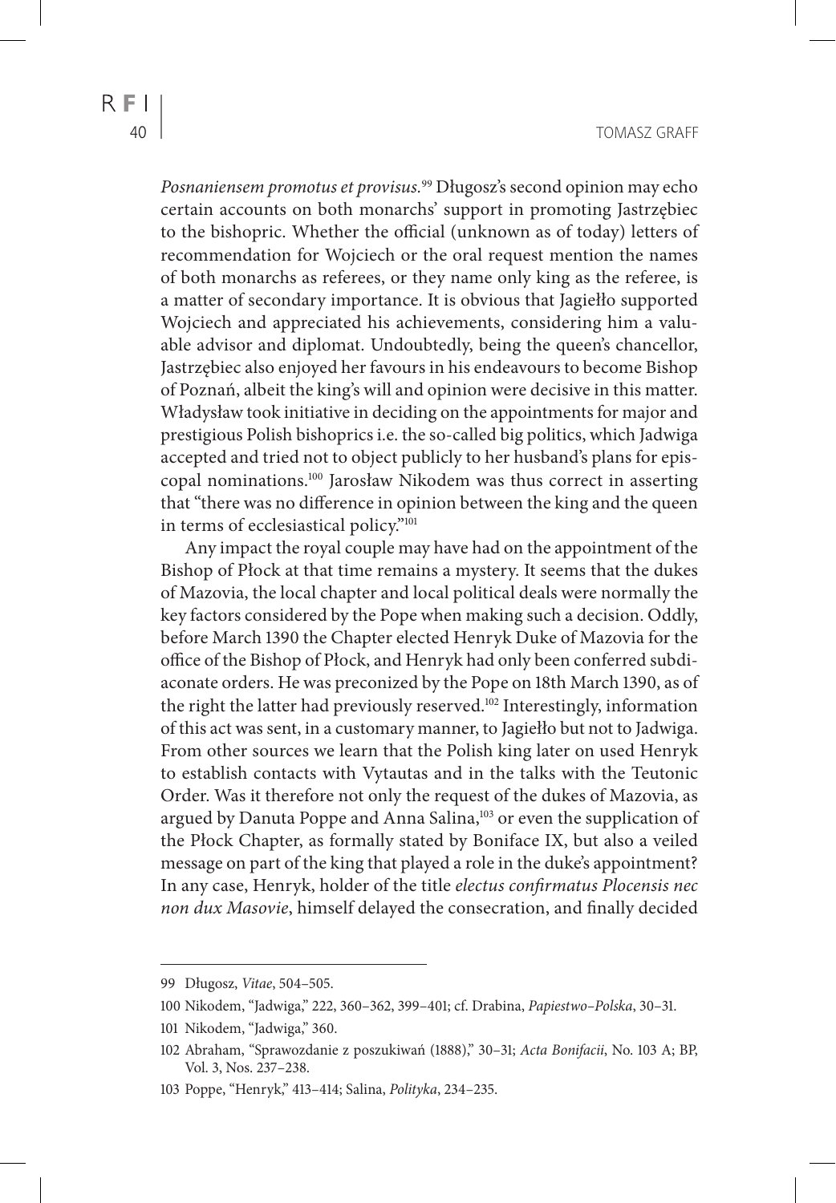*Posnaniensem promotus et provisus.*[99] Długosz's second opinion may echo certain accounts on both monarchs' support in promoting Jastrzębiec to the bishopric. Whether the official (unknown as of today) letters of recommendation for Wojciech or the oral request mention the names of both monarchs as referees, or they name only king as the referee, is a matter of secondary importance. It is obvious that Jagiełło supported Wojciech and appreciated his achievements, considering him a valuable advisor and diplomat. Undoubtedly, being the queen's chancellor, Jastrzębiec also enjoyed her favours in his endeavours to become Bishop of Poznań, albeit the king's will and opinion were decisive in this matter. Władysław took initiative in deciding on the appointments for major and prestigious Polish bishoprics i.e. the so-called big politics, which Jadwiga accepted and tried not to object publicly to her husband's plans for episcopal nominations.[100] Jarosław Nikodem was thus correct in asserting that "there was no difference in opinion between the king and the queen in terms of ecclesiastical policy."[101]

Any impact the royal couple may have had on the appointment of the Bishop of Płock at that time remains a mystery. It seems that the dukes of Mazovia, the local chapter and local political deals were normally the key factors considered by the Pope when making such a decision. Oddly, before March 1390 the Chapter elected Henryk Duke of Mazovia for the office of the Bishop of Płock, and Henryk had only been conferred subdiaconate orders. He was preconized by the Pope on 18th March 1390, as of the right the latter had previously reserved.[102] Interestingly, information of this act was sent, in a customary manner, to Jagiełło but not to Jadwiga. From other sources we learn that the Polish king later on used Henryk to establish contacts with Vytautas and in the talks with the Teutonic Order. Was it therefore not only the request of the dukes of Mazovia, as argued by Danuta Poppe and Anna Salina,[103] or even the supplication of the Płock Chapter, as formally stated by Boniface IX, but also a veiled message on part of the king that played a role in the duke's appointment? In any case, Henryk, holder of the title *electus confirmatus Plocensis nec non dux Masovie*, himself delayed the consecration, and finally decided

---

99 Długosz, *Vitae*, 504–505.

100 Nikodem, "Jadwiga," 222, 360–362, 399–401; cf. Drabina, *Papiestwo–Polska*, 30–31.

101 Nikodem, "Jadwiga," 360.

102 Abraham, "Sprawozdanie z poszukiwań (1888)," 30–31; *Acta Bonifacii*, No. 103 A; BP, Vol. 3, Nos. 237–238.

103 Poppe, "Henryk," 413–414; Salina, *Polityka*, 234–235.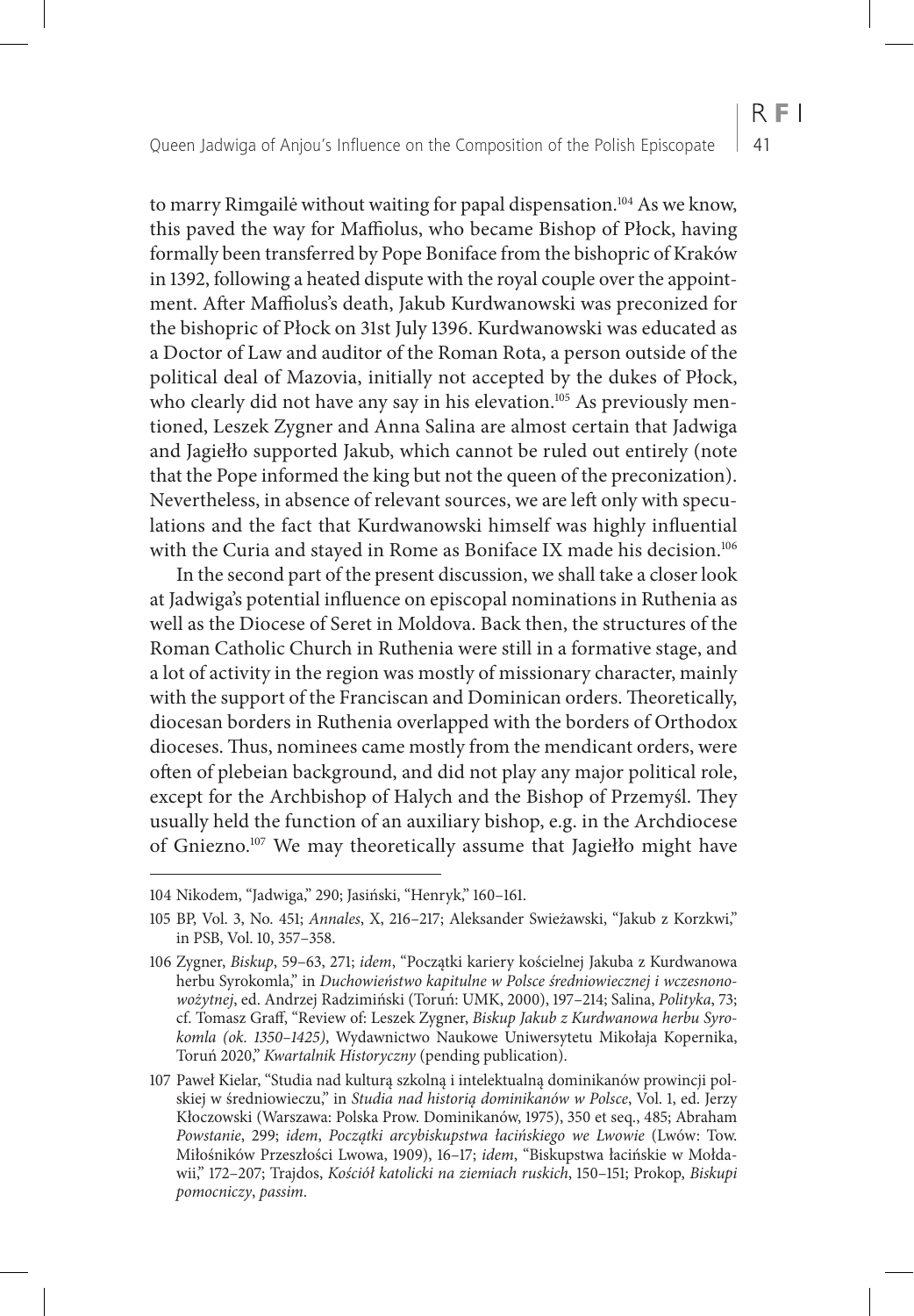to marry Rimgailė without waiting for papal dispensation.[104] As we know, this paved the way for Maffiolus, who became Bishop of Płock, having formally been transferred by Pope Boniface from the bishopric of Kraków in 1392, following a heated dispute with the royal couple over the appointment. After Maffiolus's death, Jakub Kurdwanowski was preconized for the bishopric of Płock on 31st July 1396. Kurdwanowski was educated as a Doctor of Law and auditor of the Roman Rota, a person outside of the political deal of Mazovia, initially not accepted by the dukes of Płock, who clearly did not have any say in his elevation.[105] As previously mentioned, Leszek Zygner and Anna Salina are almost certain that Jadwiga and Jagiełło supported Jakub, which cannot be ruled out entirely (note that the Pope informed the king but not the queen of the preconization). Nevertheless, in absence of relevant sources, we are left only with speculations and the fact that Kurdwanowski himself was highly influential with the Curia and stayed in Rome as Boniface IX made his decision.[106]

In the second part of the present discussion, we shall take a closer look at Jadwiga's potential influence on episcopal nominations in Ruthenia as well as the Diocese of Seret in Moldova. Back then, the structures of the Roman Catholic Church in Ruthenia were still in a formative stage, and a lot of activity in the region was mostly of missionary character, mainly with the support of the Franciscan and Dominican orders. Theoretically, diocesan borders in Ruthenia overlapped with the borders of Orthodox dioceses. Thus, nominees came mostly from the mendicant orders, were often of plebeian background, and did not play any major political role, except for the Archbishop of Halych and the Bishop of Przemyśl. They usually held the function of an auxiliary bishop, e.g. in the Archdiocese of Gniezno.[107] We may theoretically assume that Jagiełło might have

---

104 Nikodem, "Jadwiga," 290; Jasiński, "Henryk," 160–161.

105 BP, Vol. 3, No. 451; *Annales*, X, 216–217; Aleksander Swieżawski, "Jakub z Korzkwi," in PSB, Vol. 10, 357–358.

106 Zygner, *Biskup*, 59–63, 271; *idem*, "Początki kariery kościelnej Jakuba z Kurdwanowa herbu Syrokomla," in *Duchowieństwo kapitulne w Polsce średniowiecznej i wczesnonowożytnej*, ed. Andrzej Radzimiński (Toruń: UMK, 2000), 197–214; Salina, *Polityka*, 73; cf. Tomasz Graff, "Review of: Leszek Zygner, *Biskup Jakub z Kurdwanowa herbu Syrokomla (ok. 1350–1425)*, Wydawnictwo Naukowe Uniwersytetu Mikołaja Kopernika, Toruń 2020," *Kwartalnik Historyczny* (pending publication).

107 Paweł Kielar, "Studia nad kulturą szkolną i intelektualną dominikanów prowincji polskiej w średniowieczu," in *Studia nad historią dominikanów w Polsce*, Vol. 1, ed. Jerzy Kłoczowski (Warszawa: Polska Prow. Dominikanów, 1975), 350 et seq., 485; Abraham *Powstanie*, 299; *idem*, *Początki arcybiskupstwa łacińskiego we Lwowie* (Lwów: Tow. Miłośników Przeszłości Lwowa, 1909), 16–17; *idem*, "Biskupstwa łacińskie w Mołdawii," 172–207; Trajdos, *Kościół katolicki na ziemiach ruskich*, 150–151; Prokop, *Biskupi pomocniczy*, *passim*.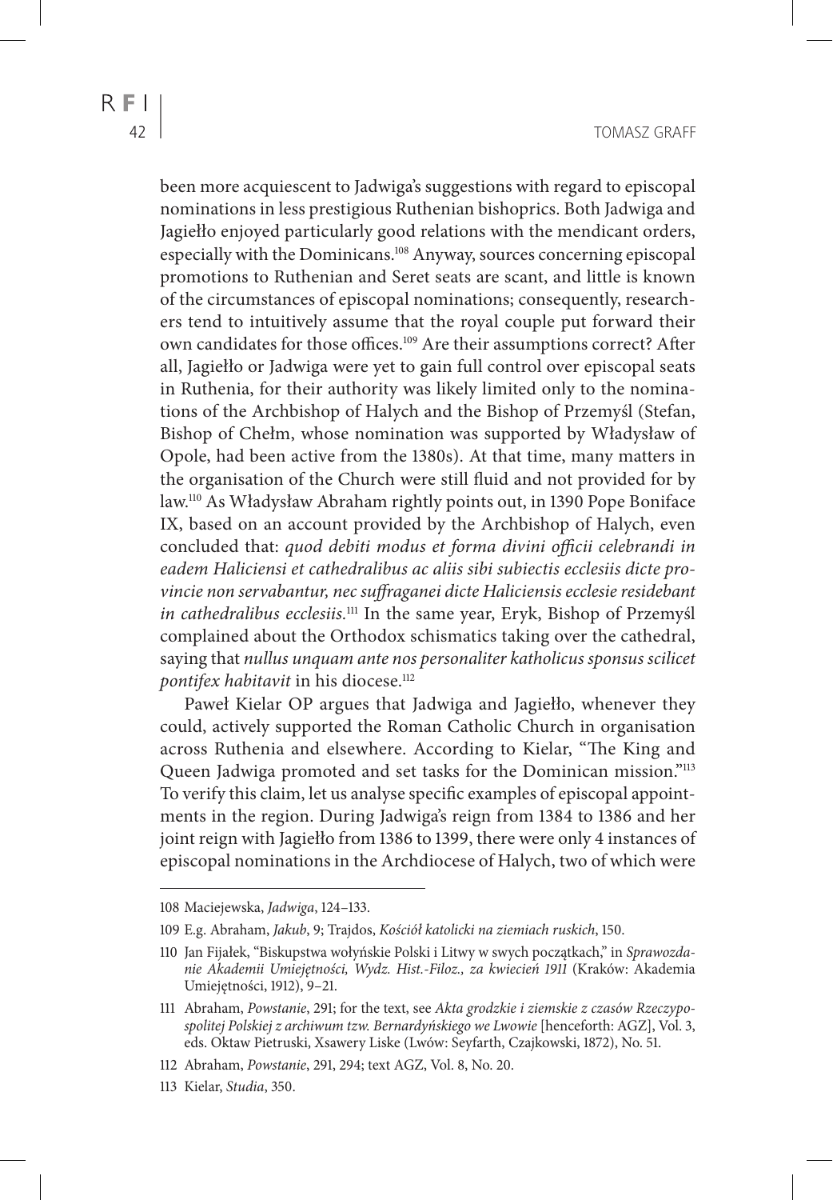been more acquiescent to Jadwiga's suggestions with regard to episcopal nominations in less prestigious Ruthenian bishoprics. Both Jadwiga and Jagiełło enjoyed particularly good relations with the mendicant orders, especially with the Dominicans.[108] Anyway, sources concerning episcopal promotions to Ruthenian and Seret seats are scant, and little is known of the circumstances of episcopal nominations; consequently, researchers tend to intuitively assume that the royal couple put forward their own candidates for those offices.[109] Are their assumptions correct? After all, Jagiełło or Jadwiga were yet to gain full control over episcopal seats in Ruthenia, for their authority was likely limited only to the nominations of the Archbishop of Halych and the Bishop of Przemyśl (Stefan, Bishop of Chełm, whose nomination was supported by Władysław of Opole, had been active from the 1380s). At that time, many matters in the organisation of the Church were still fluid and not provided for by law.[110] As Władysław Abraham rightly points out, in 1390 Pope Boniface IX, based on an account provided by the Archbishop of Halych, even concluded that: *quod debiti modus et forma divini officii celebrandi in eadem Haliciensi et cathedralibus ac aliis sibi subiectis ecclesiis dicte provincie non servabantur, nec suffraganei dicte Haliciensis ecclesie residebant in cathedralibus ecclesiis.*[111] In the same year, Eryk, Bishop of Przemyśl complained about the Orthodox schismatics taking over the cathedral, saying that *nullus unquam ante nos personaliter katholicus sponsus scilicet pontifex habitavit* in his diocese.[112]

Paweł Kielar OP argues that Jadwiga and Jagiełło, whenever they could, actively supported the Roman Catholic Church in organisation across Ruthenia and elsewhere. According to Kielar, "The King and Queen Jadwiga promoted and set tasks for the Dominican mission."[113] To verify this claim, let us analyse specific examples of episcopal appointments in the region. During Jadwiga's reign from 1384 to 1386 and her joint reign with Jagiełło from 1386 to 1399, there were only 4 instances of episcopal nominations in the Archdiocese of Halych, two of which were

---

108 Maciejewska, *Jadwiga*, 124–133.

109 E.g. Abraham, *Jakub*, 9; Trajdos, *Kościół katolicki na ziemiach ruskich*, 150.

110 Jan Fijałek, "Biskupstwa wołyńskie Polski i Litwy w swych początkach," in *Sprawozdanie Akademii Umiejętności, Wydz. Hist.-Filoz., za kwiecień 1911* (Kraków: Akademia Umiejętności, 1912), 9–21.

111 Abraham, *Powstanie*, 291; for the text, see *Akta grodzkie i ziemskie z czasów Rzeczypospolitej Polskiej z archiwum tzw. Bernardyńskiego we Lwowie* [henceforth: AGZ], Vol. 3, eds. Oktaw Pietruski, Xsawery Liske (Lwów: Seyfarth, Czajkowski, 1872), No. 51.

112 Abraham, *Powstanie*, 291, 294; text AGZ, Vol. 8, No. 20.

113 Kielar, *Studia*, 350.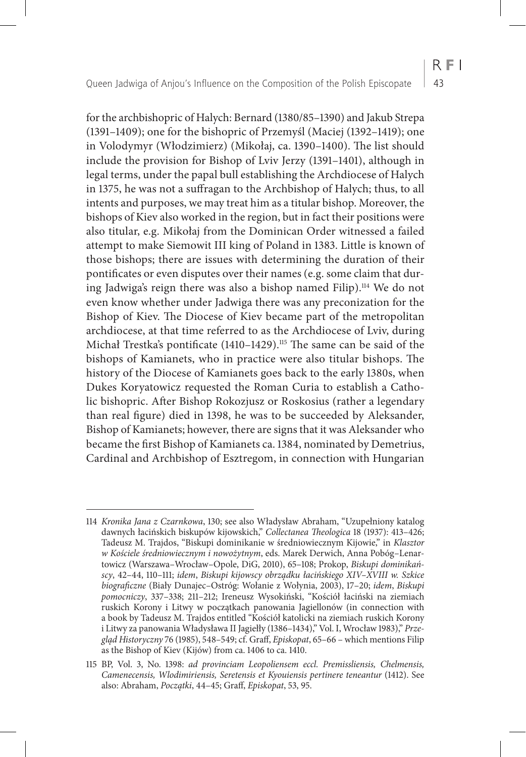for the archbishopric of Halych: Bernard (1380/85–1390) and Jakub Strepa (1391–1409); one for the bishopric of Przemyśl (Maciej (1392–1419); one in Volodymyr (Włodzimierz) (Mikołaj, ca. 1390–1400). The list should include the provision for Bishop of Lviv Jerzy (1391–1401), although in legal terms, under the papal bull establishing the Archdiocese of Halych in 1375, he was not a suffragan to the Archbishop of Halych; thus, to all intents and purposes, we may treat him as a titular bishop. Moreover, the bishops of Kiev also worked in the region, but in fact their positions were also titular, e.g. Mikołaj from the Dominican Order witnessed a failed attempt to make Siemowit III king of Poland in 1383. Little is known of those bishops; there are issues with determining the duration of their pontificates or even disputes over their names (e.g. some claim that during Jadwiga's reign there was also a bishop named Filip).[114] We do not even know whether under Jadwiga there was any preconization for the Bishop of Kiev. The Diocese of Kiev became part of the metropolitan archdiocese, at that time referred to as the Archdiocese of Lviv, during Michał Trestka's pontificate (1410–1429).[115] The same can be said of the bishops of Kamianets, who in practice were also titular bishops. The history of the Diocese of Kamianets goes back to the early 1380s, when Dukes Koryatowicz requested the Roman Curia to establish a Catholic bishopric. After Bishop Rokozjusz or Roskosius (rather a legendary than real figure) died in 1398, he was to be succeeded by Aleksander, Bishop of Kamianets; however, there are signs that it was Aleksander who became the first Bishop of Kamianets ca. 1384, nominated by Demetrius, Cardinal and Archbishop of Esztregom, in connection with Hungarian

---

114 *Kronika Jana z Czarnkowa*, 130; see also Władysław Abraham, "Uzupełniony katalog dawnych łacińskich biskupów kijowskich," *Collectanea Theologica* 18 (1937): 413–426; Tadeusz M. Trajdos, "Biskupi dominikanie w średniowiecznym Kijowie," in *Klasztor w Kościele średniowiecznym i nowożytnym*, eds. Marek Derwich, Anna Pobóg–Lenartowicz (Warszawa–Wrocław–Opole, DiG, 2010), 65–108; Prokop, *Biskupi dominikańscy*, 42–44, 110–111; *idem*, *Biskupi kijowscy obrządku łacińskiego XIV–XVIII w. Szkice biograficzne* (Biały Dunajec–Ostróg: Wołanie z Wołynia, 2003), 17–20; *idem*, *Biskupi pomocniczy*, 337–338; 211–212; Ireneusz Wysokiński, "Kościół łaciński na ziemiach ruskich Korony i Litwy w początkach panowania Jagiellonów (in connection with a book by Tadeusz M. Trajdos entitled "Kościół katolicki na ziemiach ruskich Korony i Litwy za panowania Władysława II Jagiełły (1386–1434)," Vol. I, Wrocław 1983)," *Przegląd Historyczny* 76 (1985), 548–549; cf. Graff, *Episkopat*, 65–66 – which mentions Filip as the Bishop of Kiev (Kijów) from ca. 1406 to ca. 1410.

115 BP, Vol. 3, No. 1398: *ad provinciam Leopoliensem eccl. Premissliensis, Chelmensis, Camenecensis, Wlodimiriensis, Seretensis et Kyouiensis pertinere teneantur* (1412). See also: Abraham, *Początki*, 44–45; Graff, *Episkopat*, 53, 95.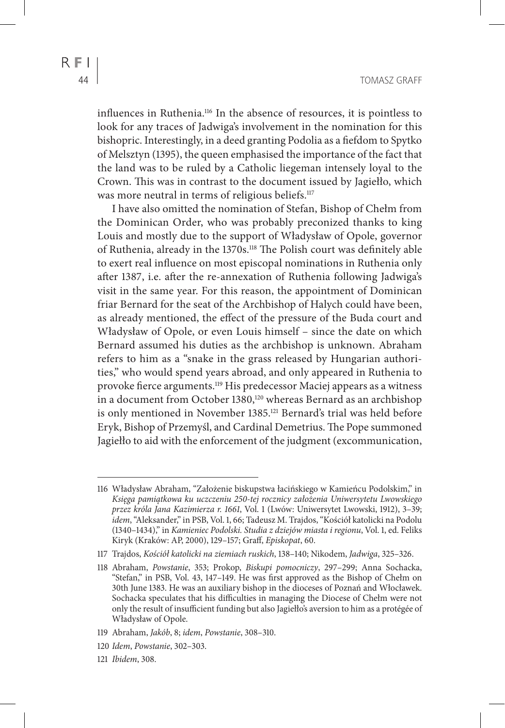influences in Ruthenia.[116] In the absence of resources, it is pointless to look for any traces of Jadwiga's involvement in the nomination for this bishopric. Interestingly, in a deed granting Podolia as a fiefdom to Spytko of Melsztyn (1395), the queen emphasised the importance of the fact that the land was to be ruled by a Catholic liegeman intensely loyal to the Crown. This was in contrast to the document issued by Jagiełło, which was more neutral in terms of religious beliefs.[117]

I have also omitted the nomination of Stefan, Bishop of Chełm from the Dominican Order, who was probably preconized thanks to king Louis and mostly due to the support of Władysław of Opole, governor of Ruthenia, already in the 1370s.[118] The Polish court was definitely able to exert real influence on most episcopal nominations in Ruthenia only after 1387, i.e. after the re-annexation of Ruthenia following Jadwiga's visit in the same year. For this reason, the appointment of Dominican friar Bernard for the seat of the Archbishop of Halych could have been, as already mentioned, the effect of the pressure of the Buda court and Władysław of Opole, or even Louis himself – since the date on which Bernard assumed his duties as the archbishop is unknown. Abraham refers to him as a "snake in the grass released by Hungarian authorities," who would spend years abroad, and only appeared in Ruthenia to provoke fierce arguments.[119] His predecessor Maciej appears as a witness in a document from October 1380,[120] whereas Bernard as an archbishop is only mentioned in November 1385.[121] Bernard's trial was held before Eryk, Bishop of Przemyśl, and Cardinal Demetrius. The Pope summoned Jagiełło to aid with the enforcement of the judgment (excommunication,

---

116 Władysław Abraham, "Założenie biskupstwa łacińskiego w Kamieńcu Podolskim," in *Księga pamiątkowa ku uczczeniu 250-tej rocznicy założenia Uniwersytetu Lwowskiego przez króla Jana Kazimierza r. 1661*, Vol. 1 (Lwów: Uniwersytet Lwowski, 1912), 3–39; *idem*, "Aleksander," in PSB, Vol. 1, 66; Tadeusz M. Trajdos, "Kościół katolicki na Podolu (1340–1434)," in *Kamieniec Podolski. Studia z dziejów miasta i regionu*, Vol. 1, ed. Feliks Kiryk (Kraków: AP, 2000), 129–157; Graff, *Episkopat*, 60.

117 Trajdos, *Kościół katolicki na ziemiach ruskich*, 138–140; Nikodem, *Jadwiga*, 325–326.

118 Abraham, *Powstanie*, 353; Prokop, *Biskupi pomocniczy*, 297–299; Anna Sochacka, "Stefan," in PSB, Vol. 43, 147–149. He was first approved as the Bishop of Chełm on 30th June 1383. He was an auxiliary bishop in the dioceses of Poznań and Włocławek. Sochacka speculates that his difficulties in managing the Diocese of Chełm were not only the result of insufficient funding but also Jagiełło's aversion to him as a protégée of Władysław of Opole.

119 Abraham, *Jakób*, 8; *idem*, *Powstanie*, 308–310.

120 *Idem*, *Powstanie*, 302–303.

121 *Ibidem*, 308.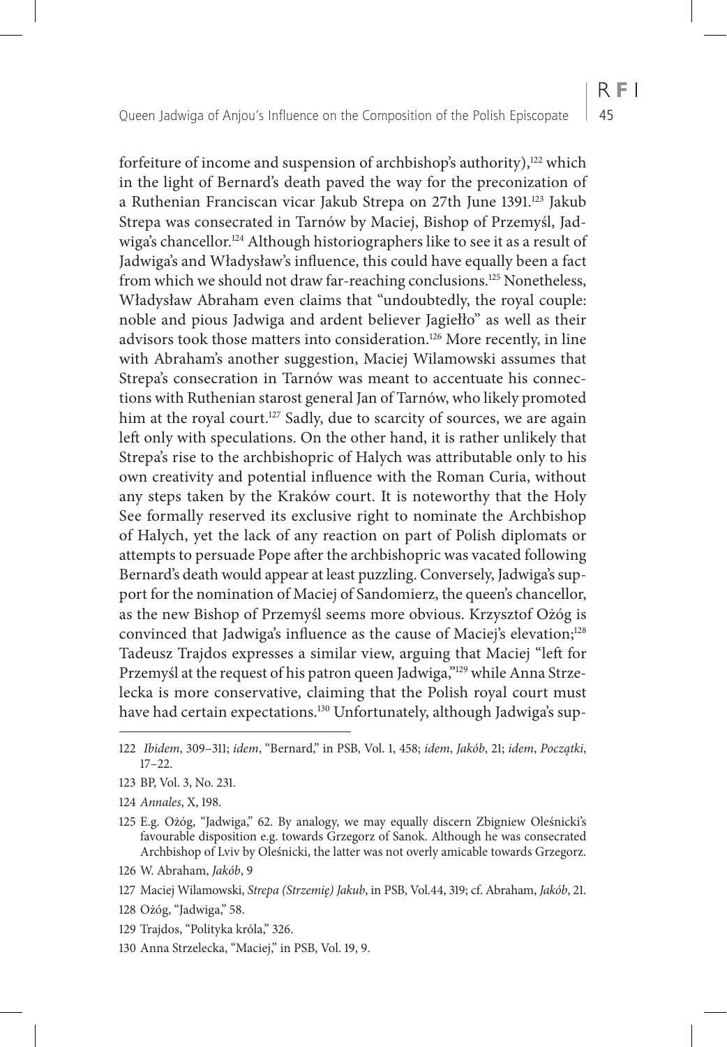forfeiture of income and suspension of archbishop's authority),[122] which in the light of Bernard's death paved the way for the preconization of a Ruthenian Franciscan vicar Jakub Strepa on 27th June 1391.[123] Jakub Strepa was consecrated in Tarnów by Maciej, Bishop of Przemyśl, Jadwiga's chancellor.[124] Although historiographers like to see it as a result of Jadwiga's and Władysław's influence, this could have equally been a fact from which we should not draw far-reaching conclusions.[125] Nonetheless, Władysław Abraham even claims that "undoubtedly, the royal couple: noble and pious Jadwiga and ardent believer Jagiełło" as well as their advisors took those matters into consideration.[126] More recently, in line with Abraham's another suggestion, Maciej Wilamowski assumes that Strepa's consecration in Tarnów was meant to accentuate his connections with Ruthenian starost general Jan of Tarnów, who likely promoted him at the royal court.[127] Sadly, due to scarcity of sources, we are again left only with speculations. On the other hand, it is rather unlikely that Strepa's rise to the archbishopric of Halych was attributable only to his own creativity and potential influence with the Roman Curia, without any steps taken by the Kraków court. It is noteworthy that the Holy See formally reserved its exclusive right to nominate the Archbishop of Halych, yet the lack of any reaction on part of Polish diplomats or attempts to persuade Pope after the archbishopric was vacated following Bernard's death would appear at least puzzling. Conversely, Jadwiga's support for the nomination of Maciej of Sandomierz, the queen's chancellor, as the new Bishop of Przemyśl seems more obvious. Krzysztof Ożóg is convinced that Jadwiga's influence as the cause of Maciej's elevation;[128] Tadeusz Trajdos expresses a similar view, arguing that Maciej "left for Przemyśl at the request of his patron queen Jadwiga,"[129] while Anna Strzelecka is more conservative, claiming that the Polish royal court must have had certain expectations.[130] Unfortunately, although Jadwiga's sup-

---

122 *Ibidem*, 309–311; *idem*, "Bernard," in PSB, Vol. 1, 458; *idem*, *Jakób*, 21; *idem*, *Początki*, 17–22.

123 BP, Vol. 3, No. 231.

124 *Annales*, X, 198.

125 E.g. Ożóg, "Jadwiga," 62. By analogy, we may equally discern Zbigniew Oleśnicki's favourable disposition e.g. towards Grzegorz of Sanok. Although he was consecrated Archbishop of Lviv by Oleśnicki, the latter was not overly amicable towards Grzegorz.

126 W. Abraham, *Jakób*, 9

127 Maciej Wilamowski, *Strepa (Strzemię) Jakub*, in PSB, Vol.44, 319; cf. Abraham, *Jakób*, 21.

128 Ożóg, "Jadwiga," 58.

129 Trajdos, "Polityka króla," 326.

130 Anna Strzelecka, "Maciej," in PSB, Vol. 19, 9.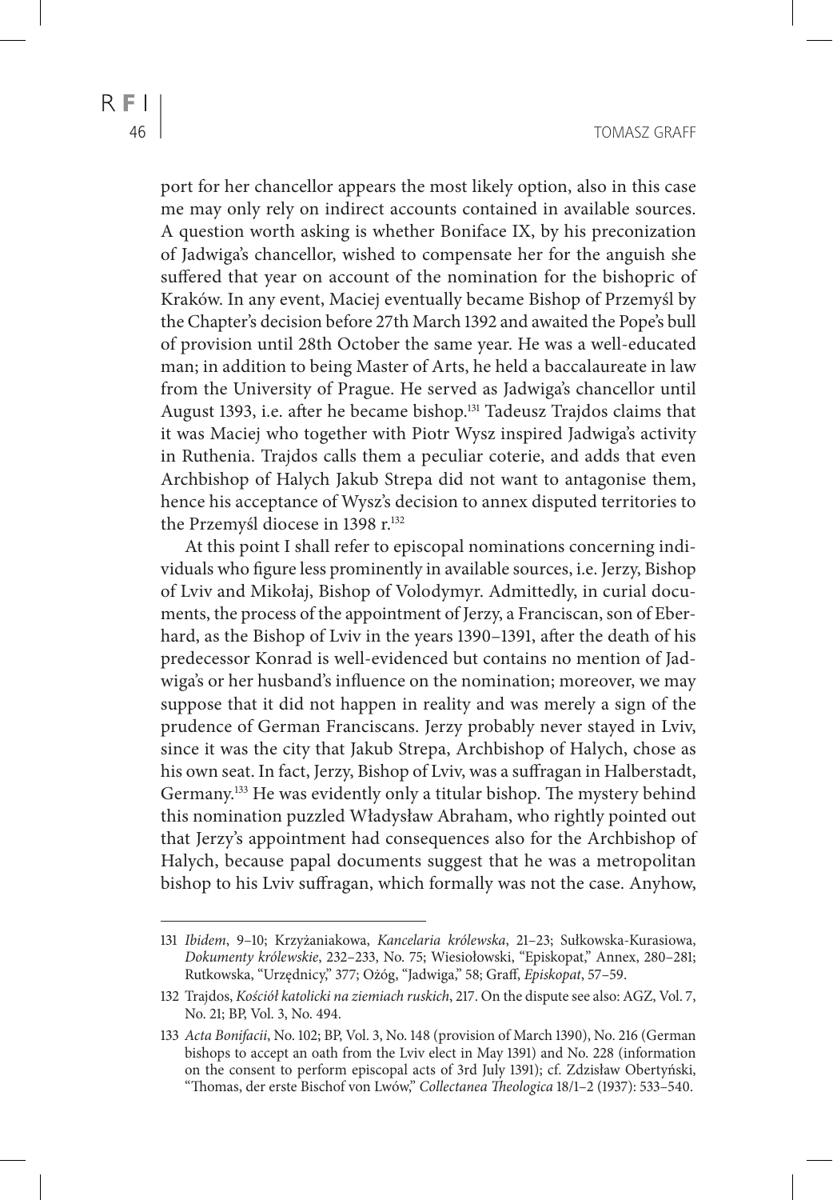port for her chancellor appears the most likely option, also in this case me may only rely on indirect accounts contained in available sources. A question worth asking is whether Boniface IX, by his preconization of Jadwiga's chancellor, wished to compensate her for the anguish she suffered that year on account of the nomination for the bishopric of Kraków. In any event, Maciej eventually became Bishop of Przemyśl by the Chapter's decision before 27th March 1392 and awaited the Pope's bull of provision until 28th October the same year. He was a well-educated man; in addition to being Master of Arts, he held a baccalaureate in law from the University of Prague. He served as Jadwiga's chancellor until August 1393, i.e. after he became bishop.[131] Tadeusz Trajdos claims that it was Maciej who together with Piotr Wysz inspired Jadwiga's activity in Ruthenia. Trajdos calls them a peculiar coterie, and adds that even Archbishop of Halych Jakub Strepa did not want to antagonise them, hence his acceptance of Wysz's decision to annex disputed territories to the Przemyśl diocese in 1398 r.[132]

At this point I shall refer to episcopal nominations concerning individuals who figure less prominently in available sources, i.e. Jerzy, Bishop of Lviv and Mikołaj, Bishop of Volodymyr. Admittedly, in curial documents, the process of the appointment of Jerzy, a Franciscan, son of Eberhard, as the Bishop of Lviv in the years 1390–1391, after the death of his predecessor Konrad is well-evidenced but contains no mention of Jadwiga's or her husband's influence on the nomination; moreover, we may suppose that it did not happen in reality and was merely a sign of the prudence of German Franciscans. Jerzy probably never stayed in Lviv, since it was the city that Jakub Strepa, Archbishop of Halych, chose as his own seat. In fact, Jerzy, Bishop of Lviv, was a suffragan in Halberstadt, Germany.[133] He was evidently only a titular bishop. The mystery behind this nomination puzzled Władysław Abraham, who rightly pointed out that Jerzy's appointment had consequences also for the Archbishop of Halych, because papal documents suggest that he was a metropolitan bishop to his Lviv suffragan, which formally was not the case. Anyhow,

---

131 *Ibidem*, 9–10; Krzyżaniakowa, *Kancelaria królewska*, 21–23; Sułkowska-Kurasiowa, *Dokumenty królewskie*, 232–233, No. 75; Wiesiołowski, "Episkopat," Annex, 280–281; Rutkowska, "Urzędnicy," 377; Ożóg, "Jadwiga," 58; Graff, *Episkopat*, 57–59.

132 Trajdos, *Kościół katolicki na ziemiach ruskich*, 217. On the dispute see also: AGZ, Vol. 7, No. 21; BP, Vol. 3, No. 494.

133 *Acta Bonifacii*, No. 102; BP, Vol. 3, No. 148 (provision of March 1390), No. 216 (German bishops to accept an oath from the Lviv elect in May 1391) and No. 228 (information on the consent to perform episcopal acts of 3rd July 1391); cf. Zdzisław Obertyński, "Thomas, der erste Bischof von Lwów," *Collectanea Theologica* 18/1–2 (1937): 533–540.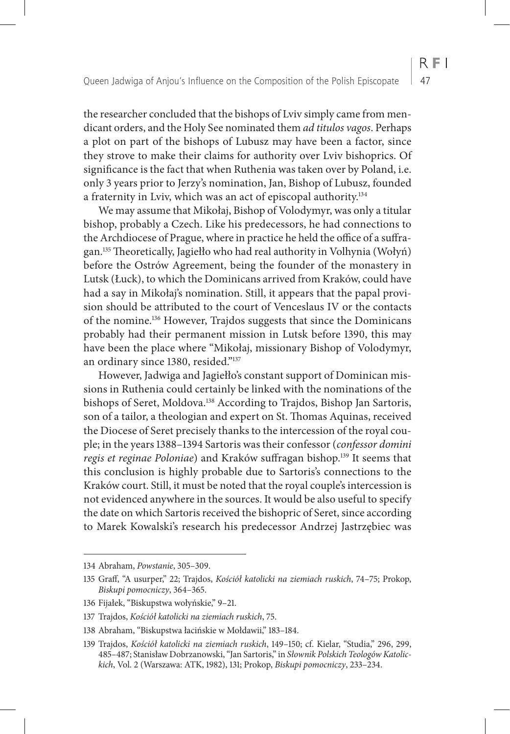the researcher concluded that the bishops of Lviv simply came from mendicant orders, and the Holy See nominated them *ad titulos vagos*. Perhaps a plot on part of the bishops of Lubusz may have been a factor, since they strove to make their claims for authority over Lviv bishoprics. Of significance is the fact that when Ruthenia was taken over by Poland, i.e. only 3 years prior to Jerzy's nomination, Jan, Bishop of Lubusz, founded a fraternity in Lviv, which was an act of episcopal authority.[134]

We may assume that Mikołaj, Bishop of Volodymyr, was only a titular bishop, probably a Czech. Like his predecessors, he had connections to the Archdiocese of Prague, where in practice he held the office of a suffragan.[135] Theoretically, Jagiełło who had real authority in Volhynia (Wołyń) before the Ostrów Agreement, being the founder of the monastery in Lutsk (Łuck), to which the Dominicans arrived from Kraków, could have had a say in Mikołaj's nomination. Still, it appears that the papal provision should be attributed to the court of Venceslaus IV or the contacts of the nomine.[136] However, Trajdos suggests that since the Dominicans probably had their permanent mission in Lutsk before 1390, this may have been the place where "Mikołaj, missionary Bishop of Volodymyr, an ordinary since 1380, resided."[137]

However, Jadwiga and Jagiełło's constant support of Dominican missions in Ruthenia could certainly be linked with the nominations of the bishops of Seret, Moldova.[138] According to Trajdos, Bishop Jan Sartoris, son of a tailor, a theologian and expert on St. Thomas Aquinas, received the Diocese of Seret precisely thanks to the intercession of the royal couple; in the years 1388–1394 Sartoris was their confessor (*confessor domini regis et reginae Poloniae*) and Kraków suffragan bishop.[139] It seems that this conclusion is highly probable due to Sartoris's connections to the Kraków court. Still, it must be noted that the royal couple's intercession is not evidenced anywhere in the sources. It would be also useful to specify the date on which Sartoris received the bishopric of Seret, since according to Marek Kowalski's research his predecessor Andrzej Jastrzębiec was

---

134 Abraham, *Powstanie*, 305–309.

135 Graff, "A usurper," 22; Trajdos, *Kościół katolicki na ziemiach ruskich*, 74–75; Prokop, *Biskupi pomocniczy*, 364–365.

136 Fijałek, "Biskupstwa wołyńskie," 9–21.

137 Trajdos, *Kościół katolicki na ziemiach ruskich*, 75.

138 Abraham, "Biskupstwa łacińskie w Mołdawii," 183–184.

139 Trajdos, *Kościół katolicki na ziemiach ruskich*, 149–150; cf. Kielar, "Studia," 296, 299, 485–487; Stanisław Dobrzanowski, "Jan Sartoris," in *Słownik Polskich Teologów Katolickich*, Vol. 2 (Warszawa: ATK, 1982), 131; Prokop, *Biskupi pomocniczy*, 233–234.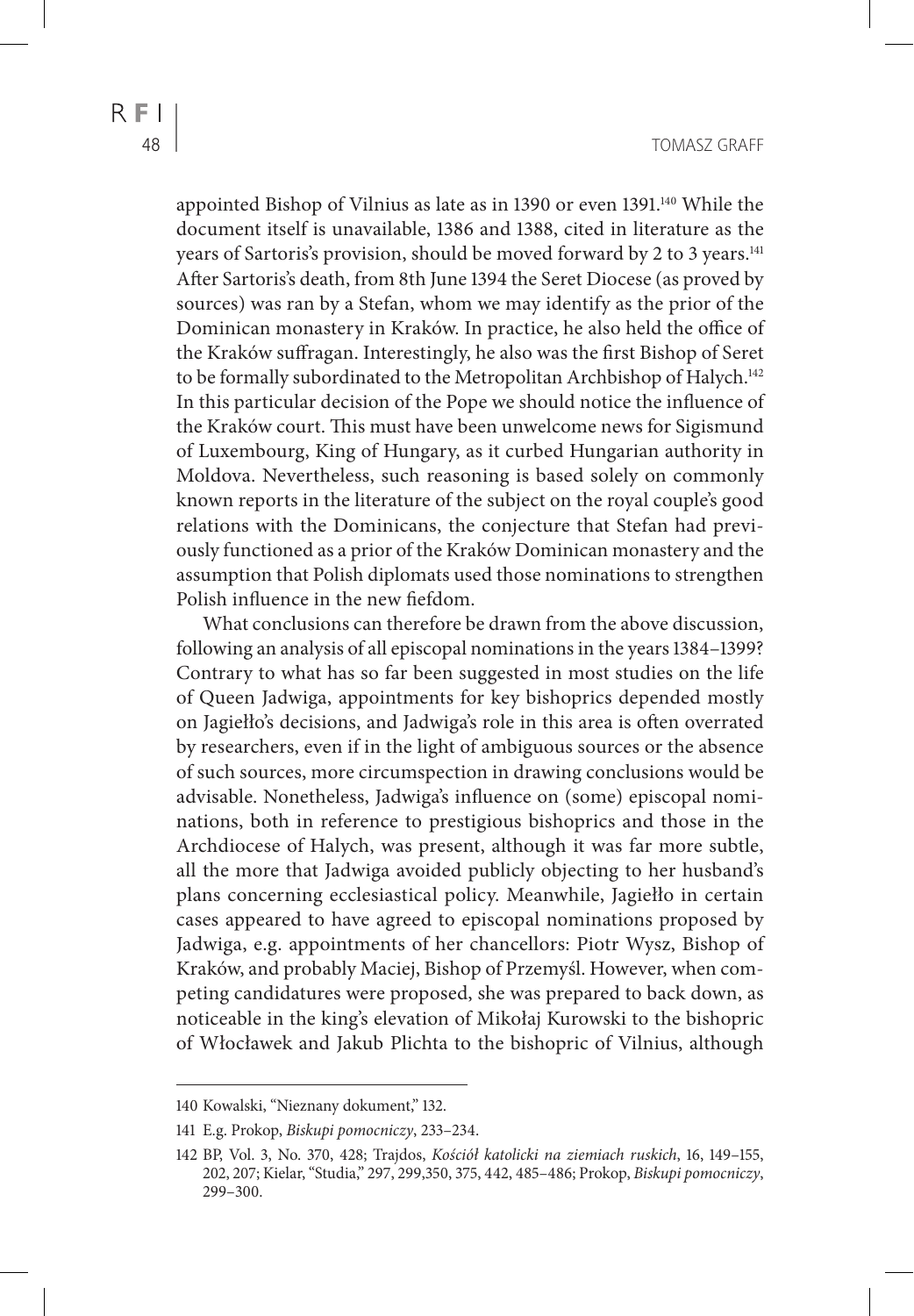appointed Bishop of Vilnius as late as in 1390 or even 1391.[140] While the document itself is unavailable, 1386 and 1388, cited in literature as the years of Sartoris's provision, should be moved forward by 2 to 3 years.[141] After Sartoris's death, from 8th June 1394 the Seret Diocese (as proved by sources) was ran by a Stefan, whom we may identify as the prior of the Dominican monastery in Kraków. In practice, he also held the office of the Kraków suffragan. Interestingly, he also was the first Bishop of Seret to be formally subordinated to the Metropolitan Archbishop of Halych.[142] In this particular decision of the Pope we should notice the influence of the Kraków court. This must have been unwelcome news for Sigismund of Luxembourg, King of Hungary, as it curbed Hungarian authority in Moldova. Nevertheless, such reasoning is based solely on commonly known reports in the literature of the subject on the royal couple's good relations with the Dominicans, the conjecture that Stefan had previously functioned as a prior of the Kraków Dominican monastery and the assumption that Polish diplomats used those nominations to strengthen Polish influence in the new fiefdom.

What conclusions can therefore be drawn from the above discussion, following an analysis of all episcopal nominations in the years 1384–1399? Contrary to what has so far been suggested in most studies on the life of Queen Jadwiga, appointments for key bishoprics depended mostly on Jagiełło's decisions, and Jadwiga's role in this area is often overrated by researchers, even if in the light of ambiguous sources or the absence of such sources, more circumspection in drawing conclusions would be advisable. Nonetheless, Jadwiga's influence on (some) episcopal nominations, both in reference to prestigious bishoprics and those in the Archdiocese of Halych, was present, although it was far more subtle, all the more that Jadwiga avoided publicly objecting to her husband's plans concerning ecclesiastical policy. Meanwhile, Jagiełło in certain cases appeared to have agreed to episcopal nominations proposed by Jadwiga, e.g. appointments of her chancellors: Piotr Wysz, Bishop of Kraków, and probably Maciej, Bishop of Przemyśl. However, when competing candidatures were proposed, she was prepared to back down, as noticeable in the king's elevation of Mikołaj Kurowski to the bishopric of Włocławek and Jakub Plichta to the bishopric of Vilnius, although

140 Kowalski, "Nieznany dokument," 132.

141 E.g. Prokop, *Biskupi pomocniczy*, 233–234.

142 BP, Vol. 3, No. 370, 428; Trajdos, *Kościół katolicki na ziemiach ruskich*, 16, 149–155, 202, 207; Kielar, "Studia," 297, 299,350, 375, 442, 485–486; Prokop, *Biskupi pomocniczy*, 299–300.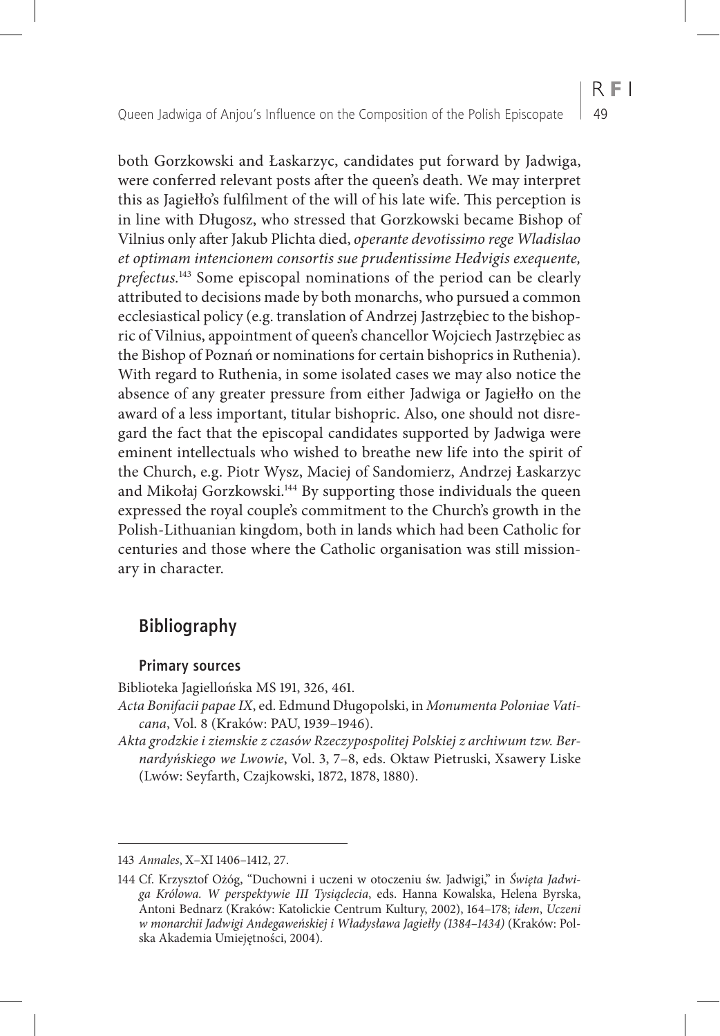both Gorzkowski and Łaskarzyc, candidates put forward by Jadwiga, were conferred relevant posts after the queen's death. We may interpret this as Jagiełło's fulfilment of the will of his late wife. This perception is in line with Długosz, who stressed that Gorzkowski became Bishop of Vilnius only after Jakub Plichta died, *operante devotissimo rege Wladislao et optimam intencionem consortis sue prudentissime Hedvigis exequente, prefectus*.[143] Some episcopal nominations of the period can be clearly attributed to decisions made by both monarchs, who pursued a common ecclesiastical policy (e.g. translation of Andrzej Jastrzębiec to the bishopric of Vilnius, appointment of queen's chancellor Wojciech Jastrzębiec as the Bishop of Poznań or nominations for certain bishoprics in Ruthenia). With regard to Ruthenia, in some isolated cases we may also notice the absence of any greater pressure from either Jadwiga or Jagiełło on the award of a less important, titular bishopric. Also, one should not disregard the fact that the episcopal candidates supported by Jadwiga were eminent intellectuals who wished to breathe new life into the spirit of the Church, e.g. Piotr Wysz, Maciej of Sandomierz, Andrzej Łaskarzyc and Mikołaj Gorzkowski.[144] By supporting those individuals the queen expressed the royal couple's commitment to the Church's growth in the Polish-Lithuanian kingdom, both in lands which had been Catholic for centuries and those where the Catholic organisation was still missionary in character.

## Bibliography

### Primary sources

Biblioteka Jagiellońska MS 191, 326, 461.

*Acta Bonifacii papae IX*, ed. Edmund Długopolski, in *Monumenta Poloniae Vaticana*, Vol. 8 (Kraków: PAU, 1939–1946).

*Akta grodzkie i ziemskie z czasów Rzeczypospolitej Polskiej z archiwum tzw. Bernardyńskiego we Lwowie*, Vol. 3, 7–8, eds. Oktaw Pietruski, Xsawery Liske (Lwów: Seyfarth, Czajkowski, 1872, 1878, 1880).

---

143 *Annales*, X–XI 1406–1412, 27.

144 Cf. Krzysztof Ożóg, "Duchowni i uczeni w otoczeniu św. Jadwigi," in *Święta Jadwiga Królowa. W perspektywie III Tysiąclecia*, eds. Hanna Kowalska, Helena Byrska, Antoni Bednarz (Kraków: Katolickie Centrum Kultury, 2002), 164–178; *idem*, *Uczeni w monarchii Jadwigi Andegaweńskiej i Władysława Jagiełły (1384–1434)* (Kraków: Polska Akademia Umiejętności, 2004).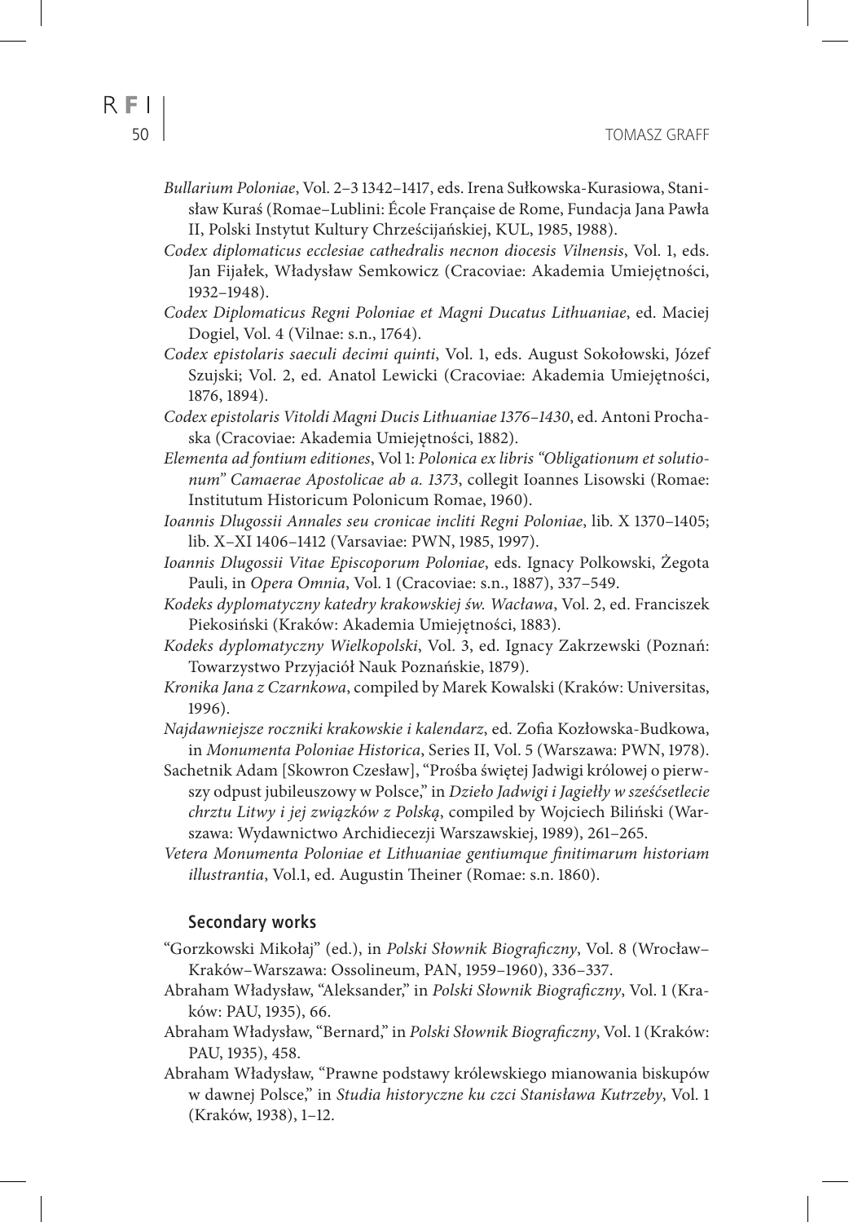*Bullarium Poloniae*, Vol. 2–3 1342–1417, eds. Irena Sułkowska-Kurasiowa, Stanisław Kuraś (Romae–Lublini: École Française de Rome, Fundacja Jana Pawła II, Polski Instytut Kultury Chrześcijańskiej, KUL, 1985, 1988).

*Codex diplomaticus ecclesiae cathedralis necnon diocesis Vilnensis*, Vol. 1, eds. Jan Fijałek, Władysław Semkowicz (Cracoviae: Akademia Umiejętności, 1932–1948).

*Codex Diplomaticus Regni Poloniae et Magni Ducatus Lithuaniae*, ed. Maciej Dogiel, Vol. 4 (Vilnae: s.n., 1764).

*Codex epistolaris saeculi decimi quinti*, Vol. 1, eds. August Sokołowski, Józef Szujski; Vol. 2, ed. Anatol Lewicki (Cracoviae: Akademia Umiejętności, 1876, 1894).

*Codex epistolaris Vitoldi Magni Ducis Lithuaniae 1376–1430*, ed. Antoni Prochaska (Cracoviae: Akademia Umiejętności, 1882).

*Elementa ad fontium editiones*, Vol 1: *Polonica ex libris "Obligationum et solutionum" Camaerae Apostolicae ab a. 1373*, collegit Ioannes Lisowski (Romae: Institutum Historicum Polonicum Romae, 1960).

*Ioannis Dlugossii Annales seu cronicae incliti Regni Poloniae*, lib. X 1370–1405; lib. X–XI 1406–1412 (Varsaviae: PWN, 1985, 1997).

*Ioannis Dlugossii Vitae Episcoporum Poloniae*, eds. Ignacy Polkowski, Żegota Pauli, in *Opera Omnia*, Vol. 1 (Cracoviae: s.n., 1887), 337–549.

*Kodeks dyplomatyczny katedry krakowskiej św. Wacława*, Vol. 2, ed. Franciszek Piekosiński (Kraków: Akademia Umiejętności, 1883).

*Kodeks dyplomatyczny Wielkopolski*, Vol. 3, ed. Ignacy Zakrzewski (Poznań: Towarzystwo Przyjaciół Nauk Poznańskie, 1879).

*Kronika Jana z Czarnkowa*, compiled by Marek Kowalski (Kraków: Universitas, 1996).

*Najdawniejsze roczniki krakowskie i kalendarz*, ed. Zofia Kozłowska-Budkowa, in *Monumenta Poloniae Historica*, Series II, Vol. 5 (Warszawa: PWN, 1978).

Sachetnik Adam [Skowron Czesław], "Prośba świętej Jadwigi królowej o pierwszy odpust jubileuszowy w Polsce," in *Dzieło Jadwigi i Jagiełły w sześćsetlecie chrztu Litwy i jej związków z Polską*, compiled by Wojciech Biliński (Warszawa: Wydawnictwo Archidiecezji Warszawskiej, 1989), 261–265.

*Vetera Monumenta Poloniae et Lithuaniae gentiumque finitimarum historiam illustrantia*, Vol.1, ed. Augustin Theiner (Romae: s.n. 1860).

### Secondary works

"Gorzkowski Mikołaj" (ed.), in *Polski Słownik Biograficzny*, Vol. 8 (Wrocław–Kraków–Warszawa: Ossolineum, PAN, 1959–1960), 336–337.

Abraham Władysław, "Aleksander," in *Polski Słownik Biograficzny*, Vol. 1 (Kraków: PAU, 1935), 66.

Abraham Władysław, "Bernard," in *Polski Słownik Biograficzny*, Vol. 1 (Kraków: PAU, 1935), 458.

Abraham Władysław, "Prawne podstawy królewskiego mianowania biskupów w dawnej Polsce," in *Studia historyczne ku czci Stanisława Kutrzeby*, Vol. 1 (Kraków, 1938), 1–12.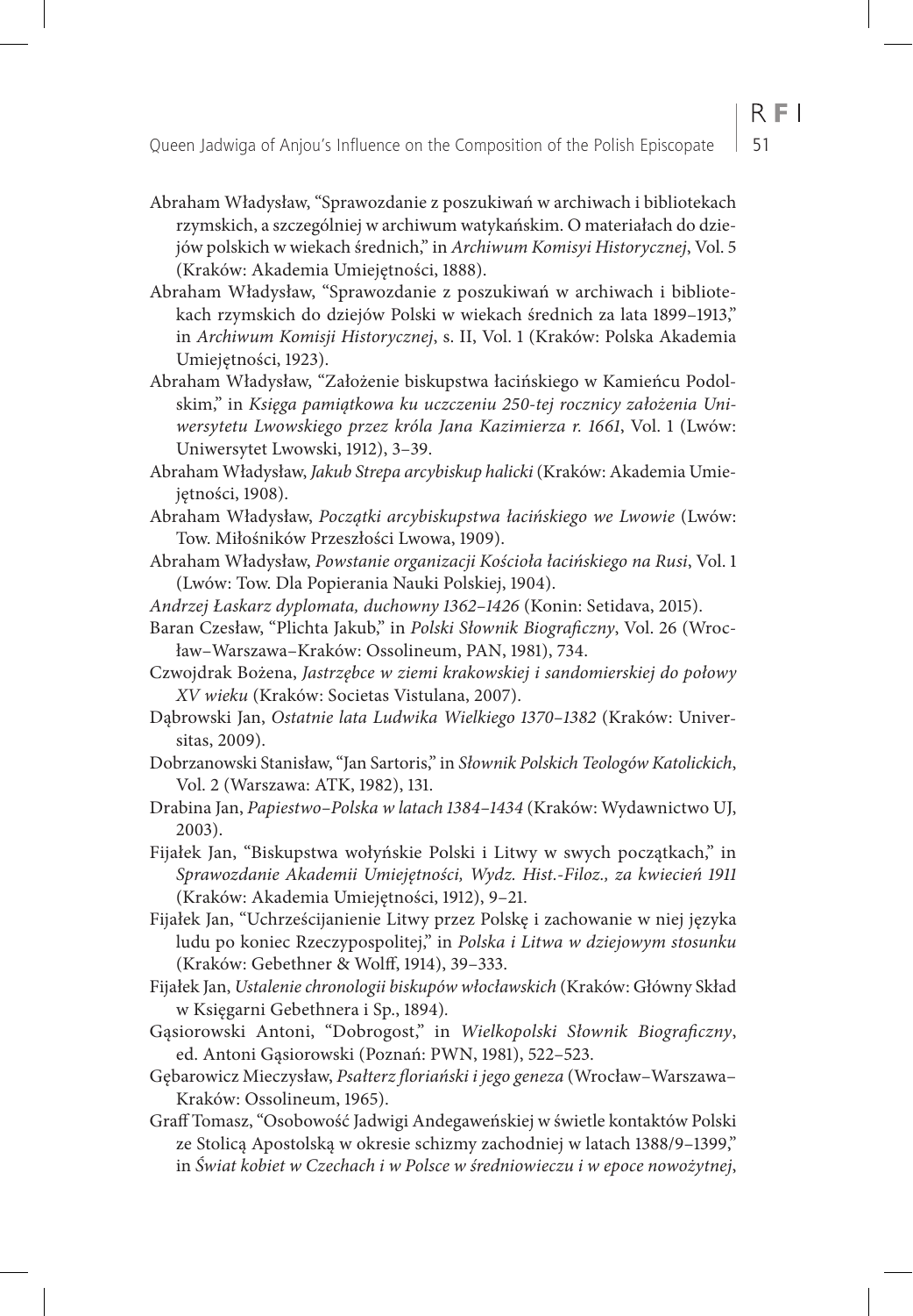Abraham Władysław, "Sprawozdanie z poszukiwań w archiwach i bibliotekach rzymskich, a szczególniej w archiwum watykańskim. O materiałach do dziejów polskich w wiekach średnich," in *Archiwum Komisyi Historycznej*, Vol. 5 (Kraków: Akademia Umiejętności, 1888).

Abraham Władysław, "Sprawozdanie z poszukiwań w archiwach i bibliotekach rzymskich do dziejów Polski w wiekach średnich za lata 1899–1913," in *Archiwum Komisji Historycznej*, s. II, Vol. 1 (Kraków: Polska Akademia Umiejętności, 1923).

Abraham Władysław, "Założenie biskupstwa łacińskiego w Kamieńcu Podolskim," in *Księga pamiątkowa ku uczczeniu 250-tej rocznicy założenia Uniwersytetu Lwowskiego przez króla Jana Kazimierza r. 1661*, Vol. 1 (Lwów: Uniwersytet Lwowski, 1912), 3–39.

Abraham Władysław, *Jakub Strepa arcybiskup halicki* (Kraków: Akademia Umiejętności, 1908).

Abraham Władysław, *Początki arcybiskupstwa łacińskiego we Lwowie* (Lwów: Tow. Miłośników Przeszłości Lwowa, 1909).

Abraham Władysław, *Powstanie organizacji Kościoła łacińskiego na Rusi*, Vol. 1 (Lwów: Tow. Dla Popierania Nauki Polskiej, 1904).

*Andrzej Łaskarz dyplomata, duchowny 1362–1426* (Konin: Setidava, 2015).

Baran Czesław, "Plichta Jakub," in *Polski Słownik Biograficzny*, Vol. 26 (Wrocław–Warszawa–Kraków: Ossolineum, PAN, 1981), 734.

Czwojdrak Bożena, *Jastrzębce w ziemi krakowskiej i sandomierskiej do połowy XV wieku* (Kraków: Societas Vistulana, 2007).

Dąbrowski Jan, *Ostatnie lata Ludwika Wielkiego 1370–1382* (Kraków: Universitas, 2009).

Dobrzanowski Stanisław, "Jan Sartoris," in *Słownik Polskich Teologów Katolickich*, Vol. 2 (Warszawa: ATK, 1982), 131.

Drabina Jan, *Papiestwo–Polska w latach 1384–1434* (Kraków: Wydawnictwo UJ, 2003).

Fijałek Jan, "Biskupstwa wołyńskie Polski i Litwy w swych początkach," in *Sprawozdanie Akademii Umiejętności, Wydz. Hist.-Filoz., za kwiecień 1911* (Kraków: Akademia Umiejętności, 1912), 9–21.

Fijałek Jan, "Uchrześcijanienie Litwy przez Polskę i zachowanie w niej języka ludu po koniec Rzeczypospolitej," in *Polska i Litwa w dziejowym stosunku* (Kraków: Gebethner & Wolff, 1914), 39–333.

Fijałek Jan, *Ustalenie chronologii biskupów włocławskich* (Kraków: Główny Skład w Księgarni Gebethnera i Sp., 1894).

Gąsiorowski Antoni, "Dobrogost," in *Wielkopolski Słownik Biograficzny*, ed. Antoni Gąsiorowski (Poznań: PWN, 1981), 522–523.

Gębarowicz Mieczysław, *Psałterz floriański i jego geneza* (Wrocław–Warszawa–Kraków: Ossolineum, 1965).

Graff Tomasz, "Osobowość Jadwigi Andegaweńskiej w świetle kontaktów Polski ze Stolicą Apostolską w okresie schizmy zachodniej w latach 1388/9–1399," in *Świat kobiet w Czechach i w Polsce w średniowieczu i w epoce nowożytnej*,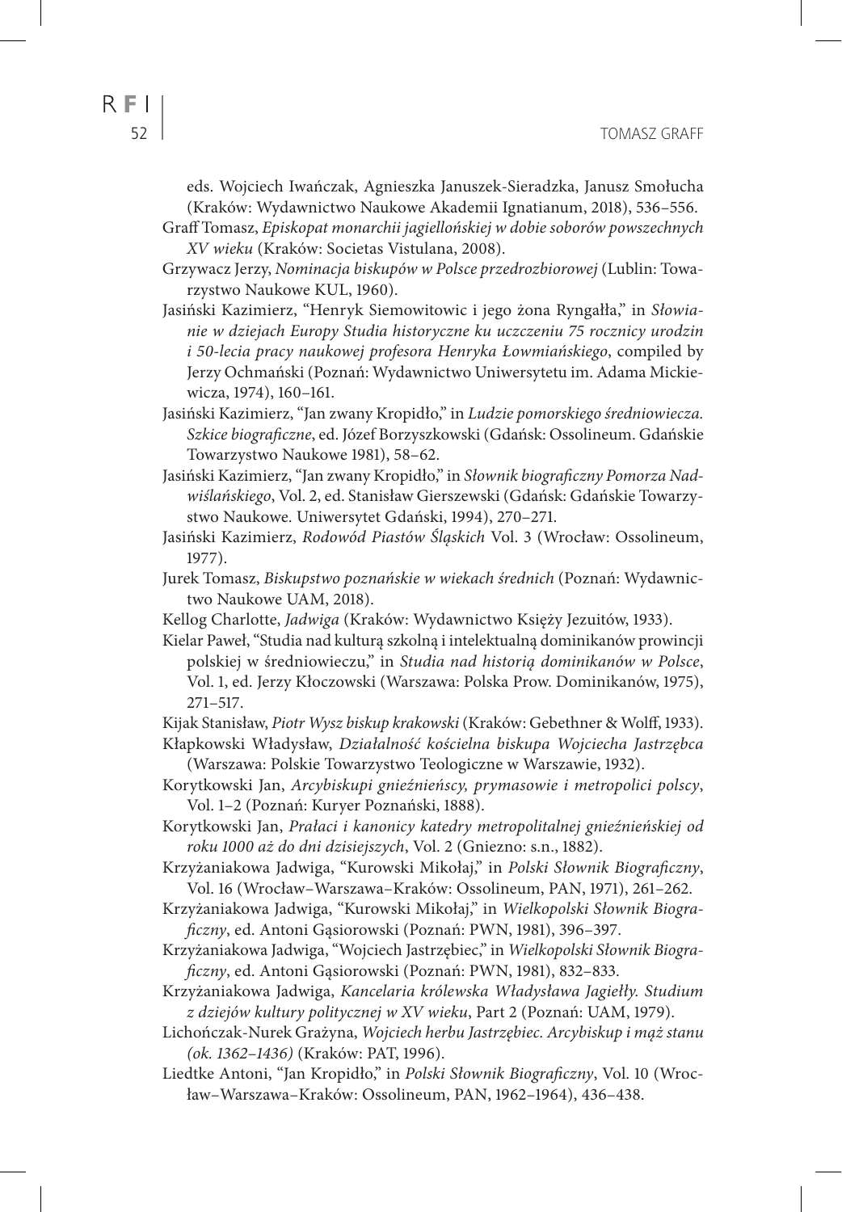eds. Wojciech Iwańczak, Agnieszka Januszek-Sieradzka, Janusz Smołucha (Kraków: Wydawnictwo Naukowe Akademii Ignatianum, 2018), 536–556.

Graff Tomasz, *Episkopat monarchii jagiellońskiej w dobie soborów powszechnych XV wieku* (Kraków: Societas Vistulana, 2008).

Grzywacz Jerzy, *Nominacja biskupów w Polsce przedrozbiorowej* (Lublin: Towarzystwo Naukowe KUL, 1960).

Jasiński Kazimierz, "Henryk Siemowitowic i jego żona Ryngałła," in *Słowianie w dziejach Europy Studia historyczne ku uczczeniu 75 rocznicy urodzin i 50-lecia pracy naukowej profesora Henryka Łowmiańskiego*, compiled by Jerzy Ochmański (Poznań: Wydawnictwo Uniwersytetu im. Adama Mickiewicza, 1974), 160–161.

Jasiński Kazimierz, "Jan zwany Kropidło," in *Ludzie pomorskiego średniowiecza. Szkice biograficzne*, ed. Józef Borzyszkowski (Gdańsk: Ossolineum. Gdańskie Towarzystwo Naukowe 1981), 58–62.

Jasiński Kazimierz, "Jan zwany Kropidło," in *Słownik biograficzny Pomorza Nadwiślańskiego*, Vol. 2, ed. Stanisław Gierszewski (Gdańsk: Gdańskie Towarzystwo Naukowe. Uniwersytet Gdański, 1994), 270–271.

Jasiński Kazimierz, *Rodowód Piastów Śląskich* Vol. 3 (Wrocław: Ossolineum, 1977).

Jurek Tomasz, *Biskupstwo poznańskie w wiekach średnich* (Poznań: Wydawnictwo Naukowe UAM, 2018).

Kellog Charlotte, *Jadwiga* (Kraków: Wydawnictwo Księży Jezuitów, 1933).

Kielar Paweł, "Studia nad kulturą szkolną i intelektualną dominikanów prowincji polskiej w średniowieczu," in *Studia nad historią dominikanów w Polsce*, Vol. 1, ed. Jerzy Kłoczowski (Warszawa: Polska Prow. Dominikanów, 1975), 271–517.

Kijak Stanisław, *Piotr Wysz biskup krakowski* (Kraków: Gebethner & Wolff, 1933).

Kłapkowski Władysław, *Działalność kościelna biskupa Wojciecha Jastrzębca* (Warszawa: Polskie Towarzystwo Teologiczne w Warszawie, 1932).

Korytkowski Jan, *Arcybiskupi gnieźnieńscy, prymasowie i metropolici polscy*, Vol. 1–2 (Poznań: Kuryer Poznański, 1888).

Korytkowski Jan, *Prałaci i kanonicy katedry metropolitalnej gnieźnieńskiej od roku 1000 aż do dni dzisiejszych*, Vol. 2 (Gniezno: s.n., 1882).

Krzyżaniakowa Jadwiga, "Kurowski Mikołaj," in *Polski Słownik Biograficzny*, Vol. 16 (Wrocław–Warszawa–Kraków: Ossolineum, PAN, 1971), 261–262.

Krzyżaniakowa Jadwiga, "Kurowski Mikołaj," in *Wielkopolski Słownik Biograficzny*, ed. Antoni Gąsiorowski (Poznań: PWN, 1981), 396–397.

Krzyżaniakowa Jadwiga, "Wojciech Jastrzębiec," in *Wielkopolski Słownik Biograficzny*, ed. Antoni Gąsiorowski (Poznań: PWN, 1981), 832–833.

Krzyżaniakowa Jadwiga, *Kancelaria królewska Władysława Jagiełły. Studium z dziejów kultury politycznej w XV wieku*, Part 2 (Poznań: UAM, 1979).

Lichończak-Nurek Grażyna, *Wojciech herbu Jastrzębiec. Arcybiskup i mąż stanu (ok. 1362–1436)* (Kraków: PAT, 1996).

Liedtke Antoni, "Jan Kropidło," in *Polski Słownik Biograficzny*, Vol. 10 (Wrocław–Warszawa–Kraków: Ossolineum, PAN, 1962–1964), 436–438.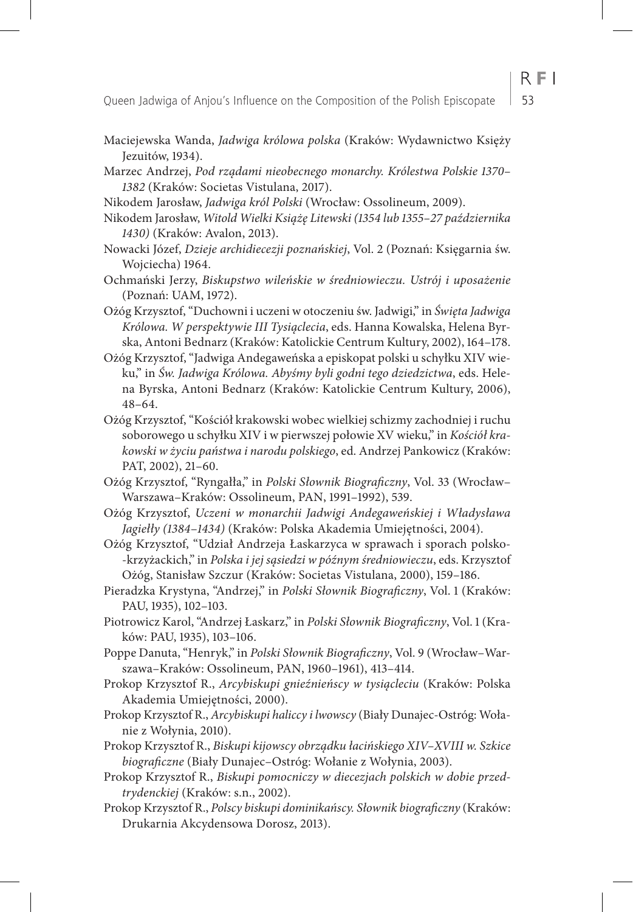Maciejewska Wanda, *Jadwiga królowa polska* (Kraków: Wydawnictwo Księży Jezuitów, 1934).

Marzec Andrzej, *Pod rządami nieobecnego monarchy. Królestwa Polskie 1370–1382* (Kraków: Societas Vistulana, 2017).

Nikodem Jarosław, *Jadwiga król Polski* (Wrocław: Ossolineum, 2009).

Nikodem Jarosław, *Witold Wielki Książę Litewski (1354 lub 1355–27 października 1430)* (Kraków: Avalon, 2013).

Nowacki Józef, *Dzieje archidiecezji poznańskiej*, Vol. 2 (Poznań: Księgarnia św. Wojciecha) 1964.

Ochmański Jerzy, *Biskupstwo wileńskie w średniowieczu. Ustrój i uposażenie* (Poznań: UAM, 1972).

Ożóg Krzysztof, "Duchowni i uczeni w otoczeniu św. Jadwigi," in *Święta Jadwiga Królowa. W perspektywie III Tysiąclecia*, eds. Hanna Kowalska, Helena Byrska, Antoni Bednarz (Kraków: Katolickie Centrum Kultury, 2002), 164–178.

Ożóg Krzysztof, "Jadwiga Andegaweńska a episkopat polski u schyłku XIV wieku," in *Św. Jadwiga Królowa. Abyśmy byli godni tego dziedzictwa*, eds. Helena Byrska, Antoni Bednarz (Kraków: Katolickie Centrum Kultury, 2006), 48–64.

Ożóg Krzysztof, "Kościół krakowski wobec wielkiej schizmy zachodniej i ruchu soborowego u schyłku XIV i w pierwszej połowie XV wieku," in *Kościół krakowski w życiu państwa i narodu polskiego*, ed. Andrzej Pankowicz (Kraków: PAT, 2002), 21–60.

Ożóg Krzysztof, "Ryngałła," in *Polski Słownik Biograficzny*, Vol. 33 (Wrocław–Warszawa–Kraków: Ossolineum, PAN, 1991–1992), 539.

Ożóg Krzysztof, *Uczeni w monarchii Jadwigi Andegaweńskiej i Władysława Jagiełły (1384–1434)* (Kraków: Polska Akademia Umiejętności, 2004).

Ożóg Krzysztof, "Udział Andrzeja Łaskarzyca w sprawach i sporach polsko-krzyżackich," in *Polska i jej sąsiedzi w późnym średniowieczu*, eds. Krzysztof Ożóg, Stanisław Szczur (Kraków: Societas Vistulana, 2000), 159–186.

Pieradzka Krystyna, "Andrzej," in *Polski Słownik Biograficzny*, Vol. 1 (Kraków: PAU, 1935), 102–103.

Piotrowicz Karol, "Andrzej Łaskarz," in *Polski Słownik Biograficzny*, Vol. 1 (Kraków: PAU, 1935), 103–106.

Poppe Danuta, "Henryk," in *Polski Słownik Biograficzny*, Vol. 9 (Wrocław–Warszawa–Kraków: Ossolineum, PAN, 1960–1961), 413–414.

Prokop Krzysztof R., *Arcybiskupi gnieźnieńscy w tysiącleciu* (Kraków: Polska Akademia Umiejętności, 2000).

Prokop Krzysztof R., *Arcybiskupi haliccy i lwowscy* (Biały Dunajec-Ostróg: Wołanie z Wołynia, 2010).

Prokop Krzysztof R., *Biskupi kijowscy obrządku łacińskiego XIV–XVIII w. Szkice biograficzne* (Biały Dunajec–Ostróg: Wołanie z Wołynia, 2003).

Prokop Krzysztof R., *Biskupi pomocniczy w diecezjach polskich w dobie przedtrydenckiej* (Kraków: s.n., 2002).

Prokop Krzysztof R., *Polscy biskupi dominikańscy. Słownik biograficzny* (Kraków: Drukarnia Akcydensowa Dorosz, 2013).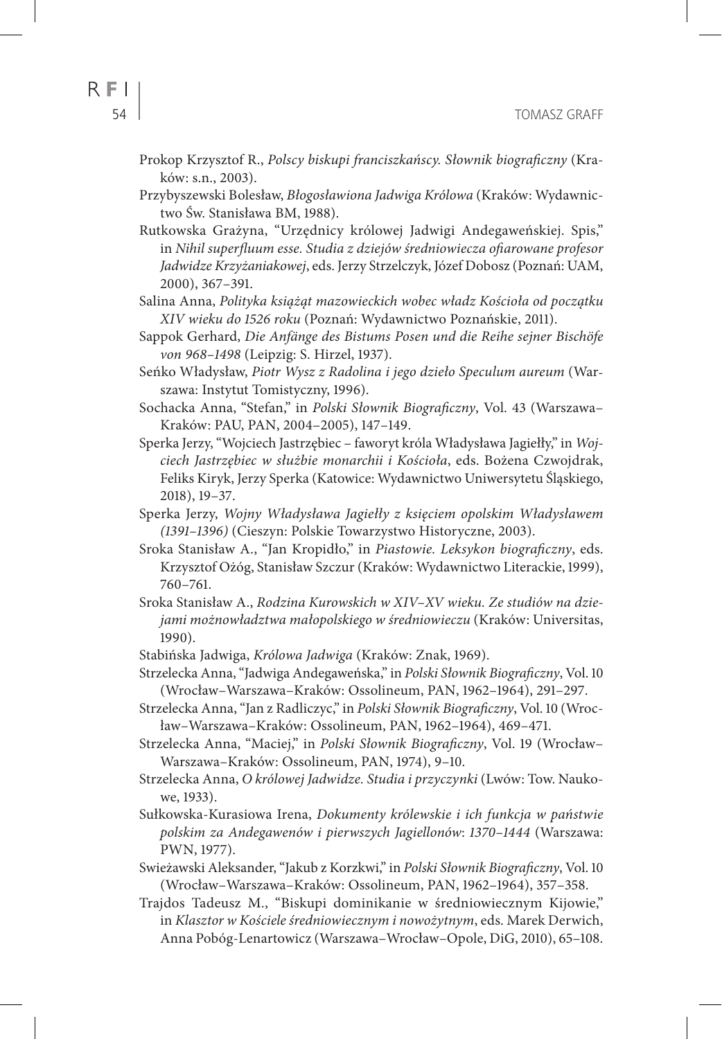Prokop Krzysztof R., *Polscy biskupi franciszkańscy. Słownik biograficzny* (Kraków: s.n., 2003).

Przybyszewski Bolesław, *Błogosławiona Jadwiga Królowa* (Kraków: Wydawnictwo Św. Stanisława BM, 1988).

Rutkowska Grażyna, "Urzędnicy królowej Jadwigi Andegaweńskiej. Spis," in *Nihil superfluum esse. Studia z dziejów średniowiecza ofiarowane profesor Jadwidze Krzyżaniakowej*, eds. Jerzy Strzelczyk, Józef Dobosz (Poznań: UAM, 2000), 367–391.

Salina Anna, *Polityka książąt mazowieckich wobec władz Kościoła od początku XIV wieku do 1526 roku* (Poznań: Wydawnictwo Poznańskie, 2011).

Sappok Gerhard, *Die Anfänge des Bistums Posen und die Reihe sejner Bischöfe von 968–1498* (Leipzig: S. Hirzel, 1937).

Seńko Władysław, *Piotr Wysz z Radolina i jego dzieło Speculum aureum* (Warszawa: Instytut Tomistyczny, 1996).

Sochacka Anna, "Stefan," in *Polski Słownik Biograficzny*, Vol. 43 (Warszawa–Kraków: PAU, PAN, 2004–2005), 147–149.

Sperka Jerzy, "Wojciech Jastrzębiec – faworyt króla Władysława Jagiełły," in *Wojciech Jastrzębiec w służbie monarchii i Kościoła*, eds. Bożena Czwojdrak, Feliks Kiryk, Jerzy Sperka (Katowice: Wydawnictwo Uniwersytetu Śląskiego, 2018), 19–37.

Sperka Jerzy, *Wojny Władysława Jagiełły z księciem opolskim Władysławem (1391–1396)* (Cieszyn: Polskie Towarzystwo Historyczne, 2003).

Sroka Stanisław A., "Jan Kropidło," in *Piastowie. Leksykon biograficzny*, eds. Krzysztof Ożóg, Stanisław Szczur (Kraków: Wydawnictwo Literackie, 1999), 760–761.

Sroka Stanisław A., *Rodzina Kurowskich w XIV–XV wieku. Ze studiów na dziejami możnowładztwa małopolskiego w średniowieczu* (Kraków: Universitas, 1990).

Stabińska Jadwiga, *Królowa Jadwiga* (Kraków: Znak, 1969).

Strzelecka Anna, "Jadwiga Andegaweńska," in *Polski Słownik Biograficzny*, Vol. 10 (Wrocław–Warszawa–Kraków: Ossolineum, PAN, 1962–1964), 291–297.

Strzelecka Anna, "Jan z Radliczyc," in *Polski Słownik Biograficzny*, Vol. 10 (Wrocław–Warszawa–Kraków: Ossolineum, PAN, 1962–1964), 469–471.

Strzelecka Anna, "Maciej," in *Polski Słownik Biograficzny*, Vol. 19 (Wrocław–Warszawa–Kraków: Ossolineum, PAN, 1974), 9–10.

Strzelecka Anna, *O królowej Jadwidze. Studia i przyczynki* (Lwów: Tow. Naukowe, 1933).

Sułkowska-Kurasiowa Irena, *Dokumenty królewskie i ich funkcja w państwie polskim za Andegawenów i pierwszych Jagiellonów: 1370–1444* (Warszawa: PWN, 1977).

Swieżawski Aleksander, "Jakub z Korzkwi," in *Polski Słownik Biograficzny*, Vol. 10 (Wrocław–Warszawa–Kraków: Ossolineum, PAN, 1962–1964), 357–358.

Trajdos Tadeusz M., "Biskupi dominikanie w średniowiecznym Kijowie," in *Klasztor w Kościele średniowiecznym i nowożytnym*, eds. Marek Derwich, Anna Pobóg-Lenartowicz (Warszawa–Wrocław–Opole, DiG, 2010), 65–108.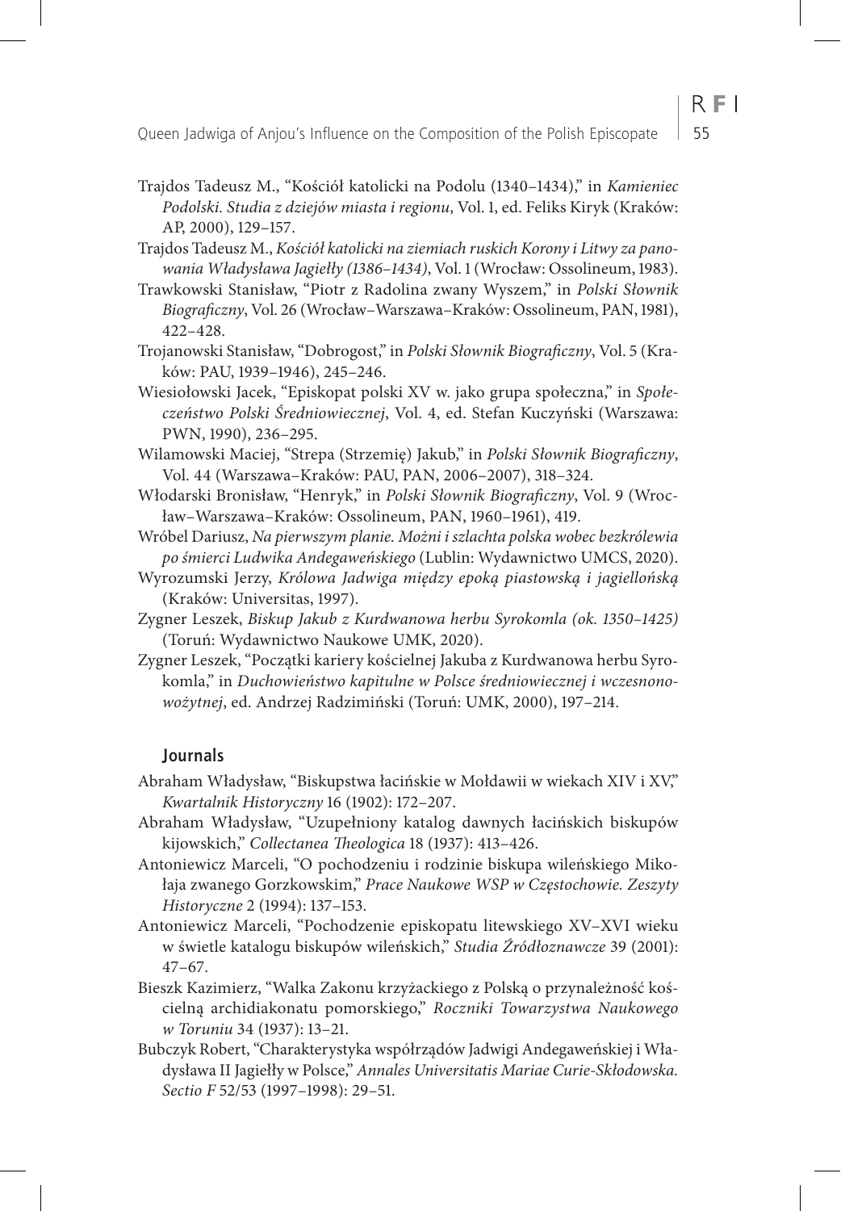Trajdos Tadeusz M., "Kościół katolicki na Podolu (1340–1434)," in *Kamieniec Podolski. Studia z dziejów miasta i regionu*, Vol. 1, ed. Feliks Kiryk (Kraków: AP, 2000), 129–157.

Trajdos Tadeusz M., *Kościół katolicki na ziemiach ruskich Korony i Litwy za panowania Władysława Jagiełły (1386–1434)*, Vol. 1 (Wrocław: Ossolineum, 1983).

Trawkowski Stanisław, "Piotr z Radolina zwany Wyszem," in *Polski Słownik Biograficzny*, Vol. 26 (Wrocław–Warszawa–Kraków: Ossolineum, PAN, 1981), 422–428.

Trojanowski Stanisław, "Dobrogost," in *Polski Słownik Biograficzny*, Vol. 5 (Kraków: PAU, 1939–1946), 245–246.

Wiesiołowski Jacek, "Episkopat polski XV w. jako grupa społeczna," in *Społeczeństwo Polski Średniowiecznej*, Vol. 4, ed. Stefan Kuczyński (Warszawa: PWN, 1990), 236–295.

Wilamowski Maciej, "Strepa (Strzemię) Jakub," in *Polski Słownik Biograficzny*, Vol. 44 (Warszawa–Kraków: PAU, PAN, 2006–2007), 318–324.

Włodarski Bronisław, "Henryk," in *Polski Słownik Biograficzny*, Vol. 9 (Wrocław–Warszawa–Kraków: Ossolineum, PAN, 1960–1961), 419.

Wróbel Dariusz, *Na pierwszym planie. Możni i szlachta polska wobec bezkrólewia po śmierci Ludwika Andegaweńskiego* (Lublin: Wydawnictwo UMCS, 2020).

Wyrozumski Jerzy, *Królowa Jadwiga między epoką piastowską i jagiellońską* (Kraków: Universitas, 1997).

Zygner Leszek, *Biskup Jakub z Kurdwanowa herbu Syrokomla (ok. 1350–1425)* (Toruń: Wydawnictwo Naukowe UMK, 2020).

Zygner Leszek, "Początki kariery kościelnej Jakuba z Kurdwanowa herbu Syrokomla," in *Duchowieństwo kapitulne w Polsce średniowiecznej i wczesnonowożytnej*, ed. Andrzej Radzimiński (Toruń: UMK, 2000), 197–214.

### Journals

Abraham Władysław, "Biskupstwa łacińskie w Mołdawii w wiekach XIV i XV," *Kwartalnik Historyczny* 16 (1902): 172–207.

Abraham Władysław, "Uzupełniony katalog dawnych łacińskich biskupów kijowskich," *Collectanea Theologica* 18 (1937): 413–426.

Antoniewicz Marceli, "O pochodzeniu i rodzinie biskupa wileńskiego Mikołaja zwanego Gorzkowskim," *Prace Naukowe WSP w Częstochowie. Zeszyty Historyczne* 2 (1994): 137–153.

Antoniewicz Marceli, "Pochodzenie episkopatu litewskiego XV–XVI wieku w świetle katalogu biskupów wileńskich," *Studia Źródłoznawcze* 39 (2001): 47–67.

Bieszk Kazimierz, "Walka Zakonu krzyżackiego z Polską o przynależność kościelną archidiakonatu pomorskiego," *Roczniki Towarzystwa Naukowego w Toruniu* 34 (1937): 13–21.

Bubczyk Robert, "Charakterystyka współrządów Jadwigi Andegaweńskiej i Władysława II Jagiełły w Polsce," *Annales Universitatis Mariae Curie-Skłodowska. Sectio F* 52/53 (1997–1998): 29–51.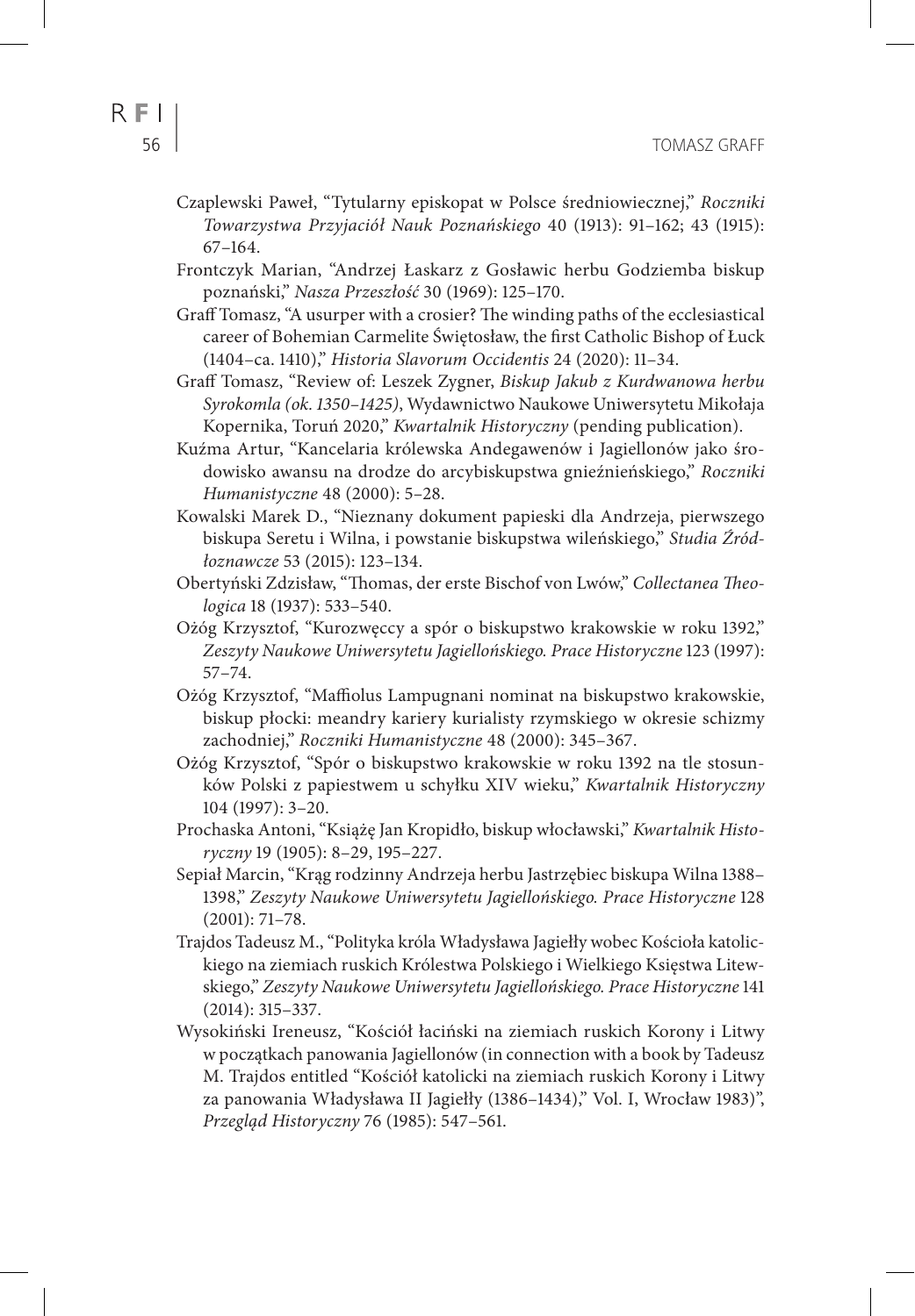Czaplewski Paweł, "Tytularny episkopat w Polsce średniowiecznej," *Roczniki Towarzystwa Przyjaciół Nauk Poznańskiego* 40 (1913): 91–162; 43 (1915): 67–164.

Frontczyk Marian, "Andrzej Łaskarz z Gosławic herbu Godziemba biskup poznański," *Nasza Przeszłość* 30 (1969): 125–170.

Graff Tomasz, "A usurper with a crosier? The winding paths of the ecclesiastical career of Bohemian Carmelite Świętosław, the first Catholic Bishop of Łuck (1404–ca. 1410)," *Historia Slavorum Occidentis* 24 (2020): 11–34.

Graff Tomasz, "Review of: Leszek Zygner, *Biskup Jakub z Kurdwanowa herbu Syrokomla (ok. 1350–1425)*, Wydawnictwo Naukowe Uniwersytetu Mikołaja Kopernika, Toruń 2020," *Kwartalnik Historyczny* (pending publication).

Kuźma Artur, "Kancelaria królewska Andegawenów i Jagiellonów jako środowisko awansu na drodze do arcybiskupstwa gnieźnieńskiego," *Roczniki Humanistyczne* 48 (2000): 5–28.

Kowalski Marek D., "Nieznany dokument papieski dla Andrzeja, pierwszego biskupa Seretu i Wilna, i powstanie biskupstwa wileńskiego," *Studia Źródłoznawcze* 53 (2015): 123–134.

Obertyński Zdzisław, "Thomas, der erste Bischof von Lwów," *Collectanea Theologica* 18 (1937): 533–540.

Ożóg Krzysztof, "Kurozwęccy a spór o biskupstwo krakowskie w roku 1392," *Zeszyty Naukowe Uniwersytetu Jagiellońskiego. Prace Historyczne* 123 (1997): 57–74.

Ożóg Krzysztof, "Maffiolus Lampugnani nominat na biskupstwo krakowskie, biskup płocki: meandry kariery kurialisty rzymskiego w okresie schizmy zachodniej," *Roczniki Humanistyczne* 48 (2000): 345–367.

Ożóg Krzysztof, "Spór o biskupstwo krakowskie w roku 1392 na tle stosunków Polski z papiestwem u schyłku XIV wieku," *Kwartalnik Historyczny* 104 (1997): 3–20.

Prochaska Antoni, "Książę Jan Kropidło, biskup włocławski," *Kwartalnik Historyczny* 19 (1905): 8–29, 195–227.

Sepiał Marcin, "Krąg rodzinny Andrzeja herbu Jastrzębiec biskupa Wilna 1388–1398," *Zeszyty Naukowe Uniwersytetu Jagiellońskiego. Prace Historyczne* 128 (2001): 71–78.

Trajdos Tadeusz M., "Polityka króla Władysława Jagiełły wobec Kościoła katolickiego na ziemiach ruskich Królestwa Polskiego i Wielkiego Księstwa Litewskiego," *Zeszyty Naukowe Uniwersytetu Jagiellońskiego. Prace Historyczne* 141 (2014): 315–337.

Wysokiński Ireneusz, "Kościół łaciński na ziemiach ruskich Korony i Litwy w początkach panowania Jagiellonów (in connection with a book by Tadeusz M. Trajdos entitled "Kościół katolicki na ziemiach ruskich Korony i Litwy za panowania Władysława II Jagiełły (1386–1434)," Vol. I, Wrocław 1983)", *Przegląd Historyczny* 76 (1985): 547–561.